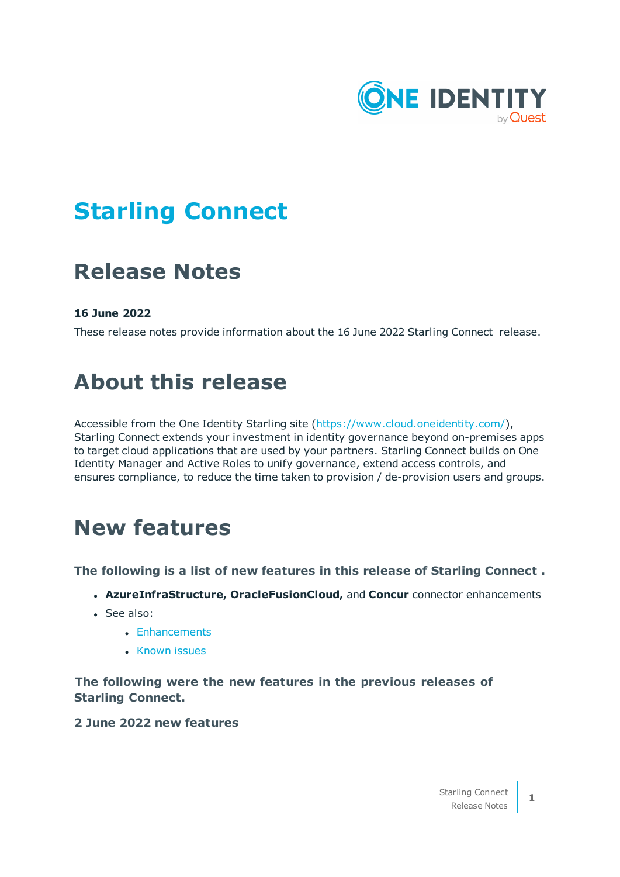# Starling Connect

## Release Notes

**16 June 2022**

These release notes provide information about the 16 June 2022 Starling Connect release.

## About this release

Accessible from the One Identity Starling site (https://www.cloud.oneidentity.com/), Starling Connect extends your investment in identity governance beyond on-premises apps to target cloud applications that are used by your partners. Starling Connect builds on One Identity Manager and Active Roles to unify governance, extend access controls, and ensures compliance, to reduce the time taken to provision / de-provision users and groups.

## New features

**The following is a list of new features in this release of Starling Connect .**

- **AzureInfraStructure, OracleFusionCloud,** and **Concur** connector enhancements
- See also:
  - Enhancements
  - Known issues

**The following were the new features in the previous releases of Starling Connect.**

**2 June 2022 new features**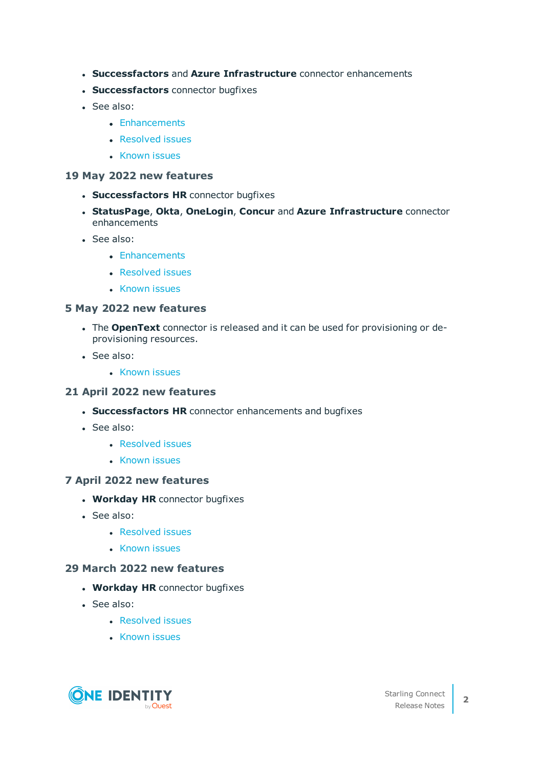- **Successfactors** and **Azure Infrastructure** connector enhancements
- **Successfactors** connector bugfixes
- See also:
  - Enhancements
  - Resolved issues
  - Known issues

### 19 May 2022 new features

- **Successfactors HR** connector bugfixes
- **StatusPage**, **Okta**, **OneLogin**, **Concur** and **Azure Infrastructure** connector enhancements
- See also:
  - Enhancements
  - Resolved issues
  - Known issues

### 5 May 2022 new features

- The **OpenText** connector is released and it can be used for provisioning or de-provisioning resources.
- See also:
  - Known issues

### 21 April 2022 new features

- **Successfactors HR** connector enhancements and bugfixes
- See also:
  - Resolved issues
  - Known issues

### 7 April 2022 new features

- **Workday HR** connector bugfixes
- See also:
  - Resolved issues
  - Known issues

### 29 March 2022 new features

- **Workday HR** connector bugfixes
- See also:
  - Resolved issues
  - Known issues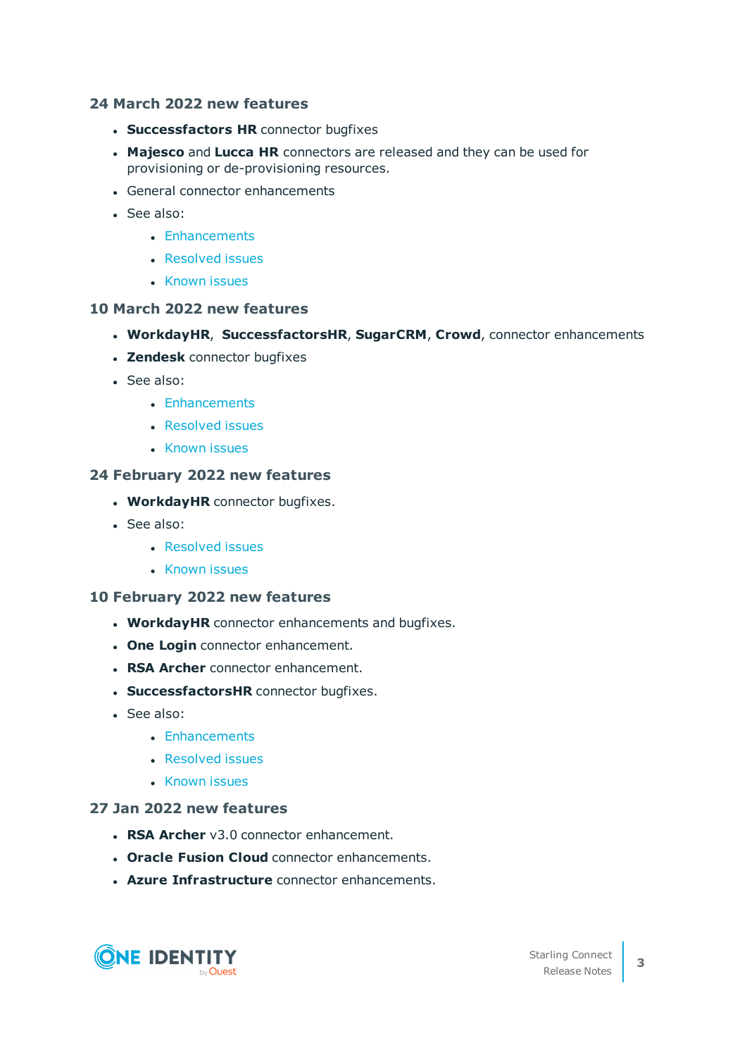## 24 March 2022 new features

- **Successfactors HR** connector bugfixes
- **Majesco** and **Lucca HR** connectors are released and they can be used for provisioning or de-provisioning resources.
- General connector enhancements
- See also:
  - Enhancements
  - Resolved issues
  - Known issues

## 10 March 2022 new features

- **WorkdayHR**, **SuccessfactorsHR**, **SugarCRM**, **Crowd**, connector enhancements
- **Zendesk** connector bugfixes
- See also:
  - Enhancements
  - Resolved issues
  - Known issues

## 24 February 2022 new features

- **WorkdayHR** connector bugfixes.
- See also:
  - Resolved issues
  - Known issues

## 10 February 2022 new features

- **WorkdayHR** connector enhancements and bugfixes.
- **One Login** connector enhancement.
- **RSA Archer** connector enhancement.
- **SuccessfactorsHR** connector bugfixes.
- See also:
  - Enhancements
  - Resolved issues
  - Known issues

## 27 Jan 2022 new features

- **RSA Archer** v3.0 connector enhancement.
- **Oracle Fusion Cloud** connector enhancements.
- **Azure Infrastructure** connector enhancements.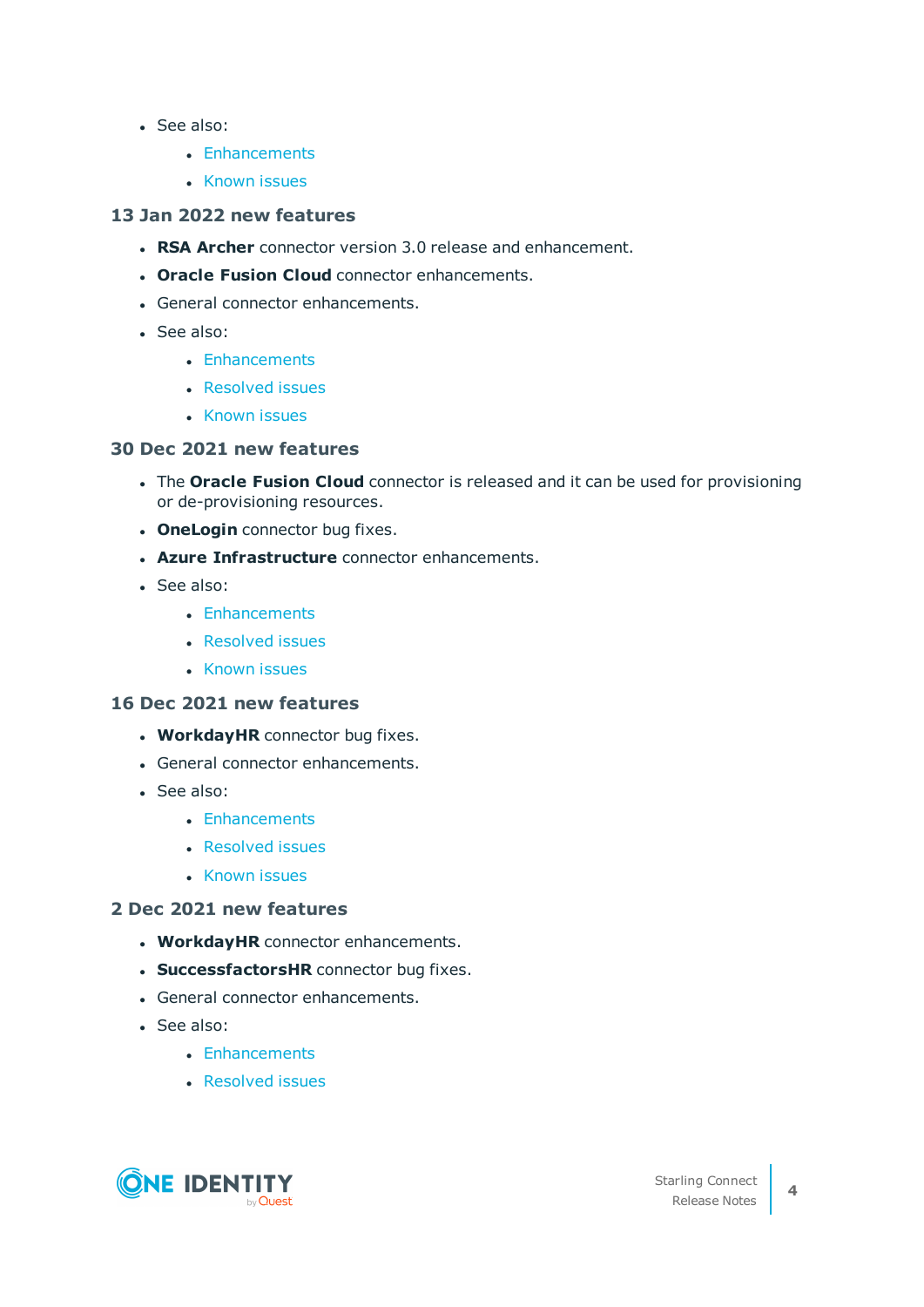- See also:
  - Enhancements
  - Known issues

### 13 Jan 2022 new features

- **RSA Archer** connector version 3.0 release and enhancement.
- **Oracle Fusion Cloud** connector enhancements.
- General connector enhancements.
- See also:
  - Enhancements
  - Resolved issues
  - Known issues

### 30 Dec 2021 new features

- The **Oracle Fusion Cloud** connector is released and it can be used for provisioning or de-provisioning resources.
- **OneLogin** connector bug fixes.
- **Azure Infrastructure** connector enhancements.
- See also:
  - Enhancements
  - Resolved issues
  - Known issues

### 16 Dec 2021 new features

- **WorkdayHR** connector bug fixes.
- General connector enhancements.
- See also:
  - Enhancements
  - Resolved issues
  - Known issues

### 2 Dec 2021 new features

- **WorkdayHR** connector enhancements.
- **SuccessfactorsHR** connector bug fixes.
- General connector enhancements.
- See also:
  - Enhancements
  - Resolved issues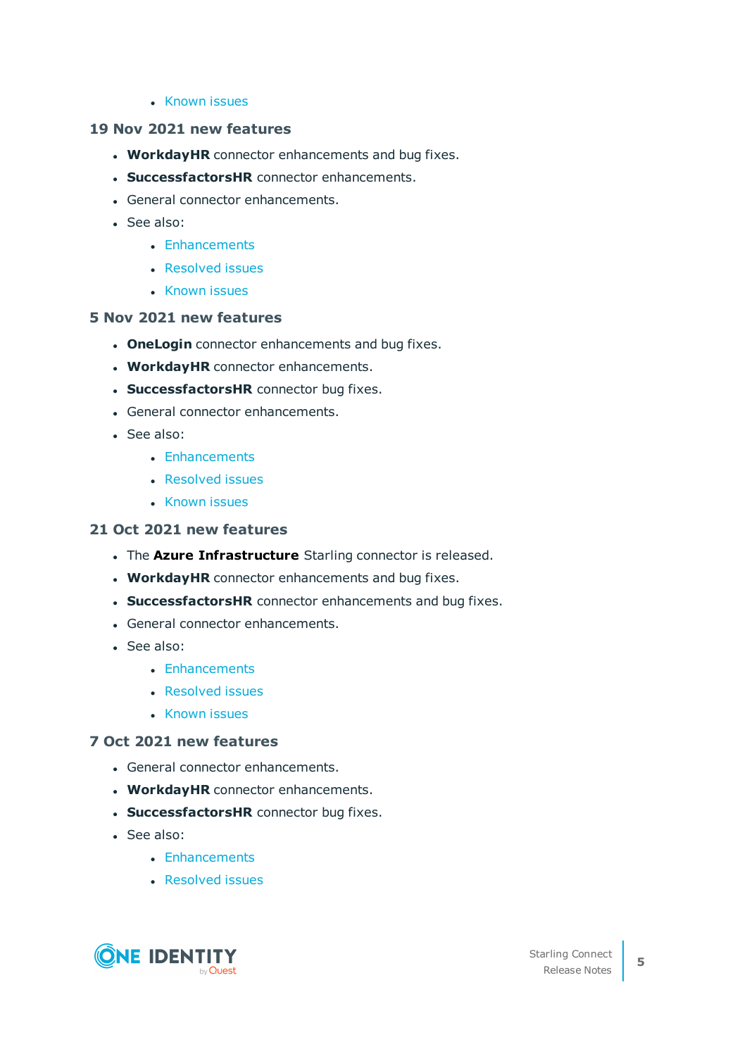- Known issues

### 19 Nov 2021 new features

- **WorkdayHR** connector enhancements and bug fixes.
- **SuccessfactorsHR** connector enhancements.
- General connector enhancements.
- See also:
  - Enhancements
  - Resolved issues
  - Known issues

### 5 Nov 2021 new features

- **OneLogin** connector enhancements and bug fixes.
- **WorkdayHR** connector enhancements.
- **SuccessfactorsHR** connector bug fixes.
- General connector enhancements.
- See also:
  - Enhancements
  - Resolved issues
  - Known issues

### 21 Oct 2021 new features

- The **Azure Infrastructure** Starling connector is released.
- **WorkdayHR** connector enhancements and bug fixes.
- **SuccessfactorsHR** connector enhancements and bug fixes.
- General connector enhancements.
- See also:
  - Enhancements
  - Resolved issues
  - Known issues

### 7 Oct 2021 new features

- General connector enhancements.
- **WorkdayHR** connector enhancements.
- **SuccessfactorsHR** connector bug fixes.
- See also:
  - Enhancements
  - Resolved issues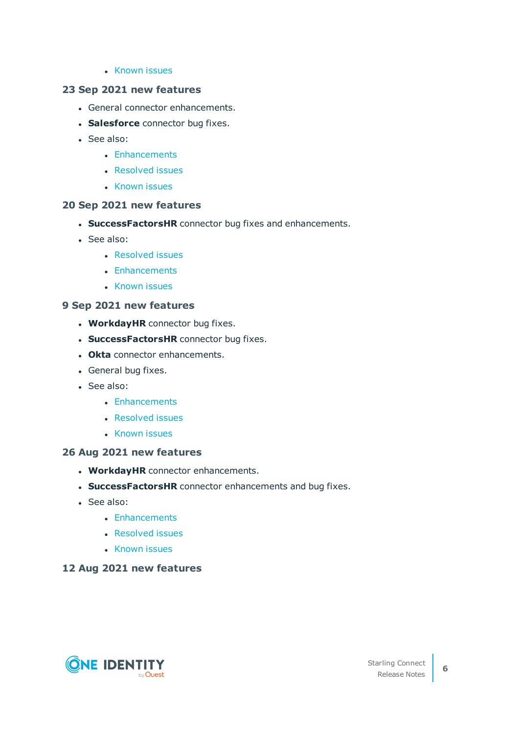- Known issues

### 23 Sep 2021 new features

- General connector enhancements.
- **Salesforce** connector bug fixes.
- See also:
  - Enhancements
  - Resolved issues
  - Known issues

### 20 Sep 2021 new features

- **SuccessFactorsHR** connector bug fixes and enhancements.
- See also:
  - Resolved issues
  - Enhancements
  - Known issues

### 9 Sep 2021 new features

- **WorkdayHR** connector bug fixes.
- **SuccessFactorsHR** connector bug fixes.
- **Okta** connector enhancements.
- General bug fixes.
- See also:
  - Enhancements
  - Resolved issues
  - Known issues

### 26 Aug 2021 new features

- **WorkdayHR** connector enhancements.
- **SuccessFactorsHR** connector enhancements and bug fixes.
- See also:
  - Enhancements
  - Resolved issues
  - Known issues

### 12 Aug 2021 new features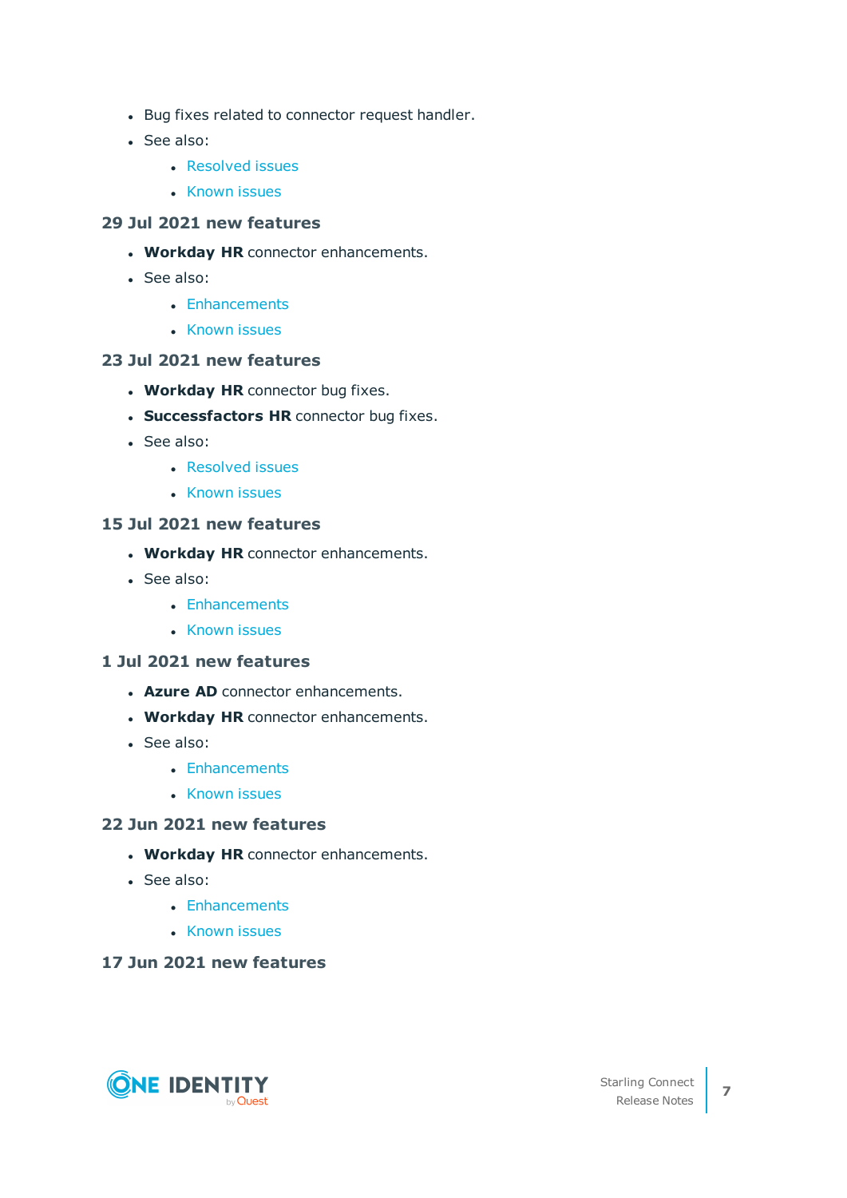- Bug fixes related to connector request handler.
- See also:
    - Resolved issues
    - Known issues

### 29 Jul 2021 new features

- **Workday HR** connector enhancements.
- See also:
    - Enhancements
    - Known issues

### 23 Jul 2021 new features

- **Workday HR** connector bug fixes.
- **Successfactors HR** connector bug fixes.
- See also:
    - Resolved issues
    - Known issues

### 15 Jul 2021 new features

- **Workday HR** connector enhancements.
- See also:
    - Enhancements
    - Known issues

### 1 Jul 2021 new features

- **Azure AD** connector enhancements.
- **Workday HR** connector enhancements.
- See also:
    - Enhancements
    - Known issues

### 22 Jun 2021 new features

- **Workday HR** connector enhancements.
- See also:
    - Enhancements
    - Known issues

### 17 Jun 2021 new features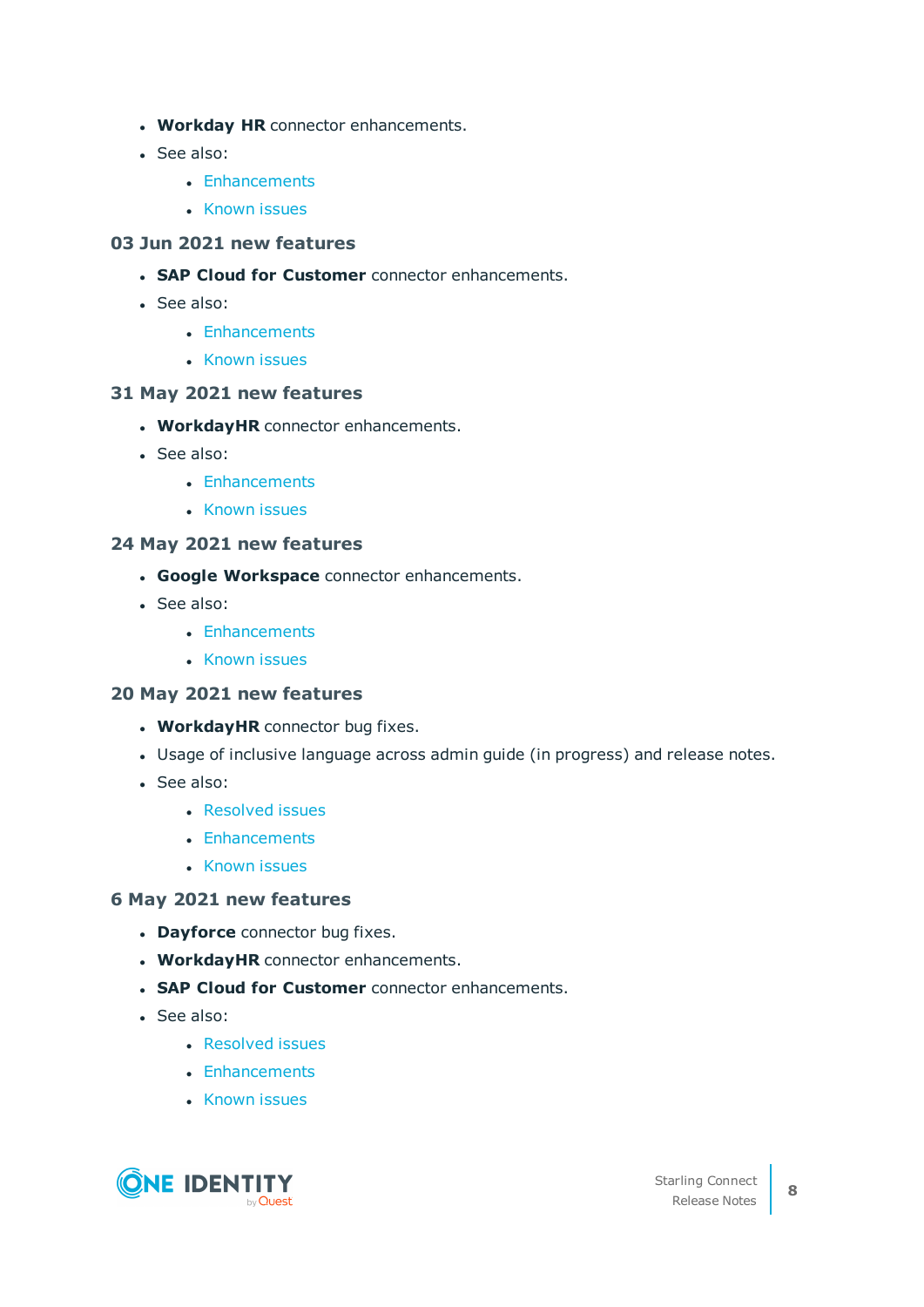- **Workday HR** connector enhancements.
- See also:
  - Enhancements
  - Known issues

### 03 Jun 2021 new features

- **SAP Cloud for Customer** connector enhancements.
- See also:
  - Enhancements
  - Known issues

### 31 May 2021 new features

- **WorkdayHR** connector enhancements.
- See also:
  - Enhancements
  - Known issues

### 24 May 2021 new features

- **Google Workspace** connector enhancements.
- See also:
  - Enhancements
  - Known issues

### 20 May 2021 new features

- **WorkdayHR** connector bug fixes.
- Usage of inclusive language across admin guide (in progress) and release notes.
- See also:
  - Resolved issues
  - Enhancements
  - Known issues

### 6 May 2021 new features

- **Dayforce** connector bug fixes.
- **WorkdayHR** connector enhancements.
- **SAP Cloud for Customer** connector enhancements.
- See also:
  - Resolved issues
  - Enhancements
  - Known issues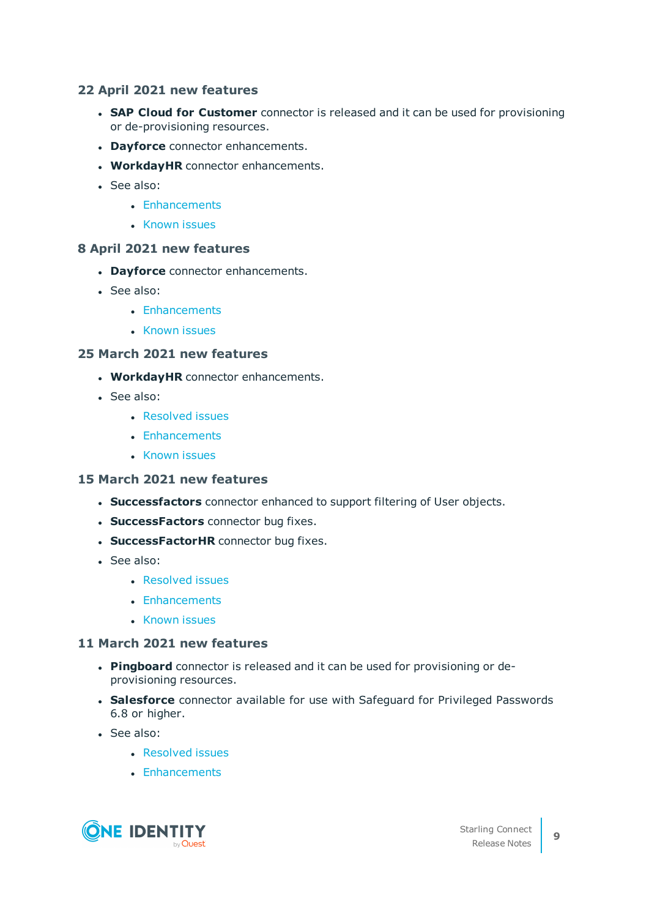### 22 April 2021 new features

- **SAP Cloud for Customer** connector is released and it can be used for provisioning or de-provisioning resources.
- **Dayforce** connector enhancements.
- **WorkdayHR** connector enhancements.
- See also:
  - Enhancements
  - Known issues

### 8 April 2021 new features

- **Dayforce** connector enhancements.
- See also:
  - Enhancements
  - Known issues

### 25 March 2021 new features

- **WorkdayHR** connector enhancements.
- See also:
  - Resolved issues
  - Enhancements
  - Known issues

### 15 March 2021 new features

- **Successfactors** connector enhanced to support filtering of User objects.
- **SuccessFactors** connector bug fixes.
- **SuccessFactorHR** connector bug fixes.
- See also:
  - Resolved issues
  - Enhancements
  - Known issues

### 11 March 2021 new features

- **Pingboard** connector is released and it can be used for provisioning or de-provisioning resources.
- **Salesforce** connector available for use with Safeguard for Privileged Passwords 6.8 or higher.
- See also:
  - Resolved issues
  - Enhancements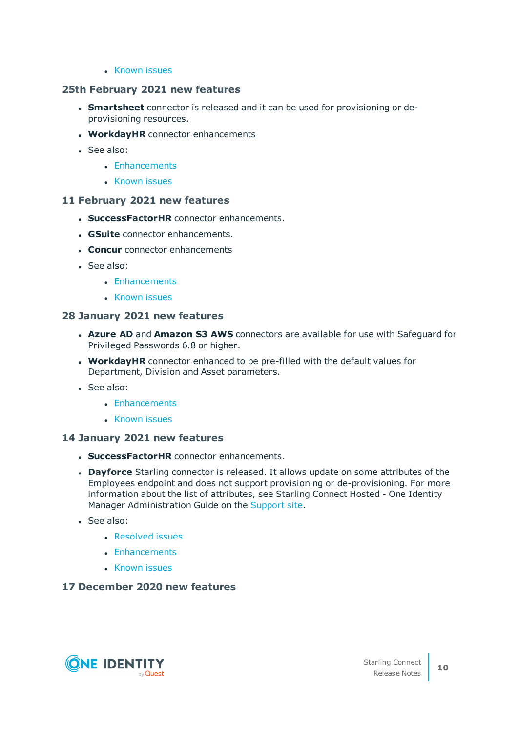- Known issues

### 25th February 2021 new features

- **Smartsheet** connector is released and it can be used for provisioning or de-provisioning resources.
- **WorkdayHR** connector enhancements
- See also:
  - Enhancements
  - Known issues

### 11 February 2021 new features

- **SuccessFactorHR** connector enhancements.
- **GSuite** connector enhancements.
- **Concur** connector enhancements
- See also:
  - Enhancements
  - Known issues

### 28 January 2021 new features

- **Azure AD** and **Amazon S3 AWS** connectors are available for use with Safeguard for Privileged Passwords 6.8 or higher.
- **WorkdayHR** connector enhanced to be pre-filled with the default values for Department, Division and Asset parameters.
- See also:
  - Enhancements
  - Known issues

### 14 January 2021 new features

- **SuccessFactorHR** connector enhancements.
- **Dayforce** Starling connector is released. It allows update on some attributes of the Employees endpoint and does not support provisioning or de-provisioning. For more information about the list of attributes, see Starling Connect Hosted - One Identity Manager Administration Guide on the Support site.
- See also:
  - Resolved issues
  - Enhancements
  - Known issues

### 17 December 2020 new features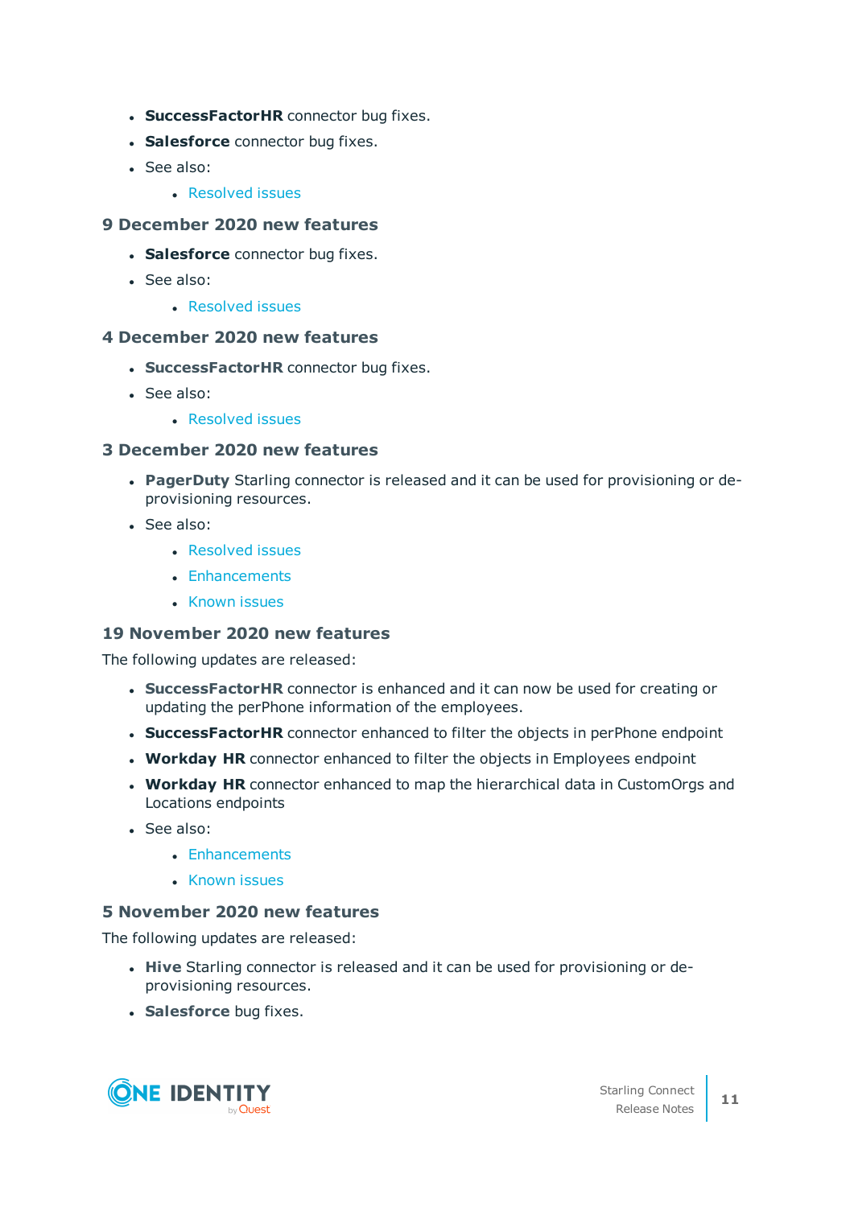- **SuccessFactorHR** connector bug fixes.
- **Salesforce** connector bug fixes.
- See also:
  - Resolved issues

## 9 December 2020 new features

- **Salesforce** connector bug fixes.
- See also:
  - Resolved issues

## 4 December 2020 new features

- **SuccessFactorHR** connector bug fixes.
- See also:
  - Resolved issues

## 3 December 2020 new features

- **PagerDuty** Starling connector is released and it can be used for provisioning or de-provisioning resources.
- See also:
  - Resolved issues
  - Enhancements
  - Known issues

## 19 November 2020 new features

The following updates are released:

- **SuccessFactorHR** connector is enhanced and it can now be used for creating or updating the perPhone information of the employees.
- **SuccessFactorHR** connector enhanced to filter the objects in perPhone endpoint
- **Workday HR** connector enhanced to filter the objects in Employees endpoint
- **Workday HR** connector enhanced to map the hierarchical data in CustomOrgs and Locations endpoints
- See also:
  - Enhancements
  - Known issues

## 5 November 2020 new features

The following updates are released:

- **Hive** Starling connector is released and it can be used for provisioning or de-provisioning resources.
- **Salesforce** bug fixes.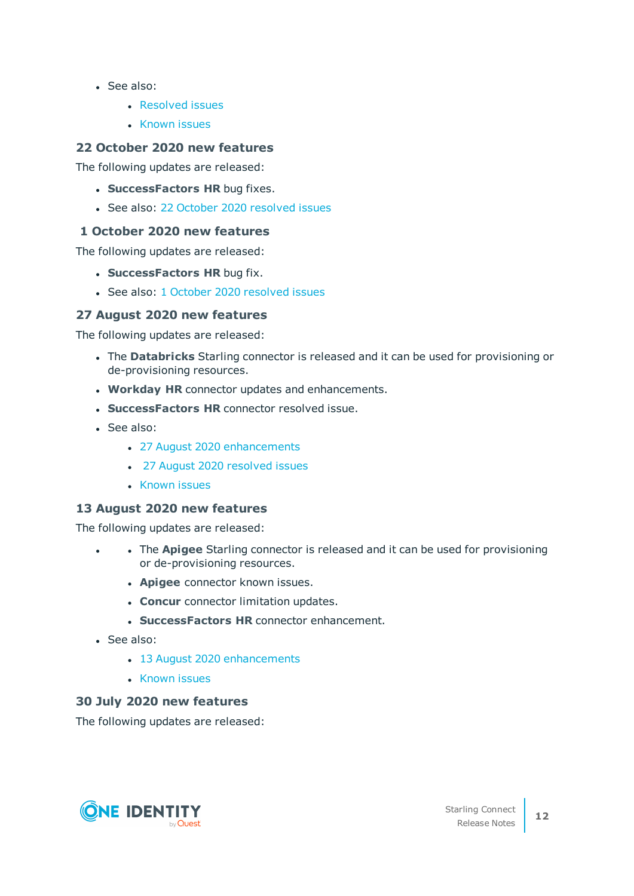- See also:
  - Resolved issues
  - Known issues

## 22 October 2020 new features

The following updates are released:

- **SuccessFactors HR** bug fixes.
- See also: 22 October 2020 resolved issues

## 1 October 2020 new features

The following updates are released:

- **SuccessFactors HR** bug fix.
- See also: 1 October 2020 resolved issues

## 27 August 2020 new features

The following updates are released:

- The **Databricks** Starling connector is released and it can be used for provisioning or de-provisioning resources.
- **Workday HR** connector updates and enhancements.
- **SuccessFactors HR** connector resolved issue.
- See also:
  - 27 August 2020 enhancements
  - 27 August 2020 resolved issues
  - Known issues

## 13 August 2020 new features

The following updates are released:

- 
  - The **Apigee** Starling connector is released and it can be used for provisioning or de-provisioning resources.
  - **Apigee** connector known issues.
  - **Concur** connector limitation updates.
  - **SuccessFactors HR** connector enhancement.
- See also:
  - 13 August 2020 enhancements
  - Known issues

## 30 July 2020 new features

The following updates are released: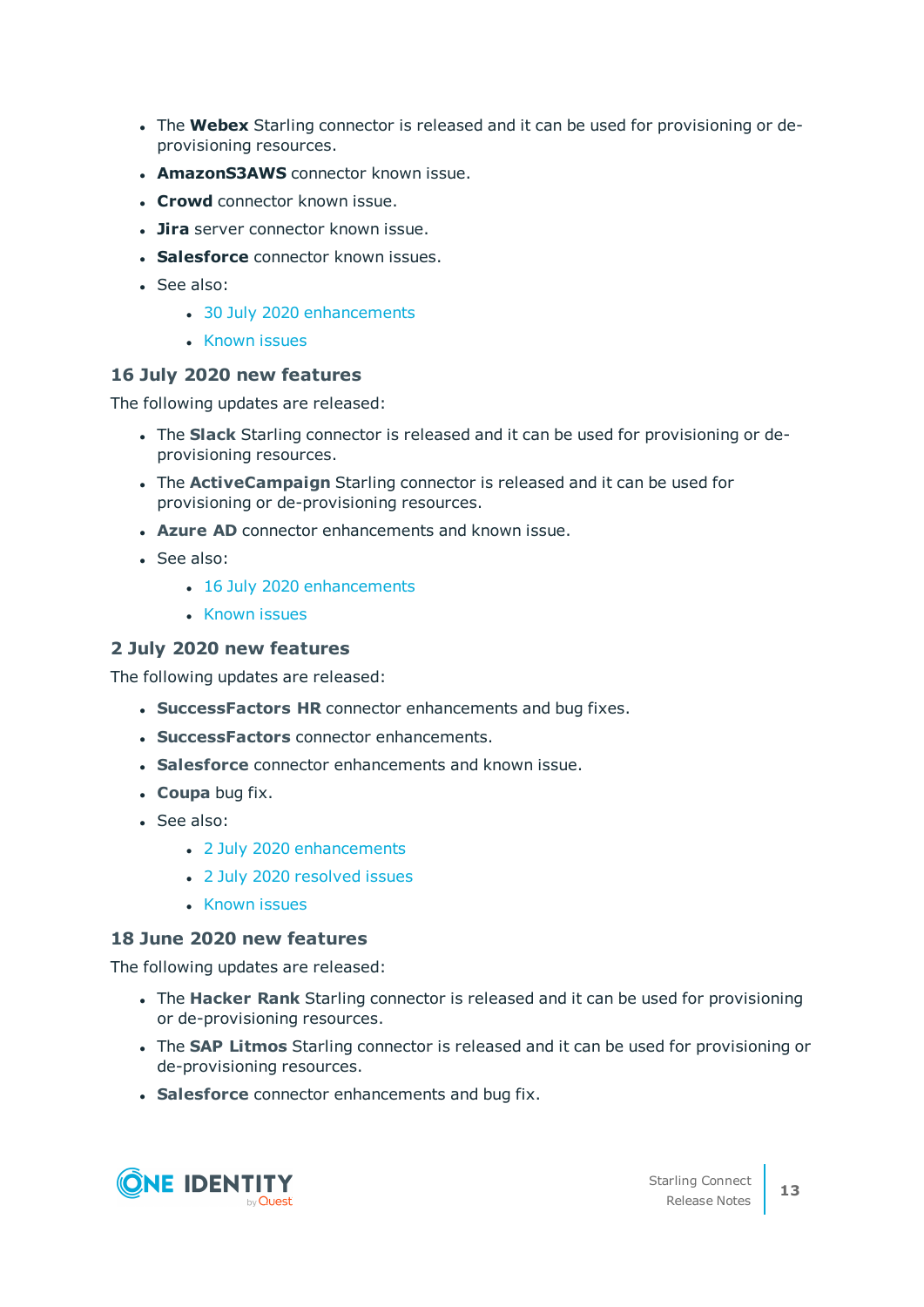- The **Webex** Starling connector is released and it can be used for provisioning or de-provisioning resources.
- **AmazonS3AWS** connector known issue.
- **Crowd** connector known issue.
- **Jira** server connector known issue.
- **Salesforce** connector known issues.
- See also:
  - 30 July 2020 enhancements
  - Known issues

### 16 July 2020 new features

The following updates are released:

- The **Slack** Starling connector is released and it can be used for provisioning or de-provisioning resources.
- The **ActiveCampaign** Starling connector is released and it can be used for provisioning or de-provisioning resources.
- **Azure AD** connector enhancements and known issue.
- See also:
  - 16 July 2020 enhancements
  - Known issues

### 2 July 2020 new features

The following updates are released:

- **SuccessFactors HR** connector enhancements and bug fixes.
- **SuccessFactors** connector enhancements.
- **Salesforce** connector enhancements and known issue.
- **Coupa** bug fix.
- See also:
  - 2 July 2020 enhancements
  - 2 July 2020 resolved issues
  - Known issues

### 18 June 2020 new features

The following updates are released:

- The **Hacker Rank** Starling connector is released and it can be used for provisioning or de-provisioning resources.
- The **SAP Litmos** Starling connector is released and it can be used for provisioning or de-provisioning resources.
- **Salesforce** connector enhancements and bug fix.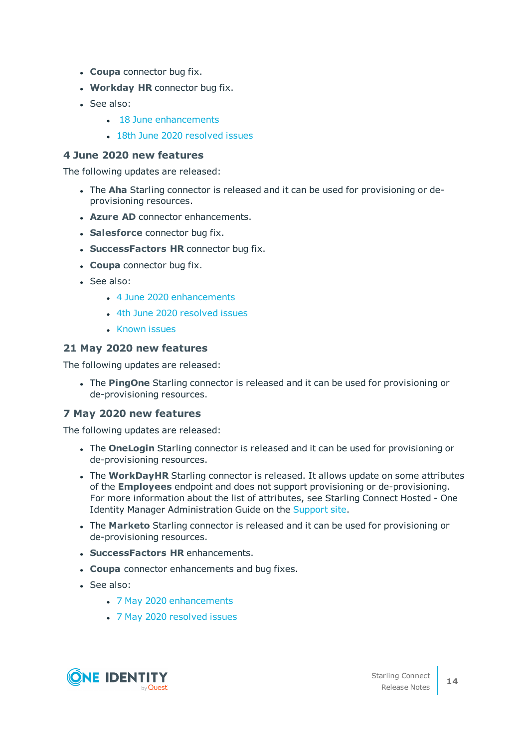- **Coupa** connector bug fix.
- **Workday HR** connector bug fix.
- See also:
  - 18 June enhancements
  - 18th June 2020 resolved issues

### 4 June 2020 new features

The following updates are released:

- The **Aha** Starling connector is released and it can be used for provisioning or de-provisioning resources.
- **Azure AD** connector enhancements.
- **Salesforce** connector bug fix.
- **SuccessFactors HR** connector bug fix.
- **Coupa** connector bug fix.
- See also:
  - 4 June 2020 enhancements
  - 4th June 2020 resolved issues
  - Known issues

### 21 May 2020 new features

The following updates are released:

- The **PingOne** Starling connector is released and it can be used for provisioning or de-provisioning resources.

### 7 May 2020 new features

The following updates are released:

- The **OneLogin** Starling connector is released and it can be used for provisioning or de-provisioning resources.
- The **WorkDayHR** Starling connector is released. It allows update on some attributes of the **Employees** endpoint and does not support provisioning or de-provisioning. For more information about the list of attributes, see Starling Connect Hosted - One Identity Manager Administration Guide on the Support site.
- The **Marketo** Starling connector is released and it can be used for provisioning or de-provisioning resources.
- **SuccessFactors HR** enhancements.
- **Coupa** connector enhancements and bug fixes.
- See also:
  - 7 May 2020 enhancements
  - 7 May 2020 resolved issues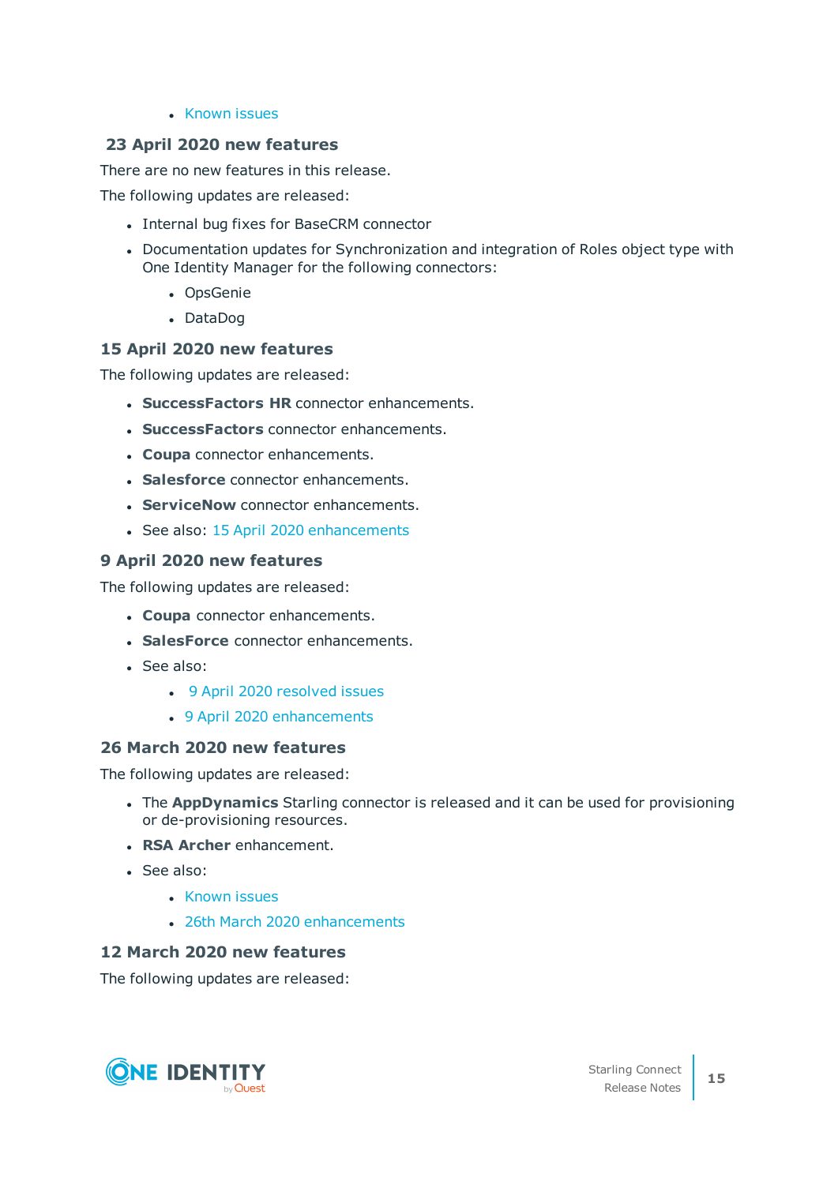- Known issues

## 23 April 2020 new features

There are no new features in this release.

The following updates are released:

- Internal bug fixes for BaseCRM connector
- Documentation updates for Synchronization and integration of Roles object type with One Identity Manager for the following connectors:
  - OpsGenie
  - DataDog

## 15 April 2020 new features

The following updates are released:

- **SuccessFactors HR** connector enhancements.
- **SuccessFactors** connector enhancements.
- **Coupa** connector enhancements.
- **Salesforce** connector enhancements.
- **ServiceNow** connector enhancements.
- See also: 15 April 2020 enhancements

## 9 April 2020 new features

The following updates are released:

- **Coupa** connector enhancements.
- **SalesForce** connector enhancements.
- See also:
  - 9 April 2020 resolved issues
  - 9 April 2020 enhancements

## 26 March 2020 new features

The following updates are released:

- The **AppDynamics** Starling connector is released and it can be used for provisioning or de-provisioning resources.
- **RSA Archer** enhancement.
- See also:
  - Known issues
  - 26th March 2020 enhancements

## 12 March 2020 new features

The following updates are released: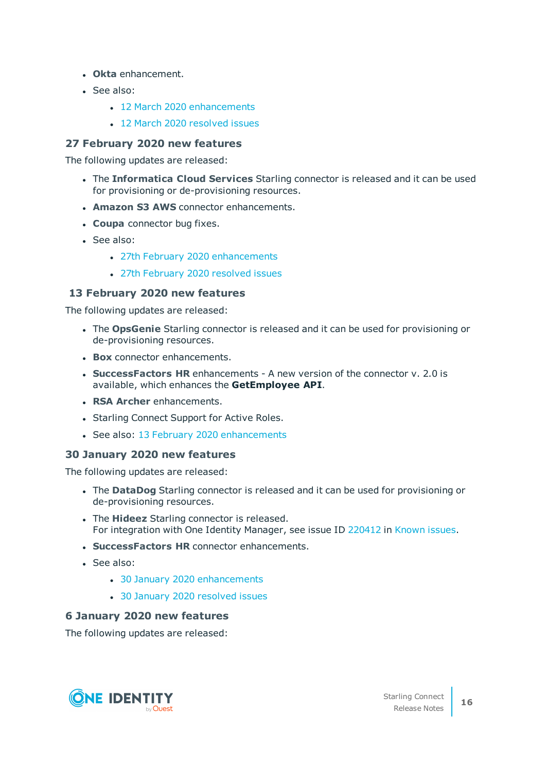- **Okta** enhancement.
- See also:
  - 12 March 2020 enhancements
  - 12 March 2020 resolved issues

### 27 February 2020 new features

The following updates are released:

- The **Informatica Cloud Services** Starling connector is released and it can be used for provisioning or de-provisioning resources.
- **Amazon S3 AWS** connector enhancements.
- **Coupa** connector bug fixes.
- See also:
  - 27th February 2020 enhancements
  - 27th February 2020 resolved issues

### 13 February 2020 new features

The following updates are released:

- The **OpsGenie** Starling connector is released and it can be used for provisioning or de-provisioning resources.
- **Box** connector enhancements.
- **SuccessFactors HR** enhancements - A new version of the connector v. 2.0 is available, which enhances the **GetEmployee API**.
- **RSA Archer** enhancements.
- Starling Connect Support for Active Roles.
- See also: 13 February 2020 enhancements

### 30 January 2020 new features

The following updates are released:

- The **DataDog** Starling connector is released and it can be used for provisioning or de-provisioning resources.
- The **Hideez** Starling connector is released.
  For integration with One Identity Manager, see issue ID 220412 in Known issues.
- **SuccessFactors HR** connector enhancements.
- See also:
  - 30 January 2020 enhancements
  - 30 January 2020 resolved issues

### 6 January 2020 new features

The following updates are released: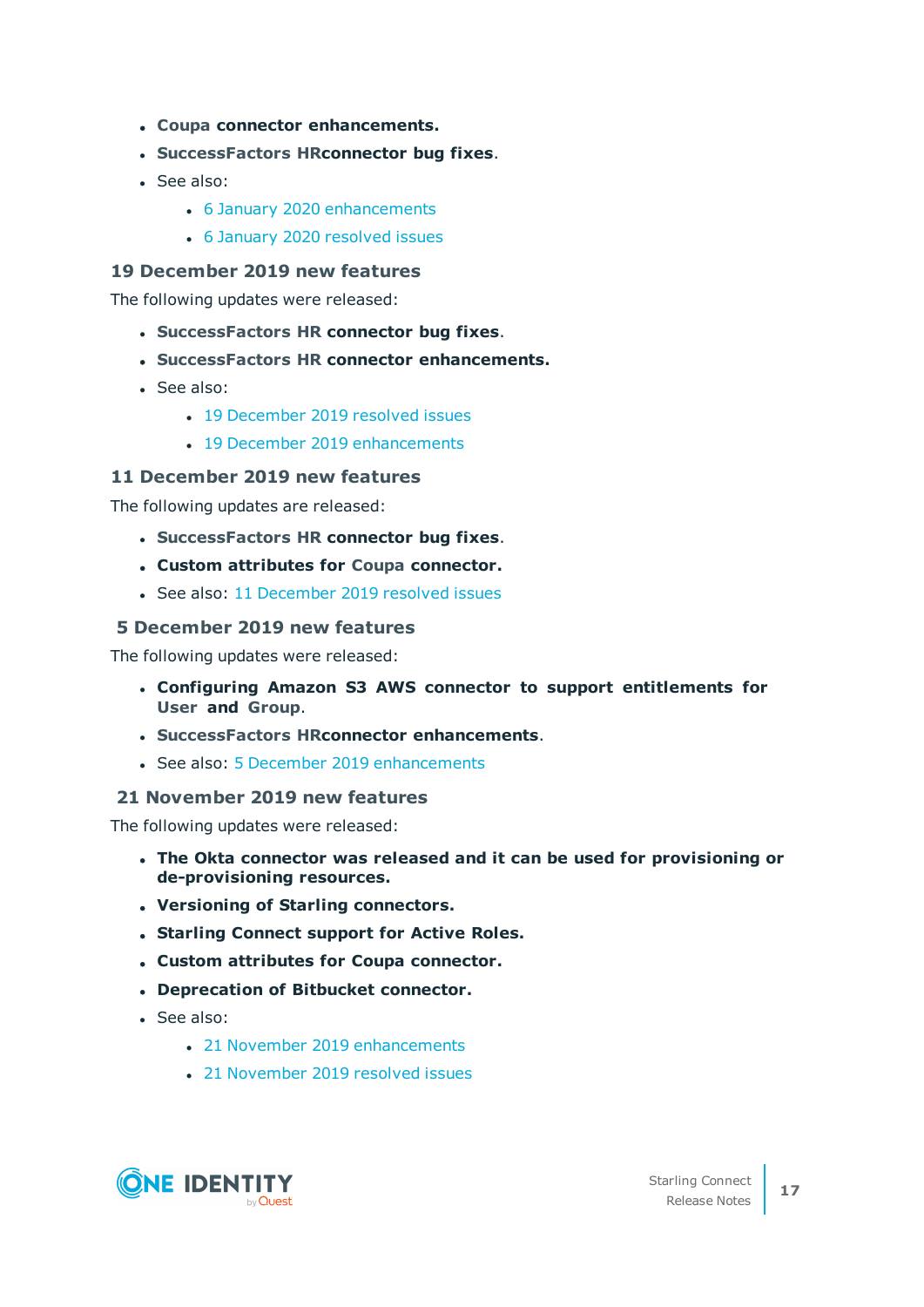- **Coupa connector enhancements.**
- **SuccessFactors HRconnector bug fixes**.
- See also:
  - 6 January 2020 enhancements
  - 6 January 2020 resolved issues

### 19 December 2019 new features

The following updates were released:

- **SuccessFactors HR connector bug fixes**.
- **SuccessFactors HR connector enhancements.**
- See also:
  - 19 December 2019 resolved issues
  - 19 December 2019 enhancements

### 11 December 2019 new features

The following updates are released:

- **SuccessFactors HR connector bug fixes**.
- **Custom attributes for Coupa connector.**
- See also: 11 December 2019 resolved issues

### 5 December 2019 new features

The following updates were released:

- **Configuring Amazon S3 AWS connector to support entitlements for User and Group**.
- **SuccessFactors HRconnector enhancements**.
- See also: 5 December 2019 enhancements

### 21 November 2019 new features

The following updates were released:

- **The Okta connector was released and it can be used for provisioning or de-provisioning resources.**
- **Versioning of Starling connectors.**
- **Starling Connect support for Active Roles.**
- **Custom attributes for Coupa connector.**
- **Deprecation of Bitbucket connector.**
- See also:
  - 21 November 2019 enhancements
  - 21 November 2019 resolved issues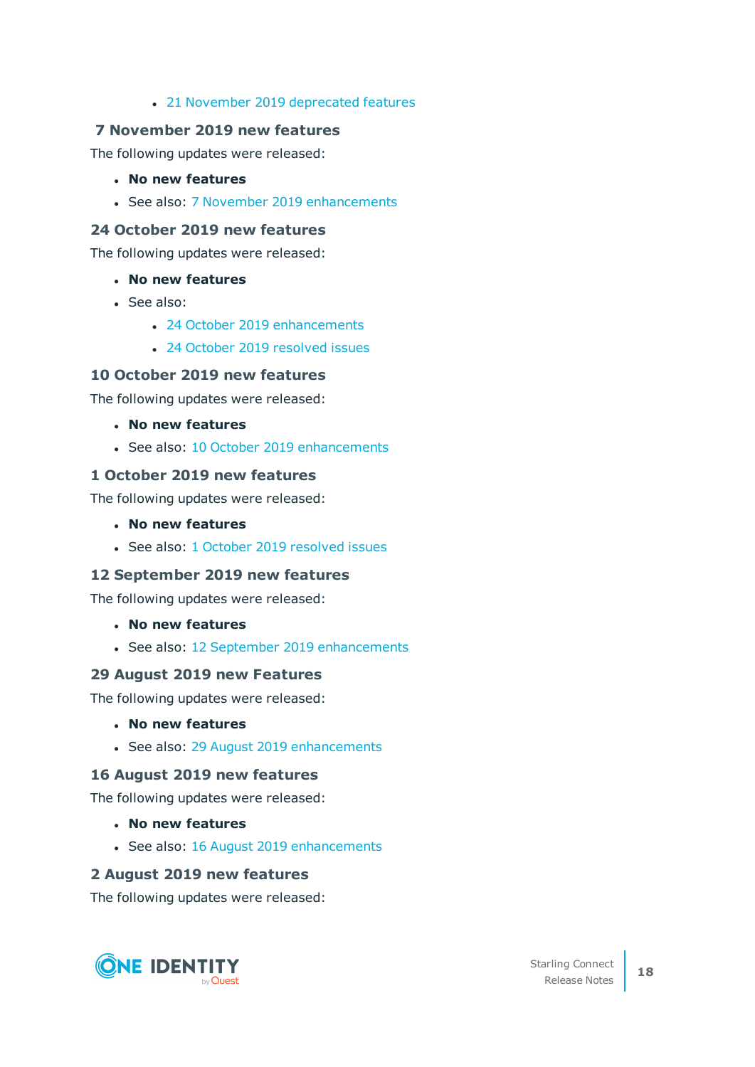- 21 November 2019 deprecated features

## 7 November 2019 new features

The following updates were released:

- **No new features**
- See also: 7 November 2019 enhancements

## 24 October 2019 new features

The following updates were released:

- **No new features**
- See also:
  - 24 October 2019 enhancements
  - 24 October 2019 resolved issues

## 10 October 2019 new features

The following updates were released:

- **No new features**
- See also: 10 October 2019 enhancements

## 1 October 2019 new features

The following updates were released:

- **No new features**
- See also: 1 October 2019 resolved issues

## 12 September 2019 new features

The following updates were released:

- **No new features**
- See also: 12 September 2019 enhancements

## 29 August 2019 new Features

The following updates were released:

- **No new features**
- See also: 29 August 2019 enhancements

## 16 August 2019 new features

The following updates were released:

- **No new features**
- See also: 16 August 2019 enhancements

## 2 August 2019 new features

The following updates were released: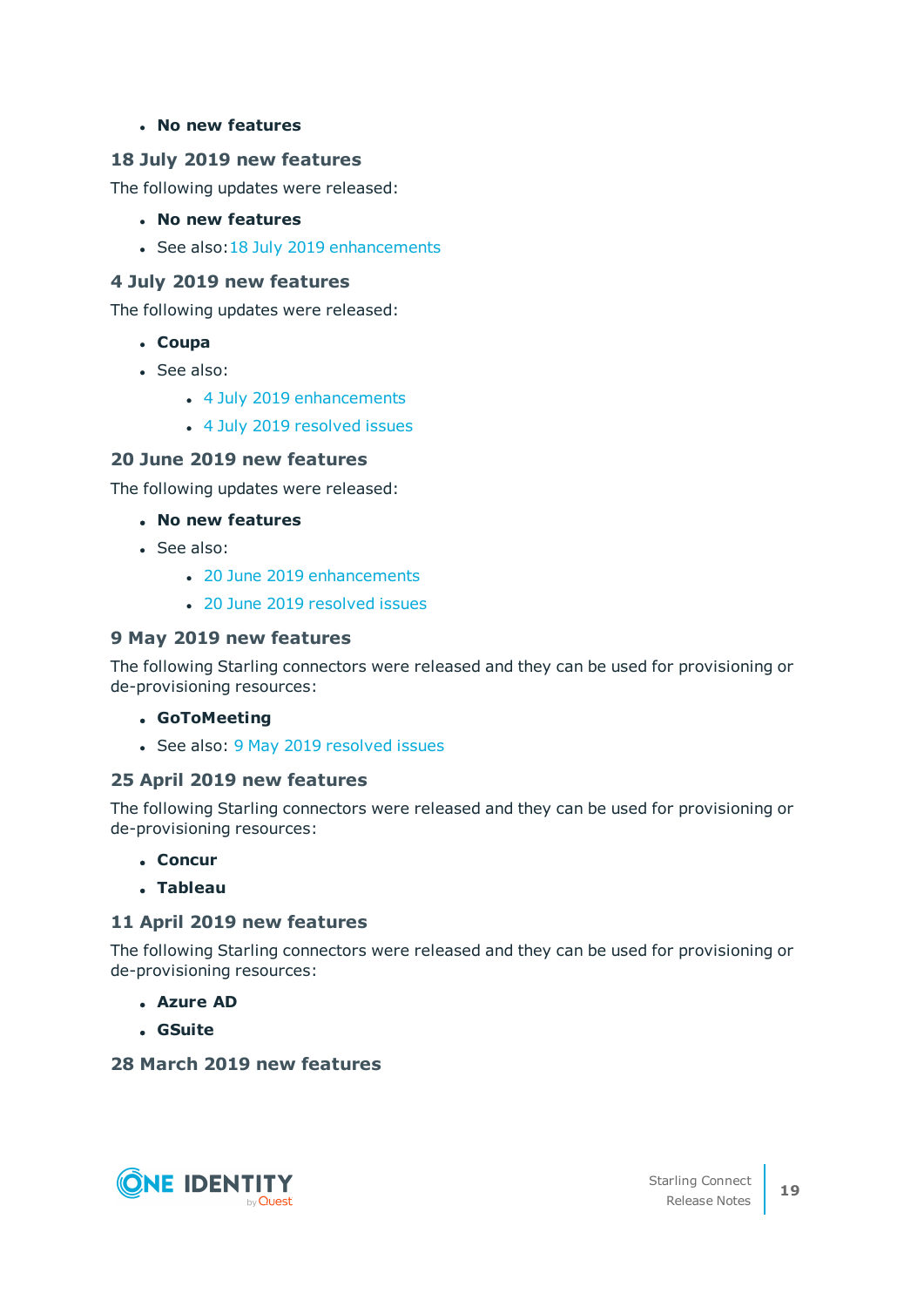- **No new features**

## 18 July 2019 new features

The following updates were released:

- **No new features**
- See also: 18 July 2019 enhancements

## 4 July 2019 new features

The following updates were released:

- **Coupa**
- See also:
  - 4 July 2019 enhancements
  - 4 July 2019 resolved issues

## 20 June 2019 new features

The following updates were released:

- **No new features**
- See also:
  - 20 June 2019 enhancements
  - 20 June 2019 resolved issues

## 9 May 2019 new features

The following Starling connectors were released and they can be used for provisioning or de-provisioning resources:

- **GoToMeeting**
- See also: 9 May 2019 resolved issues

## 25 April 2019 new features

The following Starling connectors were released and they can be used for provisioning or de-provisioning resources:

- **Concur**
- **Tableau**

## 11 April 2019 new features

The following Starling connectors were released and they can be used for provisioning or de-provisioning resources:

- **Azure AD**
- **GSuite**

## 28 March 2019 new features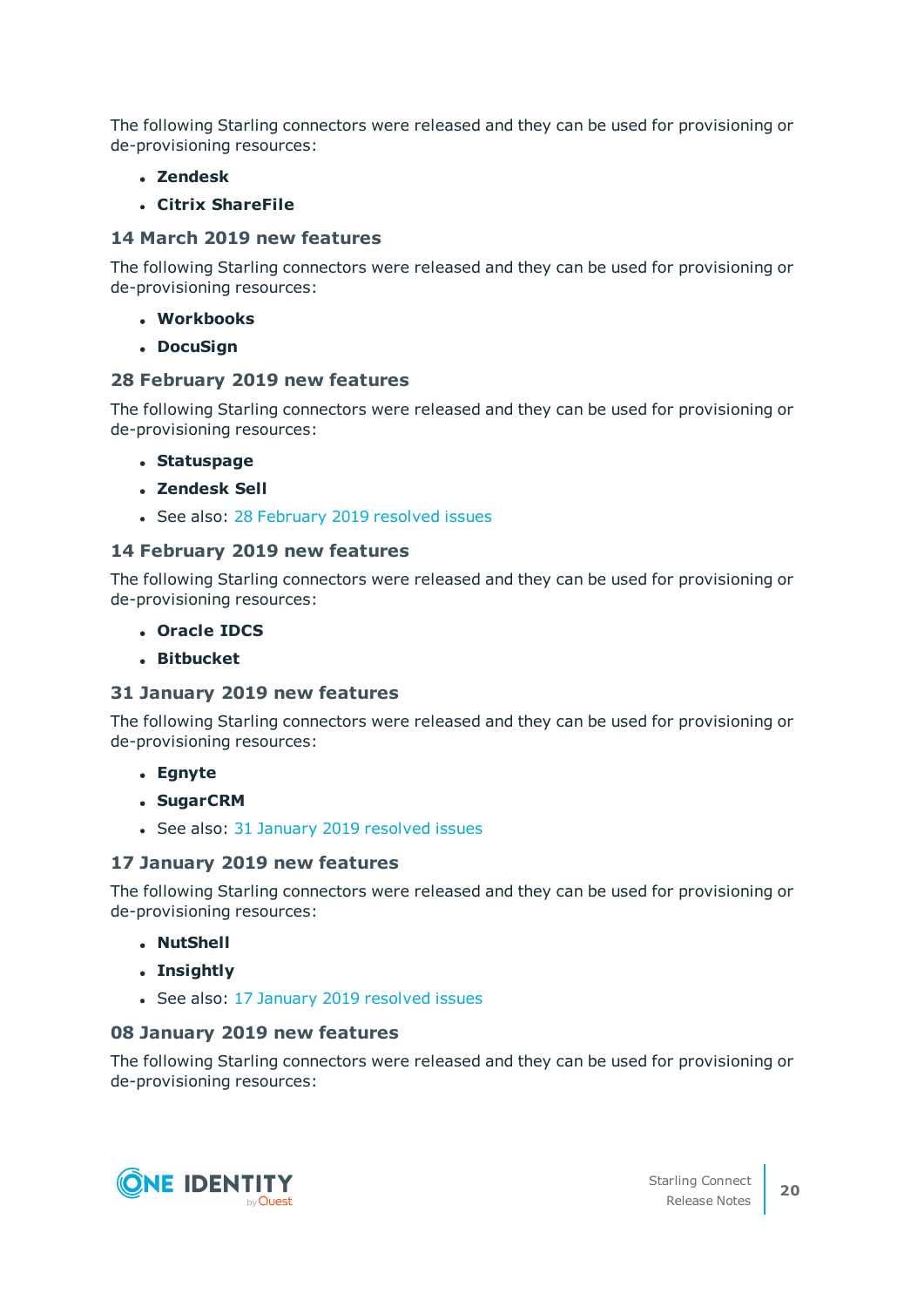The following Starling connectors were released and they can be used for provisioning or de-provisioning resources:

- **Zendesk**
- **Citrix ShareFile**

### 14 March 2019 new features

The following Starling connectors were released and they can be used for provisioning or de-provisioning resources:

- **Workbooks**
- **DocuSign**

### 28 February 2019 new features

The following Starling connectors were released and they can be used for provisioning or de-provisioning resources:

- **Statuspage**
- **Zendesk Sell**
- See also: 28 February 2019 resolved issues

### 14 February 2019 new features

The following Starling connectors were released and they can be used for provisioning or de-provisioning resources:

- **Oracle IDCS**
- **Bitbucket**

### 31 January 2019 new features

The following Starling connectors were released and they can be used for provisioning or de-provisioning resources:

- **Egnyte**
- **SugarCRM**
- See also: 31 January 2019 resolved issues

### 17 January 2019 new features

The following Starling connectors were released and they can be used for provisioning or de-provisioning resources:

- **NutShell**
- **Insightly**
- See also: 17 January 2019 resolved issues

### 08 January 2019 new features

The following Starling connectors were released and they can be used for provisioning or de-provisioning resources: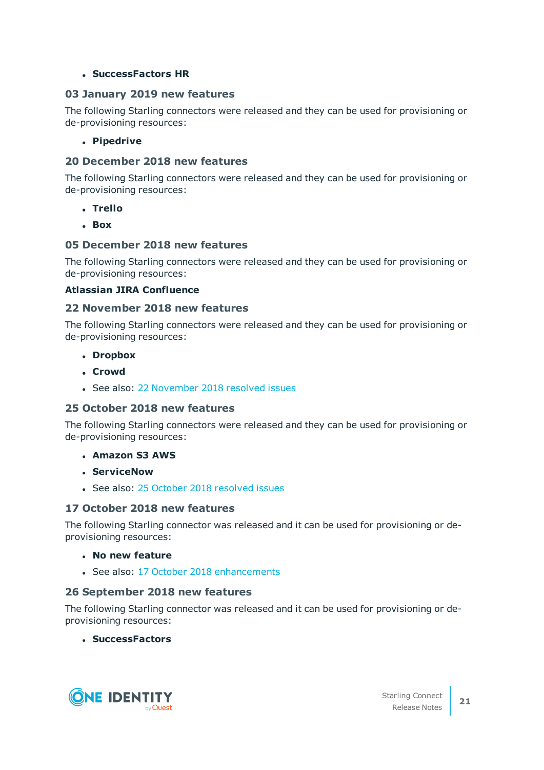- **SuccessFactors HR**

### 03 January 2019 new features

The following Starling connectors were released and they can be used for provisioning or de-provisioning resources:

- **Pipedrive**

### 20 December 2018 new features

The following Starling connectors were released and they can be used for provisioning or de-provisioning resources:

- **Trello**
- **Box**

### 05 December 2018 new features

The following Starling connectors were released and they can be used for provisioning or de-provisioning resources:

**Atlassian JIRA Confluence**

### 22 November 2018 new features

The following Starling connectors were released and they can be used for provisioning or de-provisioning resources:

- **Dropbox**
- **Crowd**
- See also: 22 November 2018 resolved issues

### 25 October 2018 new features

The following Starling connectors were released and they can be used for provisioning or de-provisioning resources:

- **Amazon S3 AWS**
- **ServiceNow**
- See also: 25 October 2018 resolved issues

### 17 October 2018 new features

The following Starling connector was released and it can be used for provisioning or de-provisioning resources:

- **No new feature**
- See also: 17 October 2018 enhancements

### 26 September 2018 new features

The following Starling connector was released and it can be used for provisioning or de-provisioning resources:

- **SuccessFactors**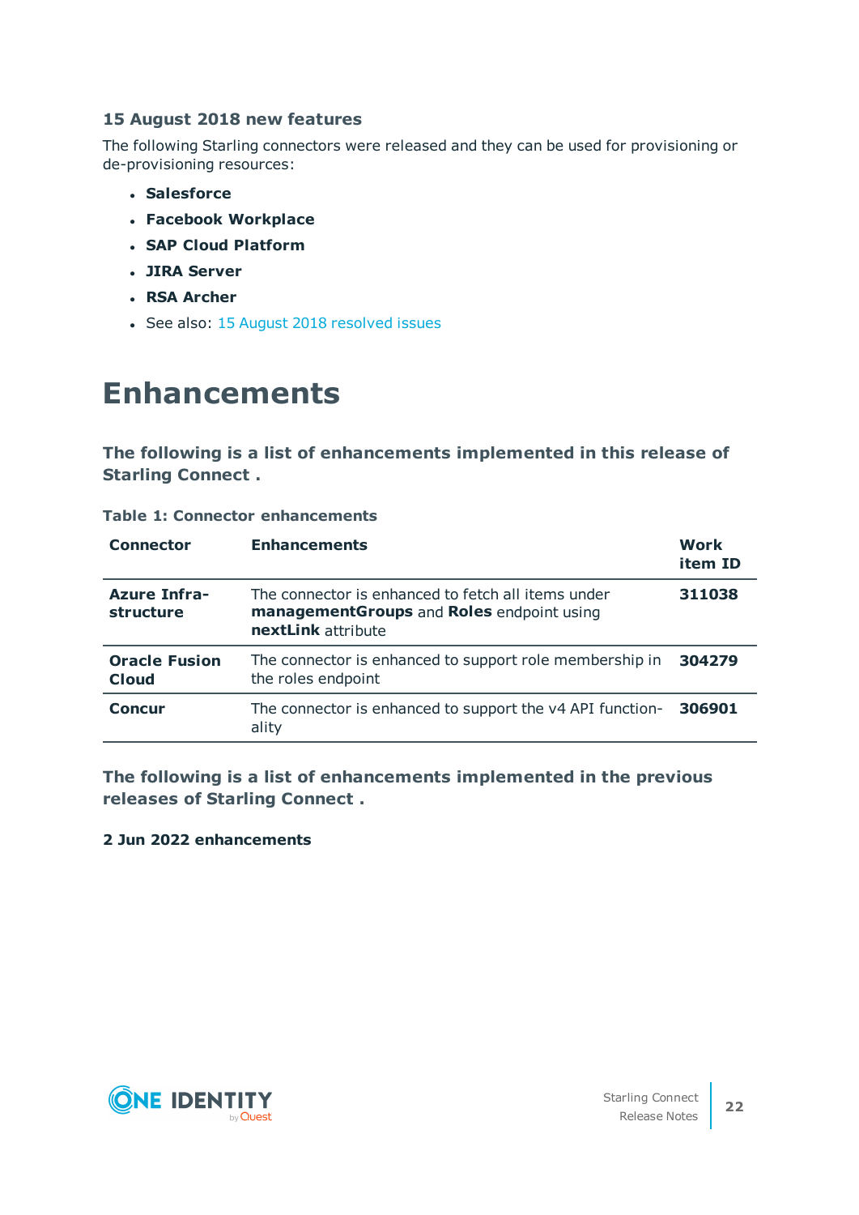### 15 August 2018 new features

The following Starling connectors were released and they can be used for provisioning or de-provisioning resources:

- **Salesforce**
- **Facebook Workplace**
- **SAP Cloud Platform**
- **JIRA Server**
- **RSA Archer**
- See also: 15 August 2018 resolved issues

# Enhancements

**The following is a list of enhancements implemented in this release of Starling Connect .**

**Table 1: Connector enhancements**

| Connector | Enhancements | Work item ID |
|---|---|---|
| **Azure Infrastructure** | The connector is enhanced to fetch all items under **managementGroups** and **Roles** endpoint using **nextLink** attribute | **311038** |
| **Oracle Fusion Cloud** | The connector is enhanced to support role membership in the roles endpoint | **304279** |
| **Concur** | The connector is enhanced to support the v4 API functionality | **306901** |

**The following is a list of enhancements implemented in the previous releases of Starling Connect .**

**2 Jun 2022 enhancements**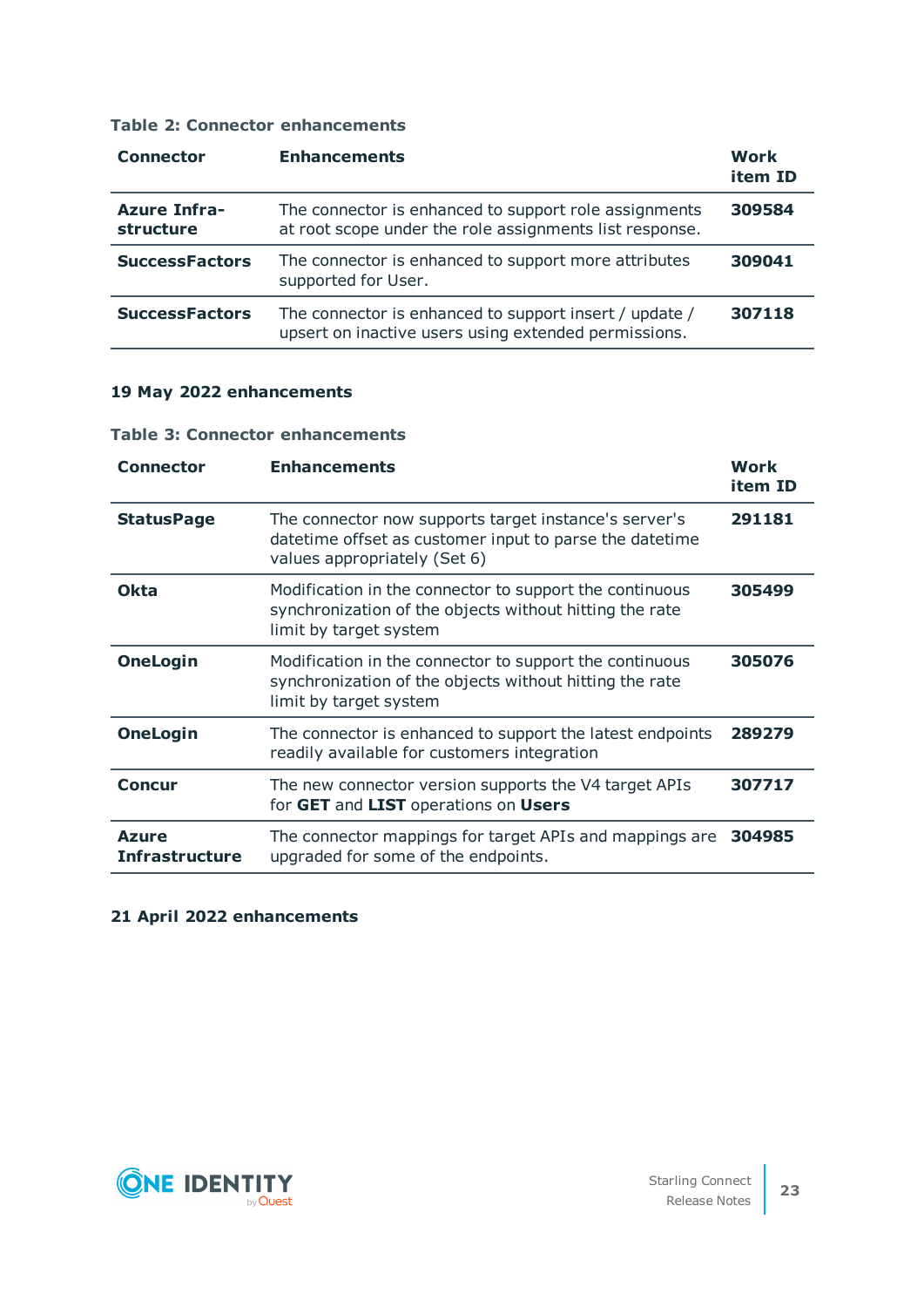**Table 2: Connector enhancements**

| Connector | Enhancements | Work item ID |
| --- | --- | --- |
| **Azure Infra-structure** | The connector is enhanced to support role assignments at root scope under the role assignments list response. | **309584** |
| **SuccessFactors** | The connector is enhanced to support more attributes supported for User. | **309041** |
| **SuccessFactors** | The connector is enhanced to support insert / update / upsert on inactive users using extended permissions. | **307118** |

### 19 May 2022 enhancements

**Table 3: Connector enhancements**

| Connector | Enhancements | Work item ID |
| --- | --- | --- |
| **StatusPage** | The connector now supports target instance's server's datetime offset as customer input to parse the datetime values appropriately (Set 6) | **291181** |
| **Okta** | Modification in the connector to support the continuous synchronization of the objects without hitting the rate limit by target system | **305499** |
| **OneLogin** | Modification in the connector to support the continuous synchronization of the objects without hitting the rate limit by target system | **305076** |
| **OneLogin** | The connector is enhanced to support the latest endpoints readily available for customers integration | **289279** |
| **Concur** | The new connector version supports the V4 target APIs for **GET** and **LIST** operations on **Users** | **307717** |
| **Azure Infrastructure** | The connector mappings for target APIs and mappings are upgraded for some of the endpoints. | **304985** |

### 21 April 2022 enhancements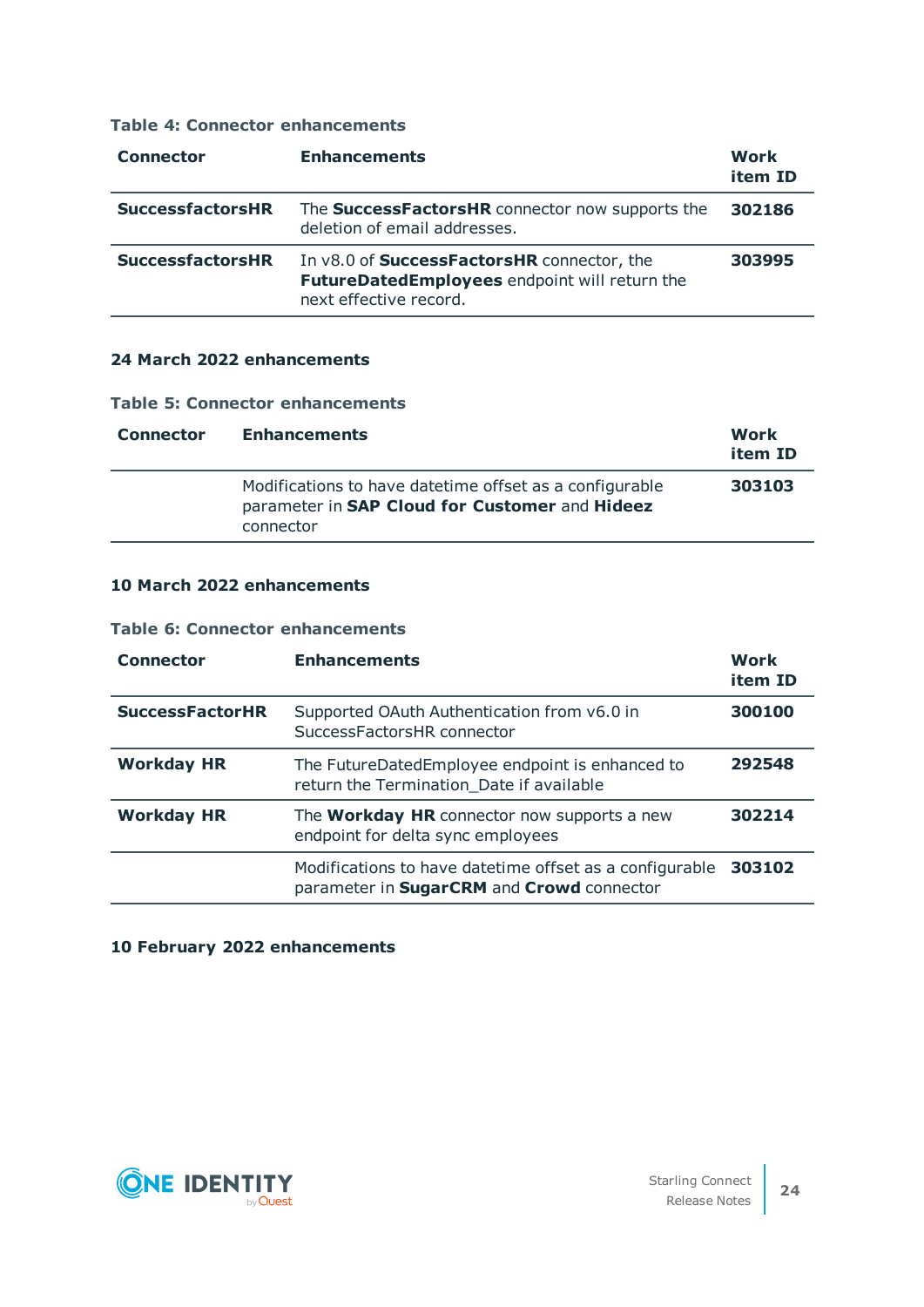Table 4: Connector enhancements

| Connector | Enhancements | Work item ID |
| --- | --- | --- |
| **SuccessfactorsHR** | The **SuccessFactorsHR** connector now supports the deletion of email addresses. | **302186** |
| **SuccessfactorsHR** | In v8.0 of **SuccessFactorsHR** connector, the **FutureDatedEmployees** endpoint will return the next effective record. | **303995** |

### 24 March 2022 enhancements

Table 5: Connector enhancements

| Connector | Enhancements | Work item ID |
| --- | --- | --- |
| | Modifications to have datetime offset as a configurable parameter in **SAP Cloud for Customer** and **Hideez** connector | **303103** |

### 10 March 2022 enhancements

Table 6: Connector enhancements

| Connector | Enhancements | Work item ID |
| --- | --- | --- |
| **SuccessFactorHR** | Supported OAuth Authentication from v6.0 in SuccessFactorsHR connector | **300100** |
| **Workday HR** | The FutureDatedEmployee endpoint is enhanced to return the Termination_Date if available | **292548** |
| **Workday HR** | The **Workday HR** connector now supports a new endpoint for delta sync employees | **302214** |
| | Modifications to have datetime offset as a configurable parameter in **SugarCRM** and **Crowd** connector | **303102** |

### 10 February 2022 enhancements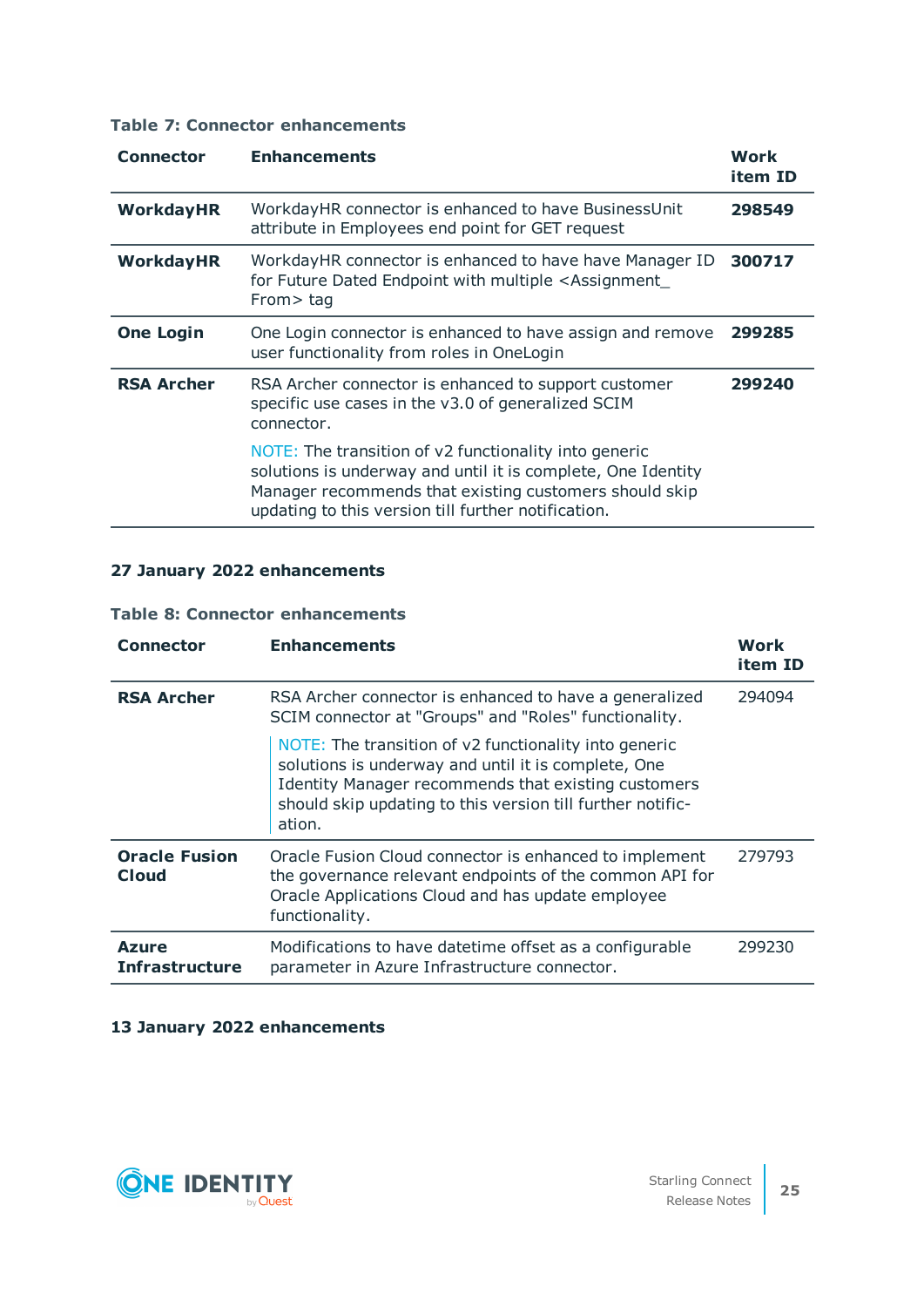**Table 7: Connector enhancements**

| Connector | Enhancements | Work item ID |
|---|---|---|
| **WorkdayHR** | WorkdayHR connector is enhanced to have BusinessUnit attribute in Employees end point for GET request | **298549** |
| **WorkdayHR** | WorkdayHR connector is enhanced to have have Manager ID for Future Dated Endpoint with multiple <Assignment_From> tag | **300717** |
| **One Login** | One Login connector is enhanced to have assign and remove user functionality from roles in OneLogin | **299285** |
| **RSA Archer** | RSA Archer connector is enhanced to support customer specific use cases in the v3.0 of generalized SCIM connector. NOTE: The transition of v2 functionality into generic solutions is underway and until it is complete, One Identity Manager recommends that existing customers should skip updating to this version till further notification. | **299240** |

### 27 January 2022 enhancements

**Table 8: Connector enhancements**

| Connector | Enhancements | Work item ID |
|---|---|---|
| **RSA Archer** | RSA Archer connector is enhanced to have a generalized SCIM connector at "Groups" and "Roles" functionality. NOTE: The transition of v2 functionality into generic solutions is underway and until it is complete, One Identity Manager recommends that existing customers should skip updating to this version till further notification. | 294094 |
| **Oracle Fusion Cloud** | Oracle Fusion Cloud connector is enhanced to implement the governance relevant endpoints of the common API for Oracle Applications Cloud and has update employee functionality. | 279793 |
| **Azure Infrastructure** | Modifications to have datetime offset as a configurable parameter in Azure Infrastructure connector. | 299230 |

### 13 January 2022 enhancements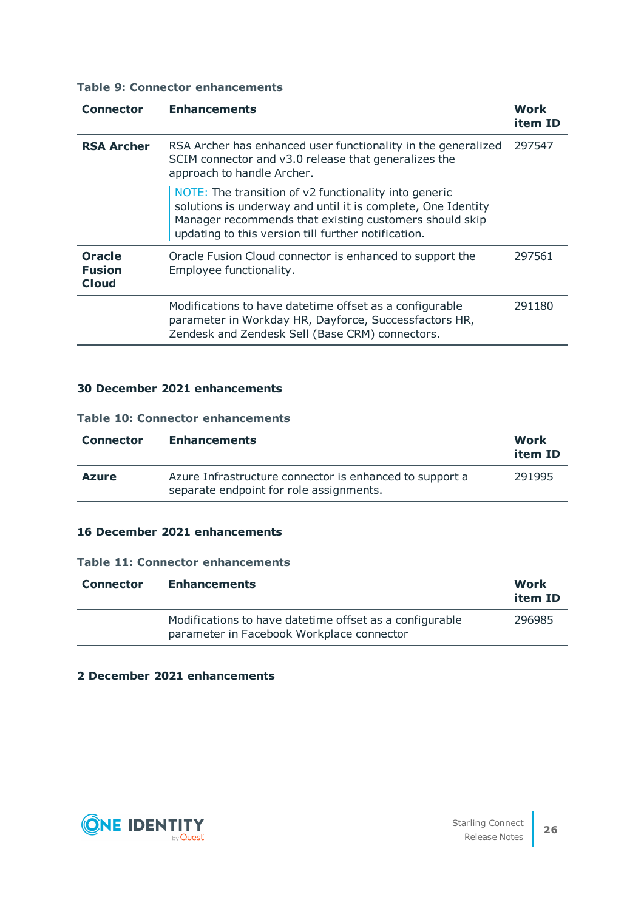**Table 9: Connector enhancements**

| Connector | Enhancements | Work item ID |
|---|---|---|
| **RSA Archer** | RSA Archer has enhanced user functionality in the generalized SCIM connector and v3.0 release that generalizes the approach to handle Archer.<br><br>NOTE: The transition of v2 functionality into generic solutions is underway and until it is complete, One Identity Manager recommends that existing customers should skip updating to this version till further notification. | 297547 |
| **Oracle Fusion Cloud** | Oracle Fusion Cloud connector is enhanced to support the Employee functionality. | 297561 |
| | Modifications to have datetime offset as a configurable parameter in Workday HR, Dayforce, Successfactors HR, Zendesk and Zendesk Sell (Base CRM) connectors. | 291180 |

### 30 December 2021 enhancements

**Table 10: Connector enhancements**

| Connector | Enhancements | Work item ID |
|---|---|---|
| **Azure** | Azure Infrastructure connector is enhanced to support a separate endpoint for role assignments. | 291995 |

### 16 December 2021 enhancements

**Table 11: Connector enhancements**

| Connector | Enhancements | Work item ID |
|---|---|---|
| | Modifications to have datetime offset as a configurable parameter in Facebook Workplace connector | 296985 |

### 2 December 2021 enhancements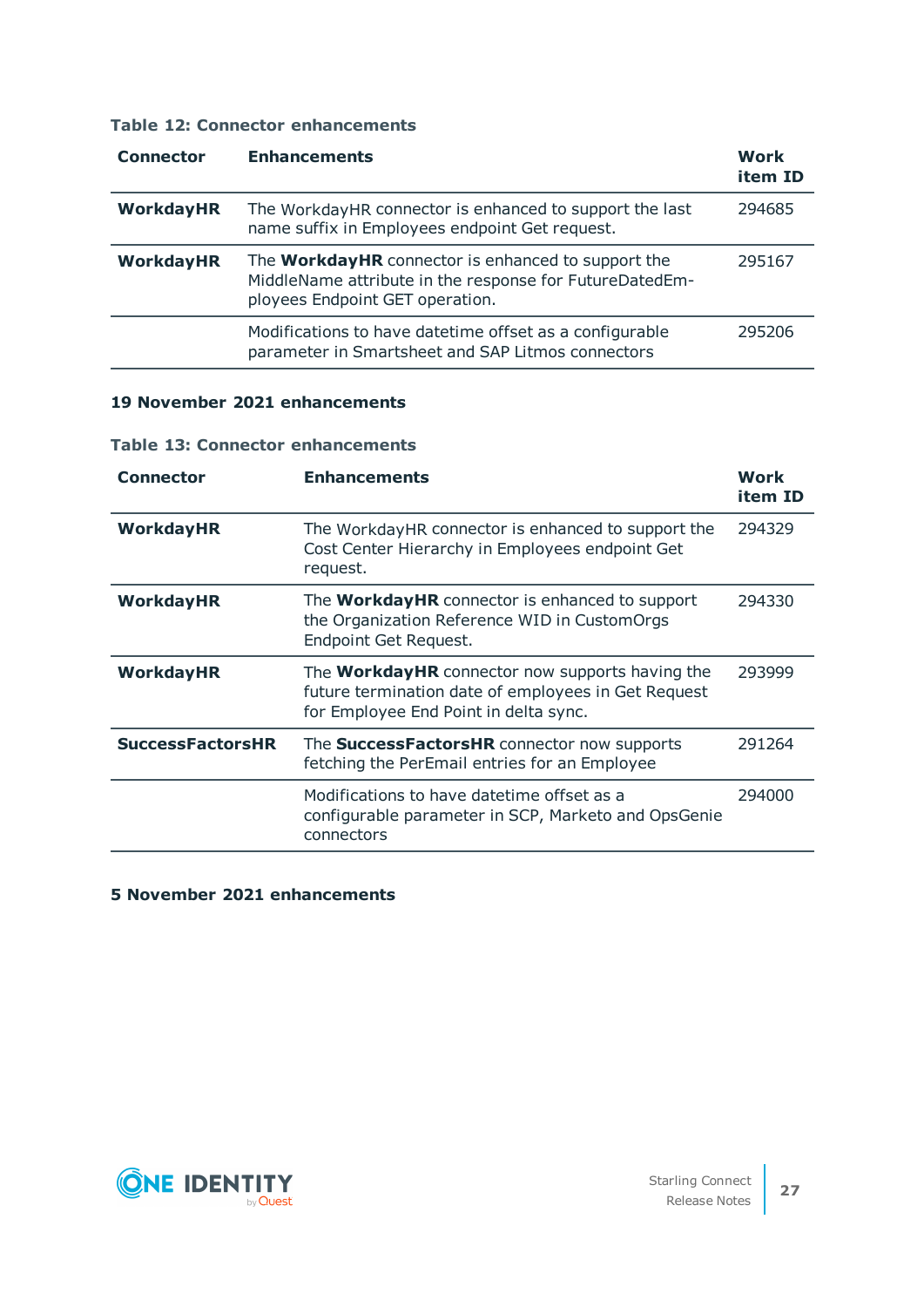**Table 12: Connector enhancements**

| Connector | Enhancements | Work item ID |
|---|---|---|
| **WorkdayHR** | The WorkdayHR connector is enhanced to support the last name suffix in Employees endpoint Get request. | 294685 |
| **WorkdayHR** | The **WorkdayHR** connector is enhanced to support the MiddleName attribute in the response for FutureDatedEmployees Endpoint GET operation. | 295167 |
| | Modifications to have datetime offset as a configurable parameter in Smartsheet and SAP Litmos connectors | 295206 |

**19 November 2021 enhancements**

**Table 13: Connector enhancements**

| Connector | Enhancements | Work item ID |
|---|---|---|
| **WorkdayHR** | The WorkdayHR connector is enhanced to support the Cost Center Hierarchy in Employees endpoint Get request. | 294329 |
| **WorkdayHR** | The **WorkdayHR** connector is enhanced to support the Organization Reference WID in CustomOrgs Endpoint Get Request. | 294330 |
| **WorkdayHR** | The **WorkdayHR** connector now supports having the future termination date of employees in Get Request for Employee End Point in delta sync. | 293999 |
| **SuccessFactorsHR** | The **SuccessFactorsHR** connector now supports fetching the PerEmail entries for an Employee | 291264 |
| | Modifications to have datetime offset as a configurable parameter in SCP, Marketo and OpsGenie connectors | 294000 |

**5 November 2021 enhancements**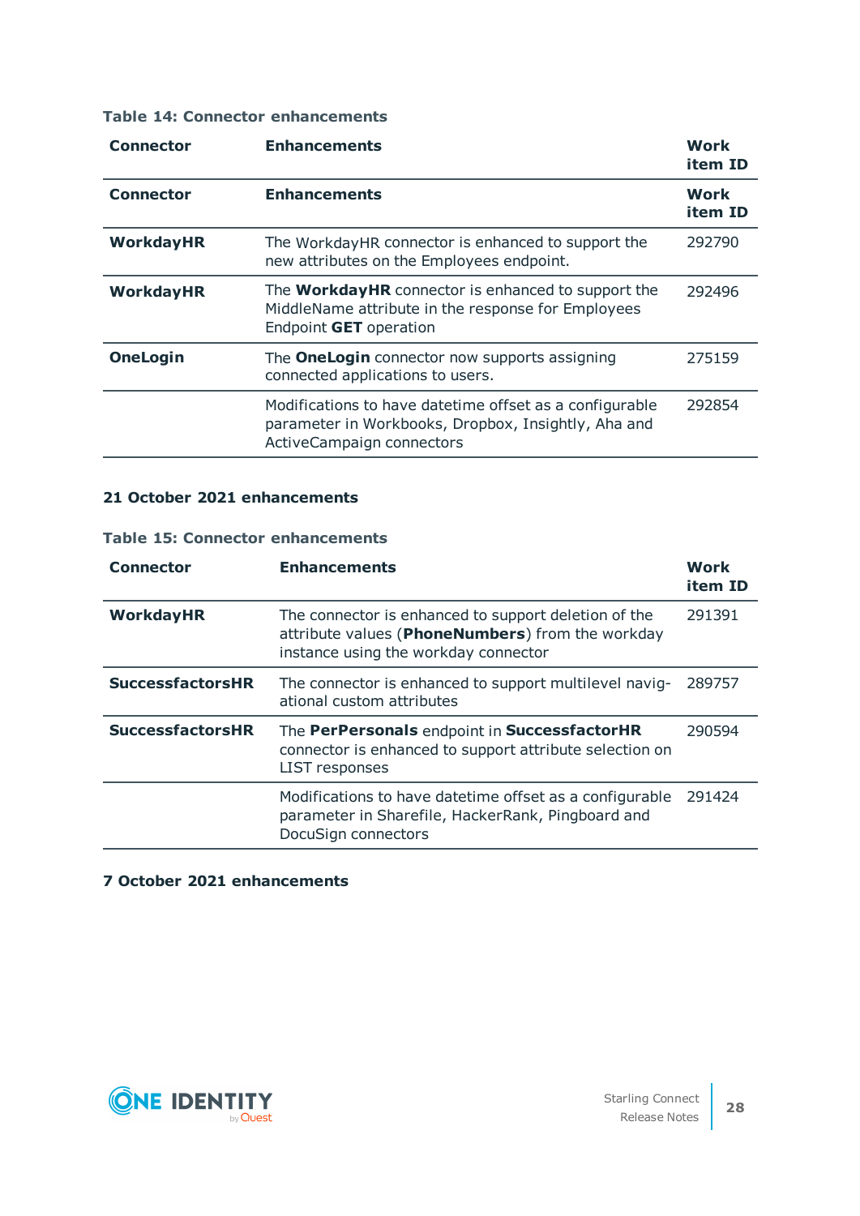**Table 14: Connector enhancements**

| Connector | Enhancements | Work item ID |
|---|---|---|
| **Connector** | **Enhancements** | **Work item ID** |
| **WorkdayHR** | The WorkdayHR connector is enhanced to support the new attributes on the Employees endpoint. | 292790 |
| **WorkdayHR** | The **WorkdayHR** connector is enhanced to support the MiddleName attribute in the response for Employees Endpoint **GET** operation | 292496 |
| **OneLogin** | The **OneLogin** connector now supports assigning connected applications to users. | 275159 |
| | Modifications to have datetime offset as a configurable parameter in Workbooks, Dropbox, Insightly, Aha and ActiveCampaign connectors | 292854 |

### 21 October 2021 enhancements

**Table 15: Connector enhancements**

| Connector | Enhancements | Work item ID |
|---|---|---|
| **WorkdayHR** | The connector is enhanced to support deletion of the attribute values (**PhoneNumbers**) from the workday instance using the workday connector | 291391 |
| **SuccessfactorsHR** | The connector is enhanced to support multilevel navigational custom attributes | 289757 |
| **SuccessfactorsHR** | The **PerPersonals** endpoint in **SuccessfactorHR** connector is enhanced to support attribute selection on LIST responses | 290594 |
| | Modifications to have datetime offset as a configurable parameter in Sharefile, HackerRank, Pingboard and DocuSign connectors | 291424 |

### 7 October 2021 enhancements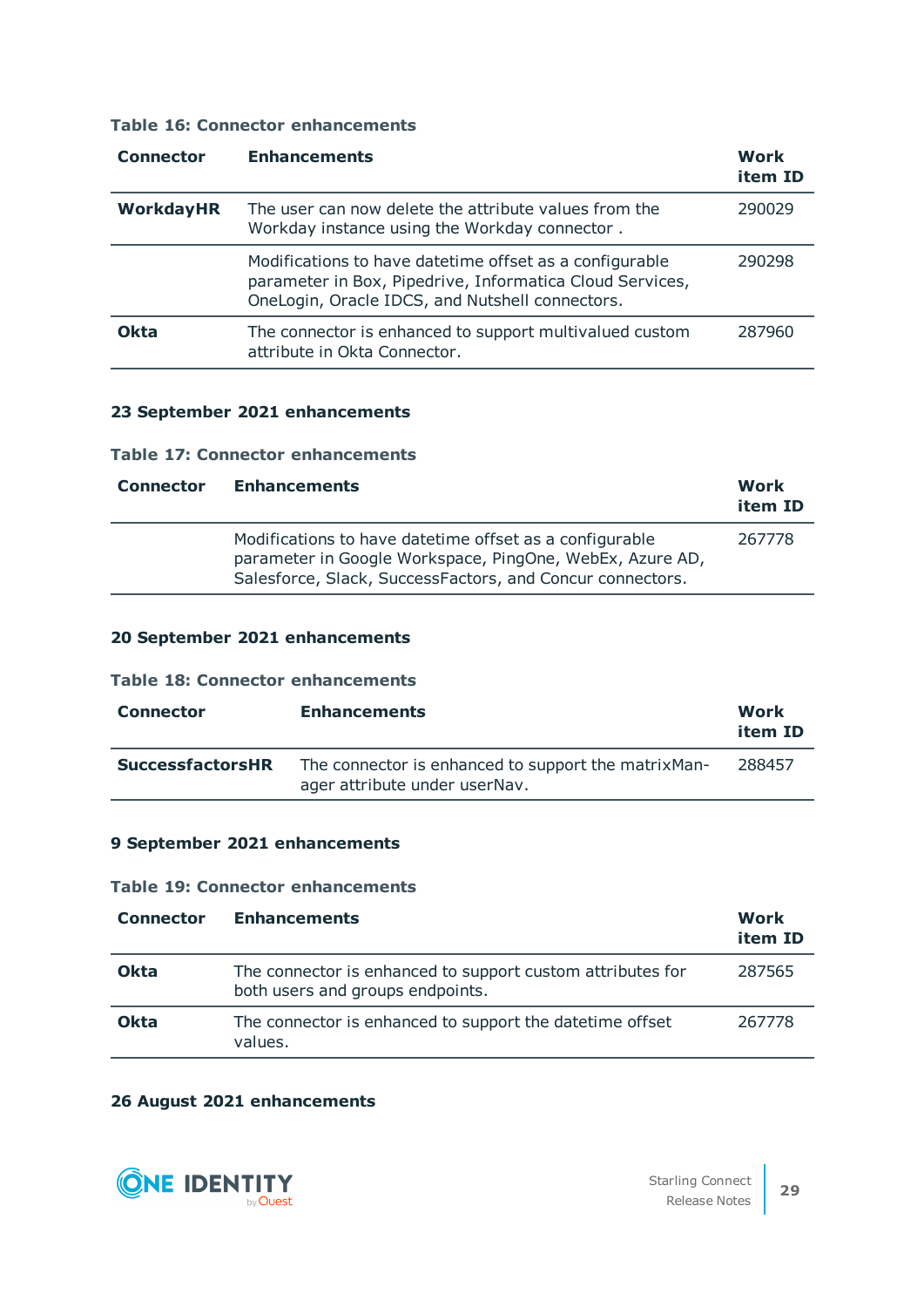**Table 16: Connector enhancements**

| Connector | Enhancements | Work item ID |
|---|---|---|
| **WorkdayHR** | The user can now delete the attribute values from the Workday instance using the Workday connector . | 290029 |
| | Modifications to have datetime offset as a configurable parameter in Box, Pipedrive, Informatica Cloud Services, OneLogin, Oracle IDCS, and Nutshell connectors. | 290298 |
| **Okta** | The connector is enhanced to support multivalued custom attribute in Okta Connector. | 287960 |

### 23 September 2021 enhancements

**Table 17: Connector enhancements**

| Connector | Enhancements | Work item ID |
|---|---|---|
| | Modifications to have datetime offset as a configurable parameter in Google Workspace, PingOne, WebEx, Azure AD, Salesforce, Slack, SuccessFactors, and Concur connectors. | 267778 |

### 20 September 2021 enhancements

**Table 18: Connector enhancements**

| Connector | Enhancements | Work item ID |
|---|---|---|
| **SuccessfactorsHR** | The connector is enhanced to support the matrixManager attribute under userNav. | 288457 |

### 9 September 2021 enhancements

**Table 19: Connector enhancements**

| Connector | Enhancements | Work item ID |
|---|---|---|
| **Okta** | The connector is enhanced to support custom attributes for both users and groups endpoints. | 287565 |
| **Okta** | The connector is enhanced to support the datetime offset values. | 267778 |

### 26 August 2021 enhancements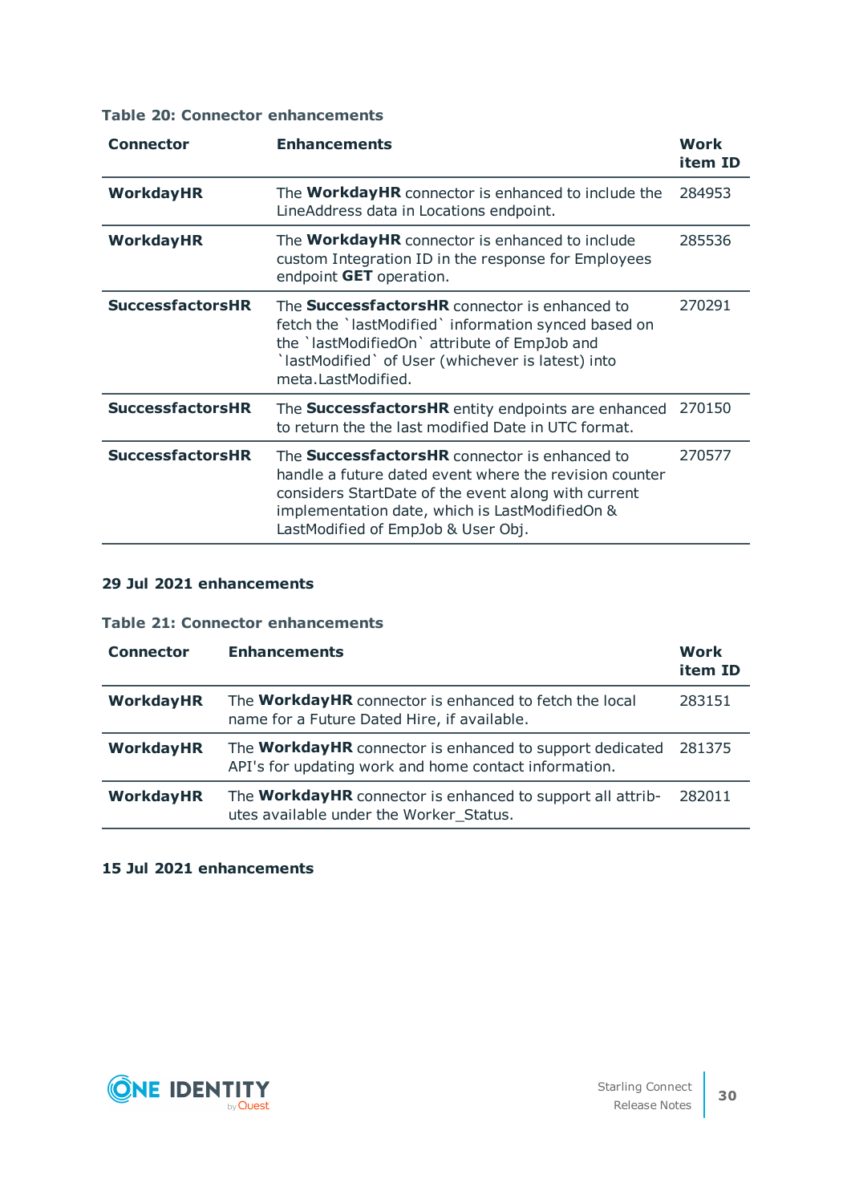**Table 20: Connector enhancements**

| Connector | Enhancements | Work item ID |
|---|---|---|
| **WorkdayHR** | The **WorkdayHR** connector is enhanced to include the LineAddress data in Locations endpoint. | 284953 |
| **WorkdayHR** | The **WorkdayHR** connector is enhanced to include custom Integration ID in the response for Employees endpoint **GET** operation. | 285536 |
| **SuccessfactorsHR** | The **SuccessfactorsHR** connector is enhanced to fetch the `lastModified` information synced based on the `lastModifiedOn` attribute of EmpJob and `lastModified` of User (whichever is latest) into meta.LastModified. | 270291 |
| **SuccessfactorsHR** | The **SuccessfactorsHR** entity endpoints are enhanced to return the the last modified Date in UTC format. | 270150 |
| **SuccessfactorsHR** | The **SuccessfactorsHR** connector is enhanced to handle a future dated event where the revision counter considers StartDate of the event along with current implementation date, which is LastModifiedOn & LastModified of EmpJob & User Obj. | 270577 |

### 29 Jul 2021 enhancements

**Table 21: Connector enhancements**

| Connector | Enhancements | Work item ID |
|---|---|---|
| **WorkdayHR** | The **WorkdayHR** connector is enhanced to fetch the local name for a Future Dated Hire, if available. | 283151 |
| **WorkdayHR** | The **WorkdayHR** connector is enhanced to support dedicated API's for updating work and home contact information. | 281375 |
| **WorkdayHR** | The **WorkdayHR** connector is enhanced to support all attributes available under the Worker_Status. | 282011 |

### 15 Jul 2021 enhancements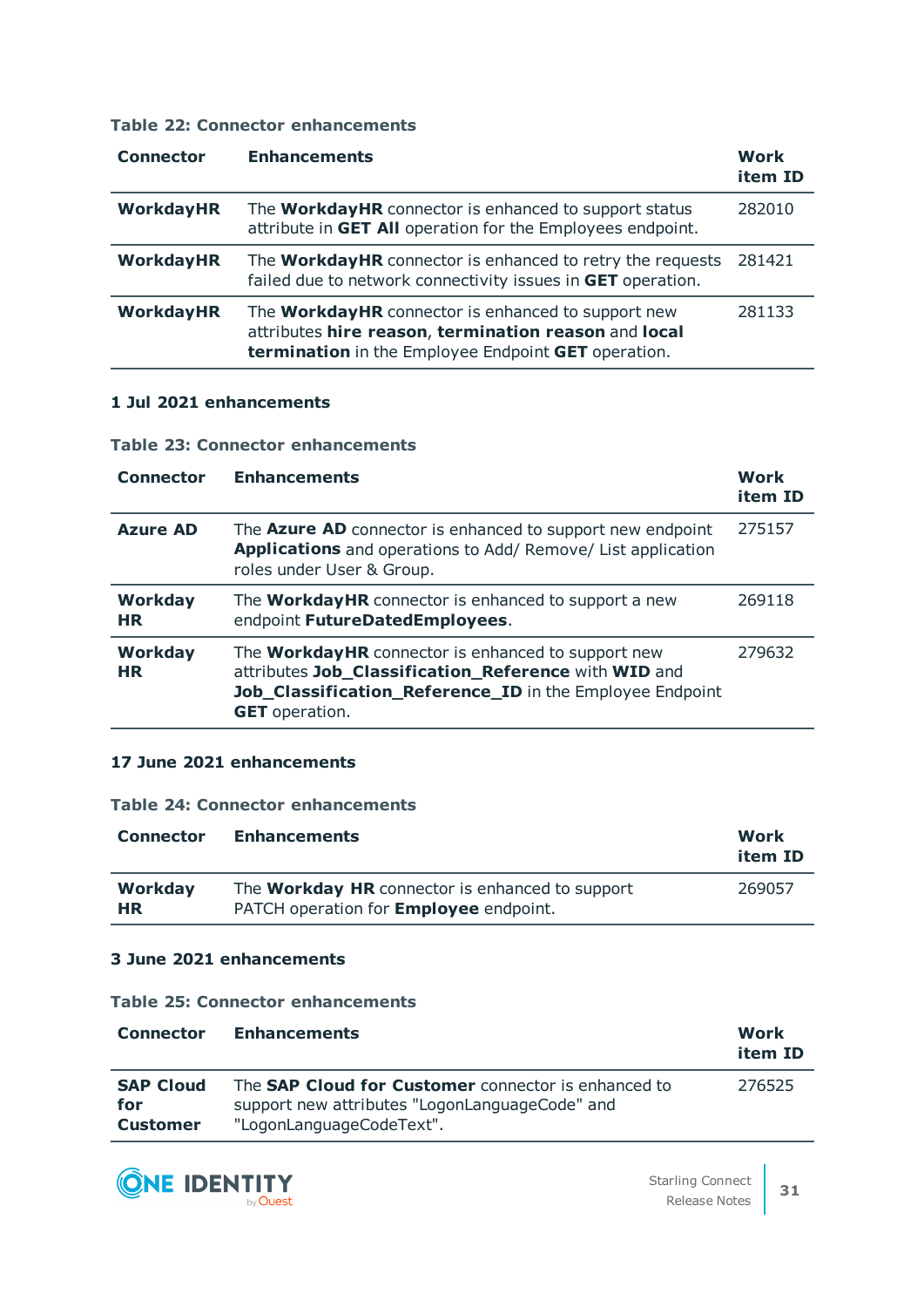**Table 22: Connector enhancements**

| Connector | Enhancements | Work item ID |
|---|---|---|
| **WorkdayHR** | The **WorkdayHR** connector is enhanced to support status attribute in **GET All** operation for the Employees endpoint. | 282010 |
| **WorkdayHR** | The **WorkdayHR** connector is enhanced to retry the requests failed due to network connectivity issues in **GET** operation. | 281421 |
| **WorkdayHR** | The **WorkdayHR** connector is enhanced to support new attributes **hire reason**, **termination reason** and **local termination** in the Employee Endpoint **GET** operation. | 281133 |

### 1 Jul 2021 enhancements

**Table 23: Connector enhancements**

| Connector | Enhancements | Work item ID |
|---|---|---|
| **Azure AD** | The **Azure AD** connector is enhanced to support new endpoint **Applications** and operations to Add/ Remove/ List application roles under User & Group. | 275157 |
| **Workday HR** | The **WorkdayHR** connector is enhanced to support a new endpoint **FutureDatedEmployees**. | 269118 |
| **Workday HR** | The **WorkdayHR** connector is enhanced to support new attributes **Job_Classification_Reference** with **WID** and **Job_Classification_Reference_ID** in the Employee Endpoint **GET** operation. | 279632 |

### 17 June 2021 enhancements

**Table 24: Connector enhancements**

| Connector | Enhancements | Work item ID |
|---|---|---|
| **Workday HR** | The **Workday HR** connector is enhanced to support PATCH operation for **Employee** endpoint. | 269057 |

### 3 June 2021 enhancements

**Table 25: Connector enhancements**

| Connector | Enhancements | Work item ID |
|---|---|---|
| **SAP Cloud for Customer** | The **SAP Cloud for Customer** connector is enhanced to support new attributes "LogonLanguageCode" and "LogonLanguageCodeText". | 276525 |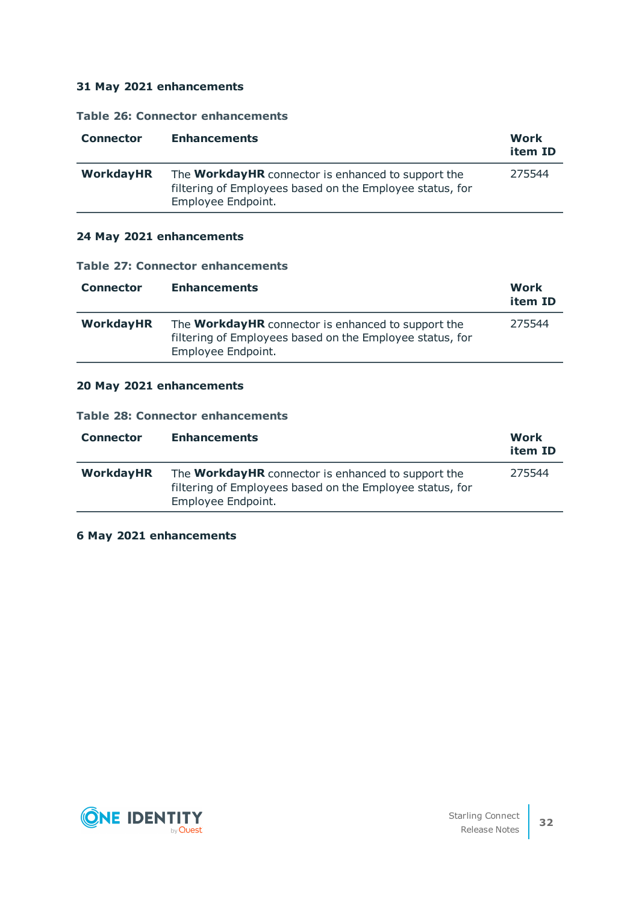### 31 May 2021 enhancements

**Table 26: Connector enhancements**

| Connector | Enhancements | Work item ID |
|---|---|---|
| **WorkdayHR** | The **WorkdayHR** connector is enhanced to support the filtering of Employees based on the Employee status, for Employee Endpoint. | 275544 |

### 24 May 2021 enhancements

**Table 27: Connector enhancements**

| Connector | Enhancements | Work item ID |
|---|---|---|
| **WorkdayHR** | The **WorkdayHR** connector is enhanced to support the filtering of Employees based on the Employee status, for Employee Endpoint. | 275544 |

### 20 May 2021 enhancements

**Table 28: Connector enhancements**

| Connector | Enhancements | Work item ID |
|---|---|---|
| **WorkdayHR** | The **WorkdayHR** connector is enhanced to support the filtering of Employees based on the Employee status, for Employee Endpoint. | 275544 |

### 6 May 2021 enhancements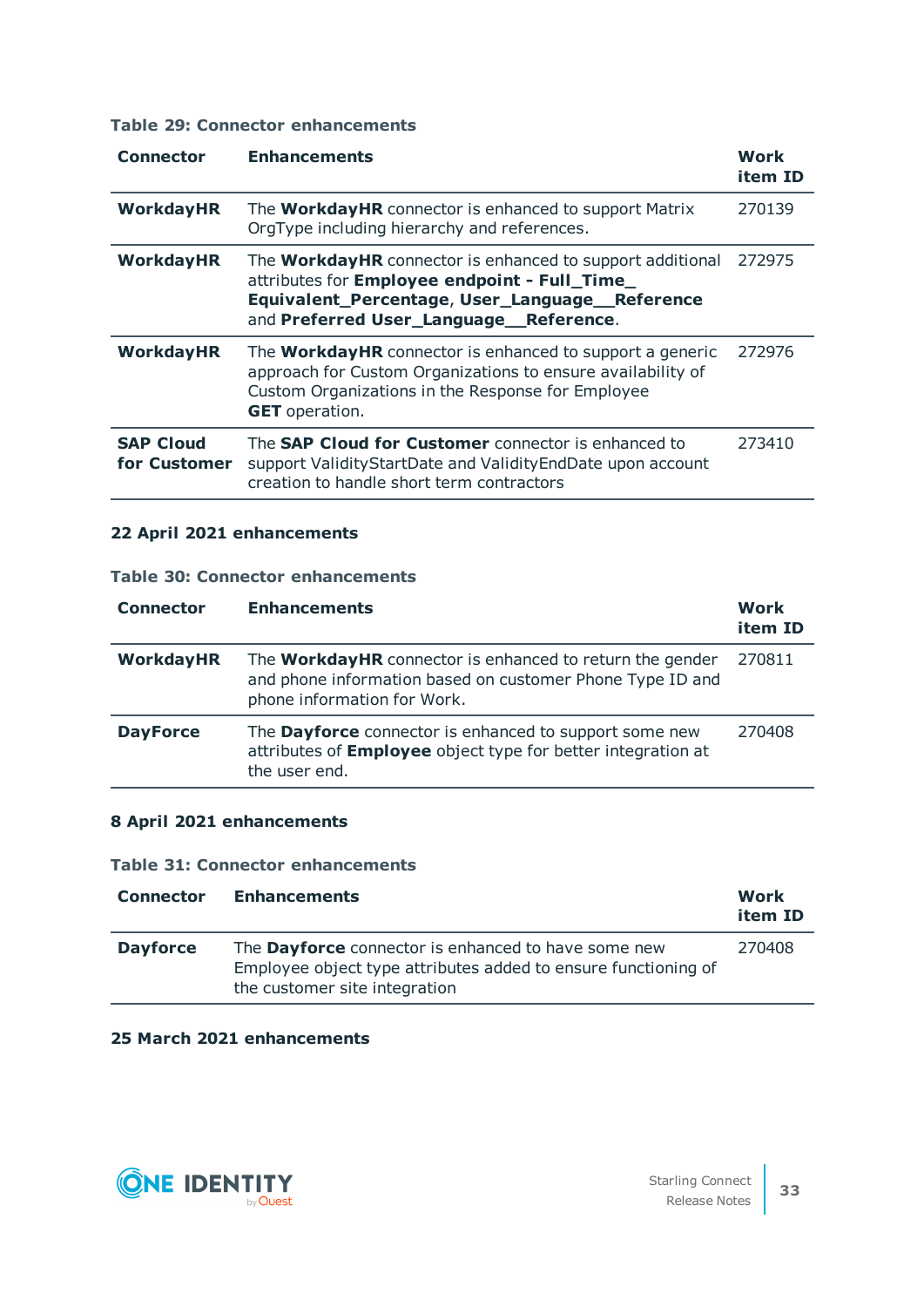**Table 29: Connector enhancements**

| Connector | Enhancements | Work item ID |
|---|---|---|
| **WorkdayHR** | The **WorkdayHR** connector is enhanced to support Matrix OrgType including hierarchy and references. | 270139 |
| **WorkdayHR** | The **WorkdayHR** connector is enhanced to support additional attributes for **Employee endpoint - Full_Time_ Equivalent_Percentage**, **User_Language__Reference** and **Preferred User_Language__Reference**. | 272975 |
| **WorkdayHR** | The **WorkdayHR** connector is enhanced to support a generic approach for Custom Organizations to ensure availability of Custom Organizations in the Response for Employee **GET** operation. | 272976 |
| **SAP Cloud for Customer** | The **SAP Cloud for Customer** connector is enhanced to support ValidityStartDate and ValidityEndDate upon account creation to handle short term contractors | 273410 |

### 22 April 2021 enhancements

**Table 30: Connector enhancements**

| Connector | Enhancements | Work item ID |
|---|---|---|
| **WorkdayHR** | The **WorkdayHR** connector is enhanced to return the gender and phone information based on customer Phone Type ID and phone information for Work. | 270811 |
| **DayForce** | The **Dayforce** connector is enhanced to support some new attributes of **Employee** object type for better integration at the user end. | 270408 |

### 8 April 2021 enhancements

**Table 31: Connector enhancements**

| Connector | Enhancements | Work item ID |
|---|---|---|
| **Dayforce** | The **Dayforce** connector is enhanced to have some new Employee object type attributes added to ensure functioning of the customer site integration | 270408 |

### 25 March 2021 enhancements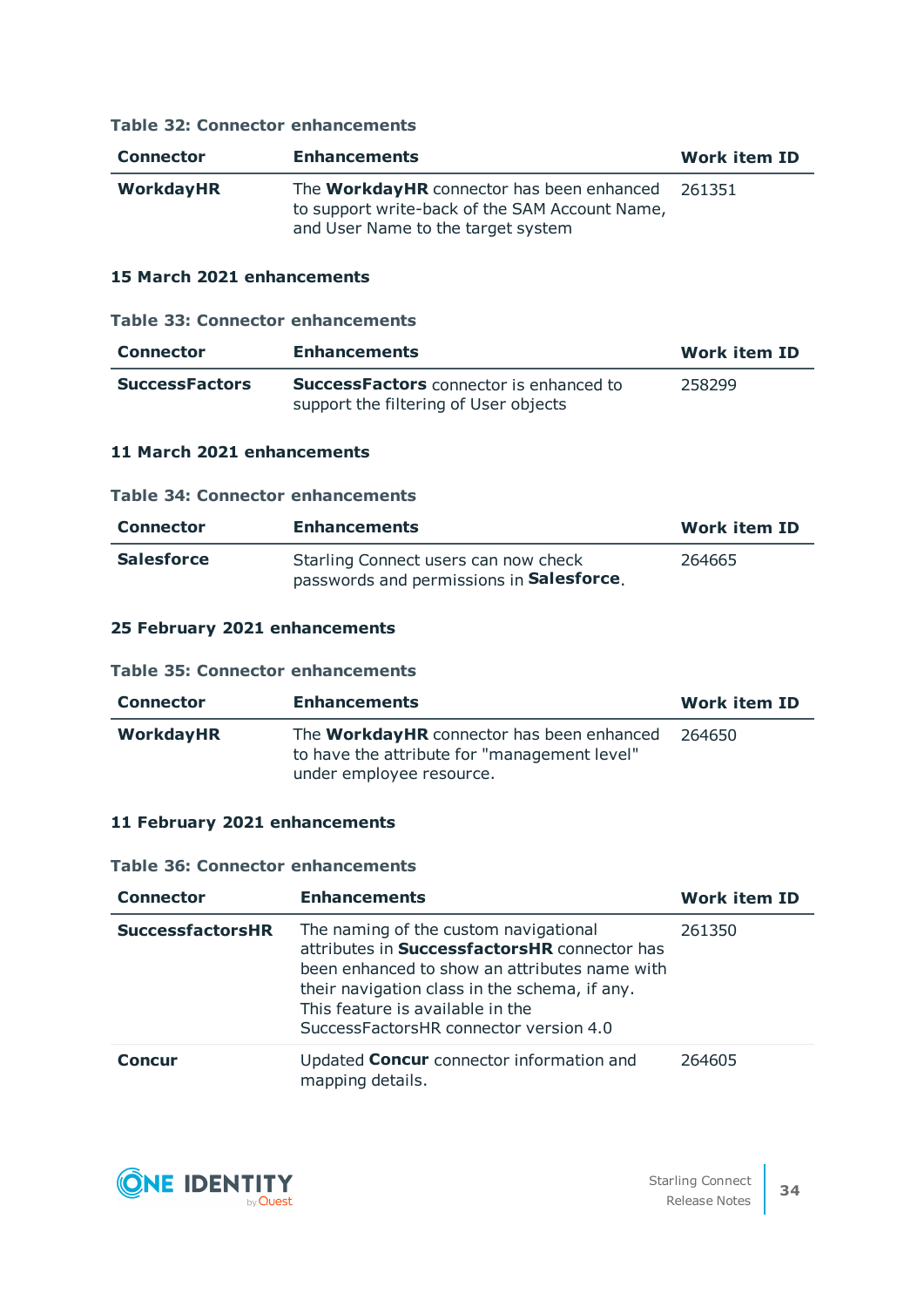**Table 32: Connector enhancements**

| Connector | Enhancements | Work item ID |
|---|---|---|
| **WorkdayHR** | The **WorkdayHR** connector has been enhanced to support write-back of the SAM Account Name, and User Name to the target system | 261351 |

### 15 March 2021 enhancements

**Table 33: Connector enhancements**

| Connector | Enhancements | Work item ID |
|---|---|---|
| **SuccessFactors** | **SuccessFactors** connector is enhanced to support the filtering of User objects | 258299 |

### 11 March 2021 enhancements

**Table 34: Connector enhancements**

| Connector | Enhancements | Work item ID |
|---|---|---|
| **Salesforce** | Starling Connect users can now check passwords and permissions in **Salesforce**. | 264665 |

### 25 February 2021 enhancements

**Table 35: Connector enhancements**

| Connector | Enhancements | Work item ID |
|---|---|---|
| **WorkdayHR** | The **WorkdayHR** connector has been enhanced to have the attribute for "management level" under employee resource. | 264650 |

### 11 February 2021 enhancements

**Table 36: Connector enhancements**

| Connector | Enhancements | Work item ID |
|---|---|---|
| **SuccessfactorsHR** | The naming of the custom navigational attributes in **SuccessfactorsHR** connector has been enhanced to show an attributes name with their navigation class in the schema, if any. This feature is available in the SuccessFactorsHR connector version 4.0 | 261350 |
| **Concur** | Updated **Concur** connector information and mapping details. | 264605 |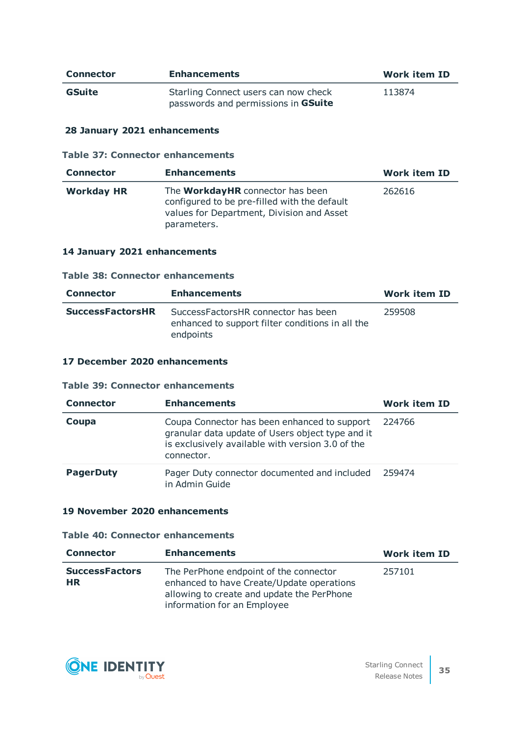| Connector | Enhancements | Work item ID |
| --- | --- | --- |
| **GSuite** | Starling Connect users can now check passwords and permissions in **GSuite** | 113874 |

### 28 January 2021 enhancements

**Table 37: Connector enhancements**

| Connector | Enhancements | Work item ID |
| --- | --- | --- |
| **Workday HR** | The **WorkdayHR** connector has been configured to be pre-filled with the default values for Department, Division and Asset parameters. | 262616 |

### 14 January 2021 enhancements

**Table 38: Connector enhancements**

| Connector | Enhancements | Work item ID |
| --- | --- | --- |
| **SuccessFactorsHR** | SuccessFactorsHR connector has been enhanced to support filter conditions in all the endpoints | 259508 |

### 17 December 2020 enhancements

**Table 39: Connector enhancements**

| Connector | Enhancements | Work item ID |
| --- | --- | --- |
| **Coupa** | Coupa Connector has been enhanced to support granular data update of Users object type and it is exclusively available with version 3.0 of the connector. | 224766 |
| **PagerDuty** | Pager Duty connector documented and included in Admin Guide | 259474 |

### 19 November 2020 enhancements

**Table 40: Connector enhancements**

| Connector | Enhancements | Work item ID |
| --- | --- | --- |
| **SuccessFactors HR** | The PerPhone endpoint of the connector enhanced to have Create/Update operations allowing to create and update the PerPhone information for an Employee | 257101 |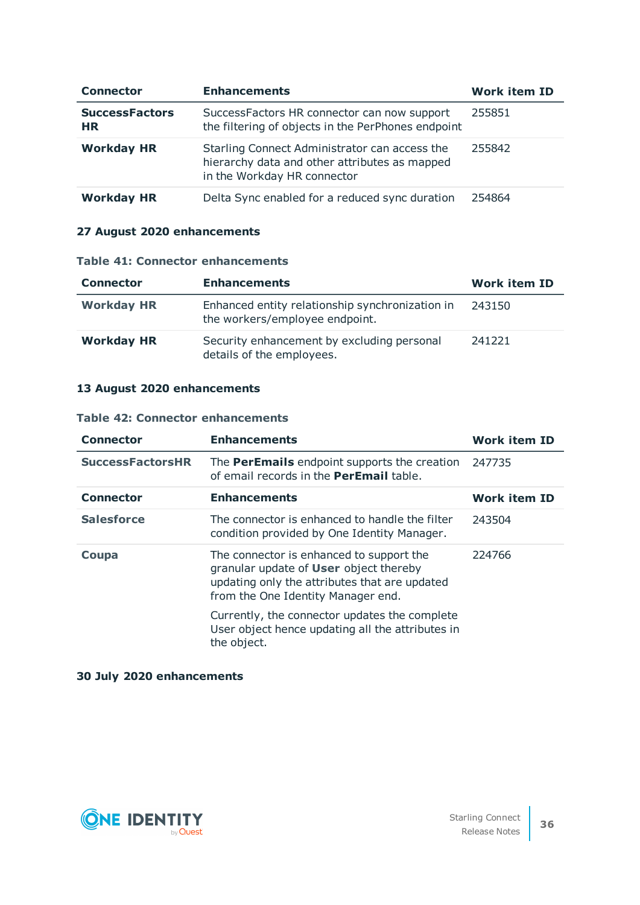| Connector | Enhancements | Work item ID |
|---|---|---|
| **SuccessFactors HR** | SuccessFactors HR connector can now support the filtering of objects in the PerPhones endpoint | 255851 |
| **Workday HR** | Starling Connect Administrator can access the hierarchy data and other attributes as mapped in the Workday HR connector | 255842 |
| **Workday HR** | Delta Sync enabled for a reduced sync duration | 254864 |

**27 August 2020 enhancements**

**Table 41: Connector enhancements**

| Connector | Enhancements | Work item ID |
|---|---|---|
| **Workday HR** | Enhanced entity relationship synchronization in the workers/employee endpoint. | 243150 |
| **Workday HR** | Security enhancement by excluding personal details of the employees. | 241221 |

**13 August 2020 enhancements**

**Table 42: Connector enhancements**

| Connector | Enhancements | Work item ID |
|---|---|---|
| **SuccessFactorsHR** | The **PerEmails** endpoint supports the creation of email records in the **PerEmail** table. | 247735 |
| **Connector** | **Enhancements** | **Work item ID** |
| **Salesforce** | The connector is enhanced to handle the filter condition provided by One Identity Manager. | 243504 |
| **Coupa** | The connector is enhanced to support the granular update of **User** object thereby updating only the attributes that are updated from the One Identity Manager end.<br><br>Currently, the connector updates the complete User object hence updating all the attributes in the object. | 224766 |

**30 July 2020 enhancements**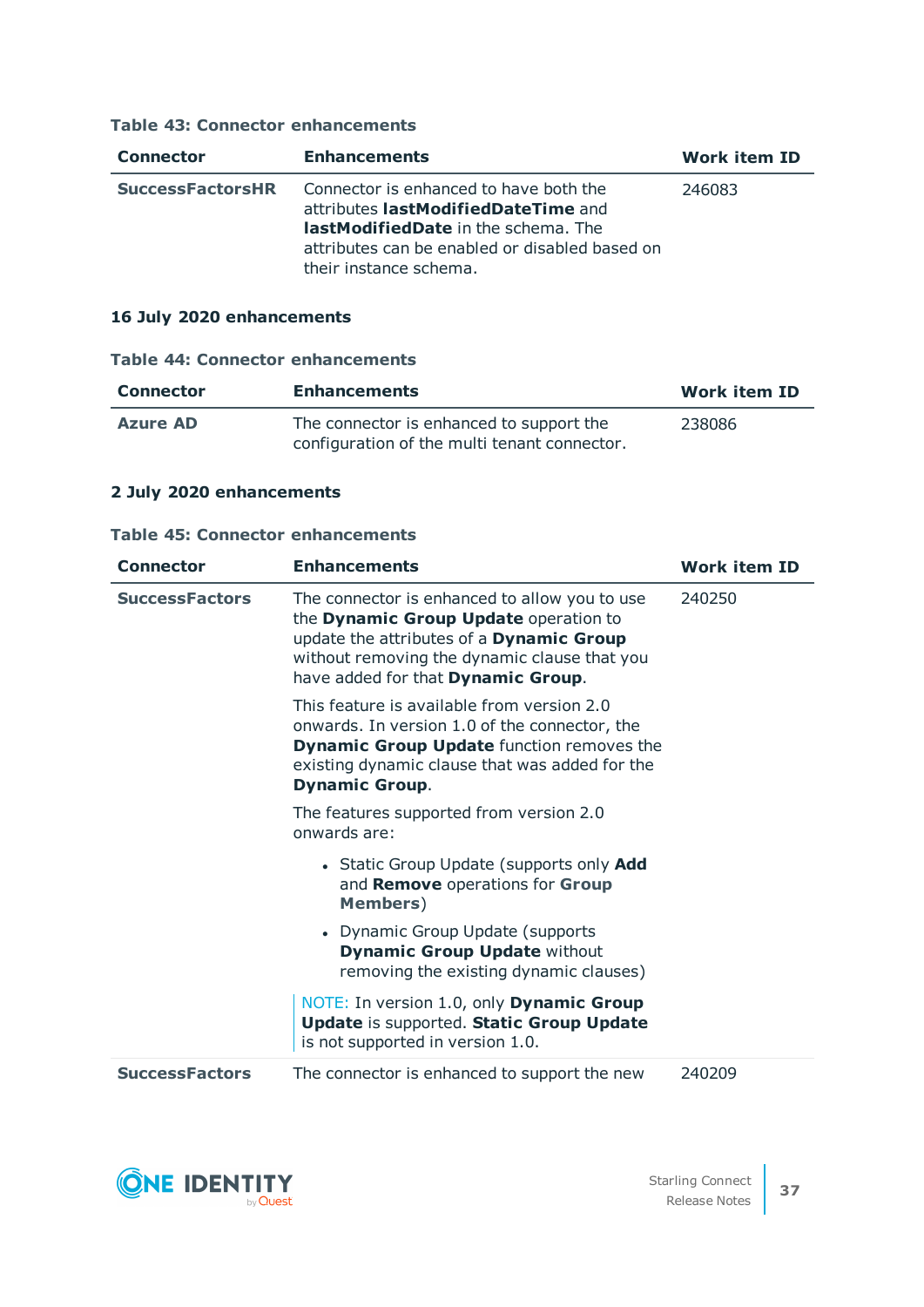**Table 43: Connector enhancements**

| Connector | Enhancements | Work item ID |
|---|---|---|
| **SuccessFactorsHR** | Connector is enhanced to have both the attributes **lastModifiedDateTime** and **lastModifiedDate** in the schema. The attributes can be enabled or disabled based on their instance schema. | 246083 |

### 16 July 2020 enhancements

**Table 44: Connector enhancements**

| Connector | Enhancements | Work item ID |
|---|---|---|
| **Azure AD** | The connector is enhanced to support the configuration of the multi tenant connector. | 238086 |

### 2 July 2020 enhancements

**Table 45: Connector enhancements**

| Connector | Enhancements | Work item ID |
|---|---|---|
| **SuccessFactors** | The connector is enhanced to allow you to use the **Dynamic Group Update** operation to update the attributes of a **Dynamic Group** without removing the dynamic clause that you have added for that **Dynamic Group**.<br><br>This feature is available from version 2.0 onwards. In version 1.0 of the connector, the **Dynamic Group Update** function removes the existing dynamic clause that was added for the **Dynamic Group**.<br><br>The features supported from version 2.0 onwards are:<br>• Static Group Update (supports only **Add** and **Remove** operations for **Group Members**)<br>• Dynamic Group Update (supports **Dynamic Group Update** without removing the existing dynamic clauses)<br><br>NOTE: In version 1.0, only **Dynamic Group Update** is supported. **Static Group Update** is not supported in version 1.0. | 240250 |
| **SuccessFactors** | The connector is enhanced to support the new | 240209 |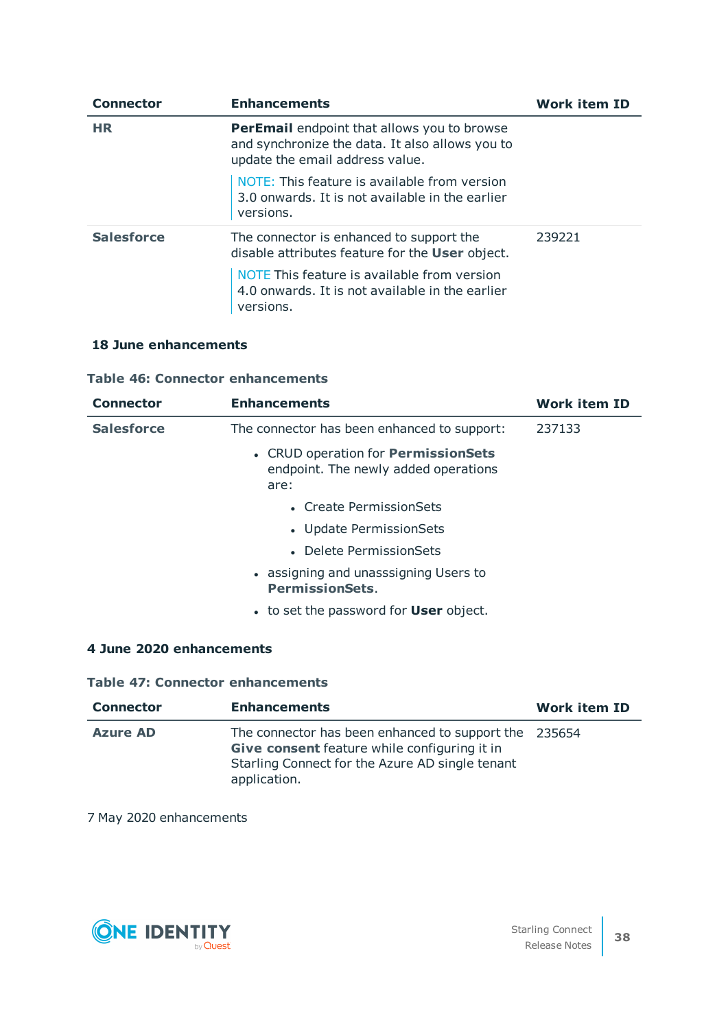| Connector | Enhancements | Work item ID |
|---|---|---|
| **HR** | **PerEmail** endpoint that allows you to browse and synchronize the data. It also allows you to update the email address value.<br><br>NOTE: This feature is available from version 3.0 onwards. It is not available in the earlier versions. | |
| **Salesforce** | The connector is enhanced to support the disable attributes feature for the **User** object.<br><br>NOTE This feature is available from version 4.0 onwards. It is not available in the earlier versions. | 239221 |

**18 June enhancements**

**Table 46: Connector enhancements**

| Connector | Enhancements | Work item ID |
|---|---|---|
| **Salesforce** | The connector has been enhanced to support:<br>• CRUD operation for **PermissionSets** endpoint. The newly added operations are:<br>  • Create PermissionSets<br>  • Update PermissionSets<br>  • Delete PermissionSets<br>• assigning and unasssigning Users to **PermissionSets**.<br>• to set the password for **User** object. | 237133 |

**4 June 2020 enhancements**

**Table 47: Connector enhancements**

| Connector | Enhancements | Work item ID |
|---|---|---|
| **Azure AD** | The connector has been enhanced to support the **Give consent** feature while configuring it in Starling Connect for the Azure AD single tenant application. | 235654 |

7 May 2020 enhancements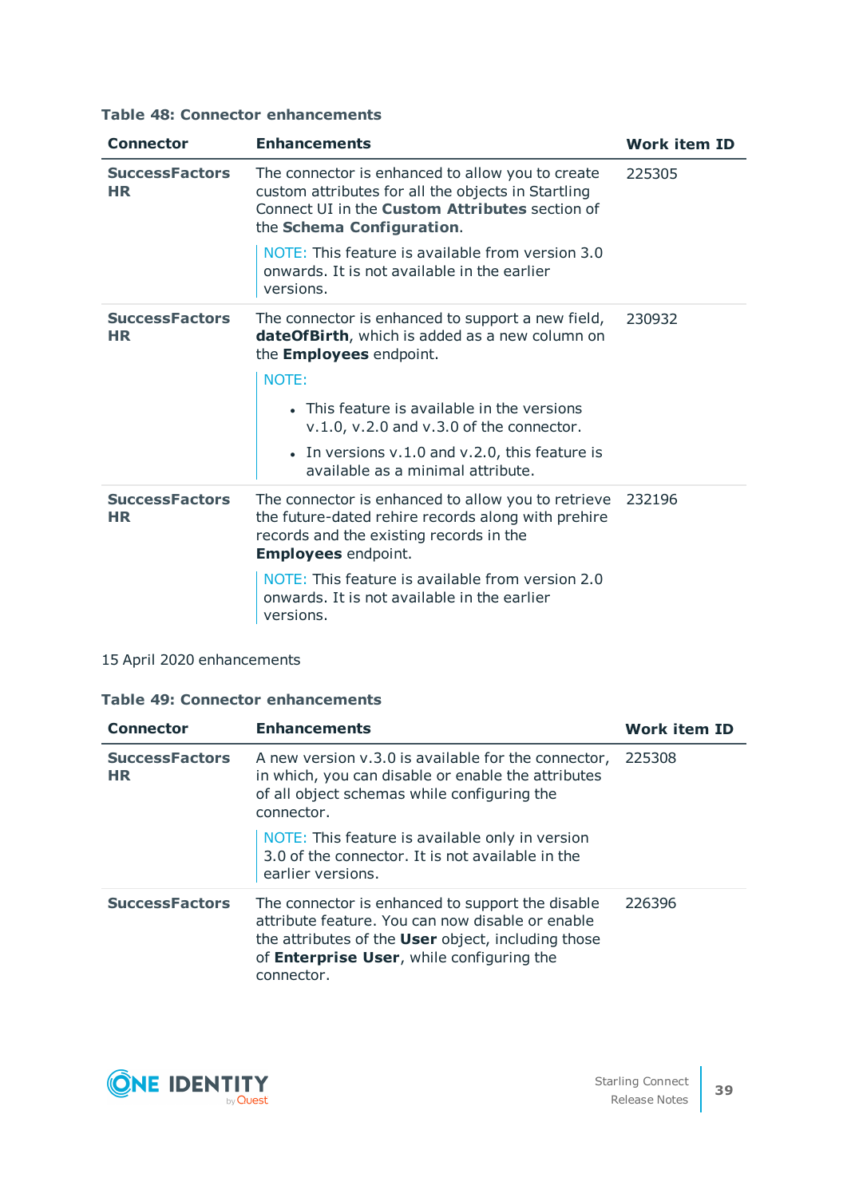**Table 48: Connector enhancements**

| Connector | Enhancements | Work item ID |
|---|---|---|
| **SuccessFactors HR** | The connector is enhanced to allow you to create custom attributes for all the objects in Starling Connect UI in the **Custom Attributes** section of the **Schema Configuration**.<br><br>NOTE: This feature is available from version 3.0 onwards. It is not available in the earlier versions. | 225305 |
| **SuccessFactors HR** | The connector is enhanced to support a new field, **dateOfBirth**, which is added as a new column on the **Employees** endpoint.<br><br>NOTE:<br><br>- This feature is available in the versions v.1.0, v.2.0 and v.3.0 of the connector.<br>- In versions v.1.0 and v.2.0, this feature is available as a minimal attribute. | 230932 |
| **SuccessFactors HR** | The connector is enhanced to allow you to retrieve the future-dated rehire records along with prehire records and the existing records in the **Employees** endpoint.<br><br>NOTE: This feature is available from version 2.0 onwards. It is not available in the earlier versions. | 232196 |

15 April 2020 enhancements

**Table 49: Connector enhancements**

| Connector | Enhancements | Work item ID |
|---|---|---|
| **SuccessFactors HR** | A new version v.3.0 is available for the connector, in which, you can disable or enable the attributes of all object schemas while configuring the connector.<br><br>NOTE: This feature is available only in version 3.0 of the connector. It is not available in the earlier versions. | 225308 |
| **SuccessFactors** | The connector is enhanced to support the disable attribute feature. You can now disable or enable the attributes of the **User** object, including those of **Enterprise User**, while configuring the connector. | 226396 |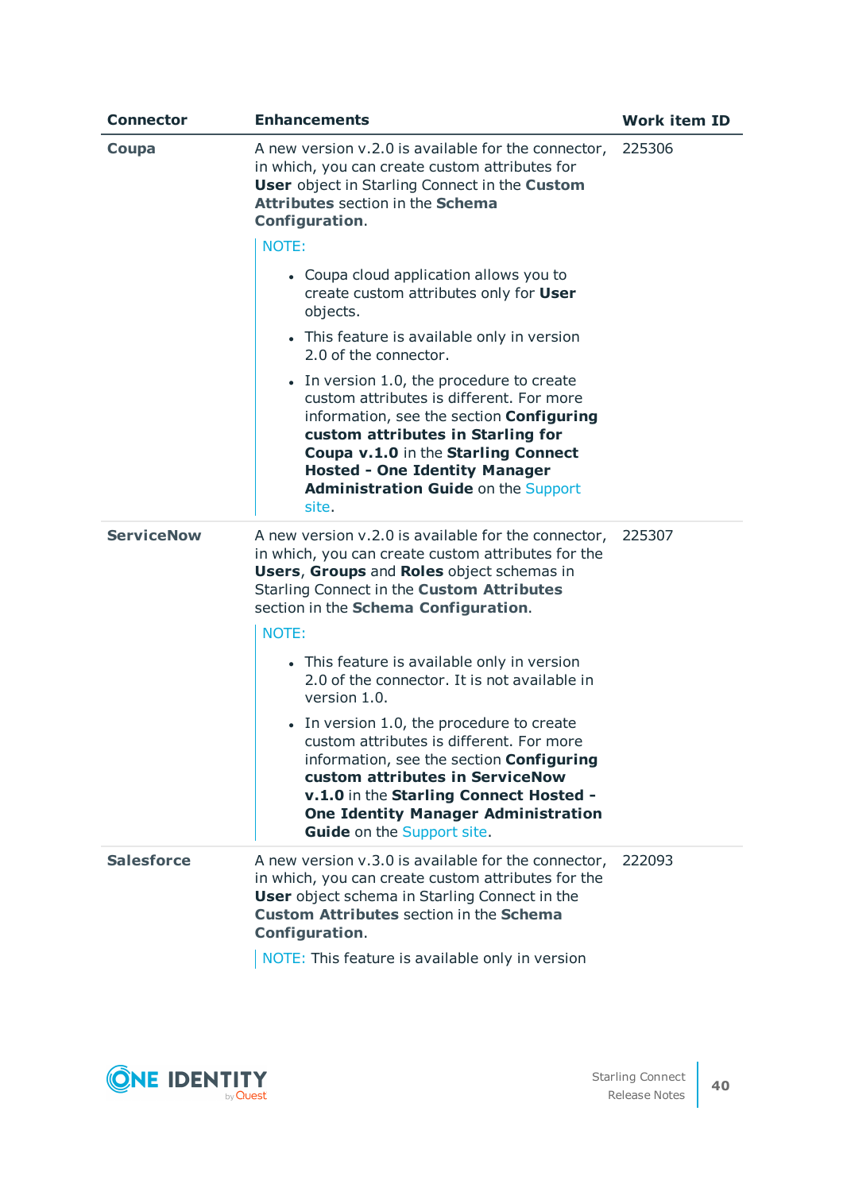| Connector | Enhancements | Work item ID |
|---|---|---|
| **Coupa** | A new version v.2.0 is available for the connector, in which, you can create custom attributes for **User** object in Starling Connect in the **Custom Attributes** section in the **Schema Configuration**.<br><br>NOTE:<br><br>• Coupa cloud application allows you to create custom attributes only for **User** objects.<br>• This feature is available only in version 2.0 of the connector.<br>• In version 1.0, the procedure to create custom attributes is different. For more information, see the section **Configuring custom attributes in Starling for Coupa v.1.0** in the **Starling Connect Hosted - One Identity Manager Administration Guide** on the Support site. | 225306 |
| **ServiceNow** | A new version v.2.0 is available for the connector, in which, you can create custom attributes for the **Users**, **Groups** and **Roles** object schemas in Starling Connect in the **Custom Attributes** section in the **Schema Configuration**.<br><br>NOTE:<br><br>• This feature is available only in version 2.0 of the connector. It is not available in version 1.0.<br>• In version 1.0, the procedure to create custom attributes is different. For more information, see the section **Configuring custom attributes in ServiceNow v.1.0** in the **Starling Connect Hosted - One Identity Manager Administration Guide** on the Support site. | 225307 |
| **Salesforce** | A new version v.3.0 is available for the connector, in which, you can create custom attributes for the **User** object schema in Starling Connect in the **Custom Attributes** section in the **Schema Configuration**.<br><br>NOTE: This feature is available only in version | 222093 |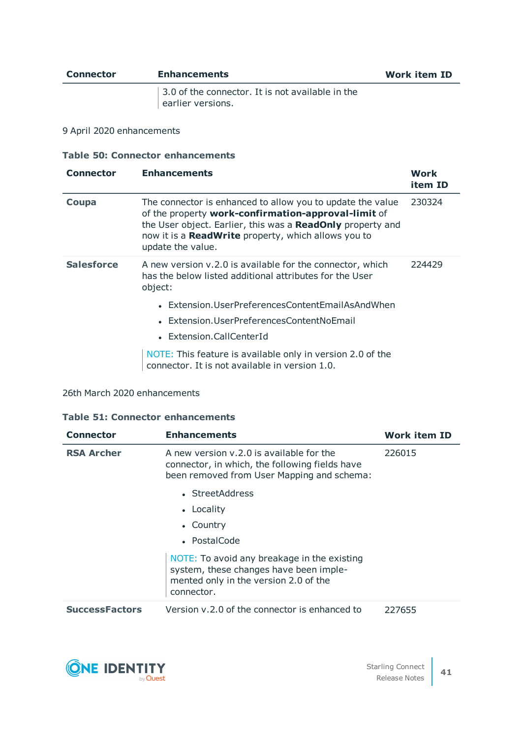| Connector | Enhancements | Work item ID |
| --- | --- | --- |
| | 3.0 of the connector. It is not available in the earlier versions. | |

9 April 2020 enhancements

**Table 50: Connector enhancements**

| Connector | Enhancements | Work item ID |
| --- | --- | --- |
| **Coupa** | The connector is enhanced to allow you to update the value of the property **work-confirmation-approval-limit** of the User object. Earlier, this was a **ReadOnly** property and now it is a **ReadWrite** property, which allows you to update the value. | 230324 |
| **Salesforce** | A new version v.2.0 is available for the connector, which has the below listed additional attributes for the User object:<br>• Extension.UserPreferencesContentEmailAsAndWhen<br>• Extension.UserPreferencesContentNoEmail<br>• Extension.CallCenterId<br>NOTE: This feature is available only in version 2.0 of the connector. It is not available in version 1.0. | 224429 |

26th March 2020 enhancements

**Table 51: Connector enhancements**

| Connector | Enhancements | Work item ID |
| --- | --- | --- |
| **RSA Archer** | A new version v.2.0 is available for the connector, in which, the following fields have been removed from User Mapping and schema:<br>• StreetAddress<br>• Locality<br>• Country<br>• PostalCode<br>NOTE: To avoid any breakage in the existing system, these changes have been implemented only in the version 2.0 of the connector. | 226015 |
| **SuccessFactors** | Version v.2.0 of the connector is enhanced to | 227655 |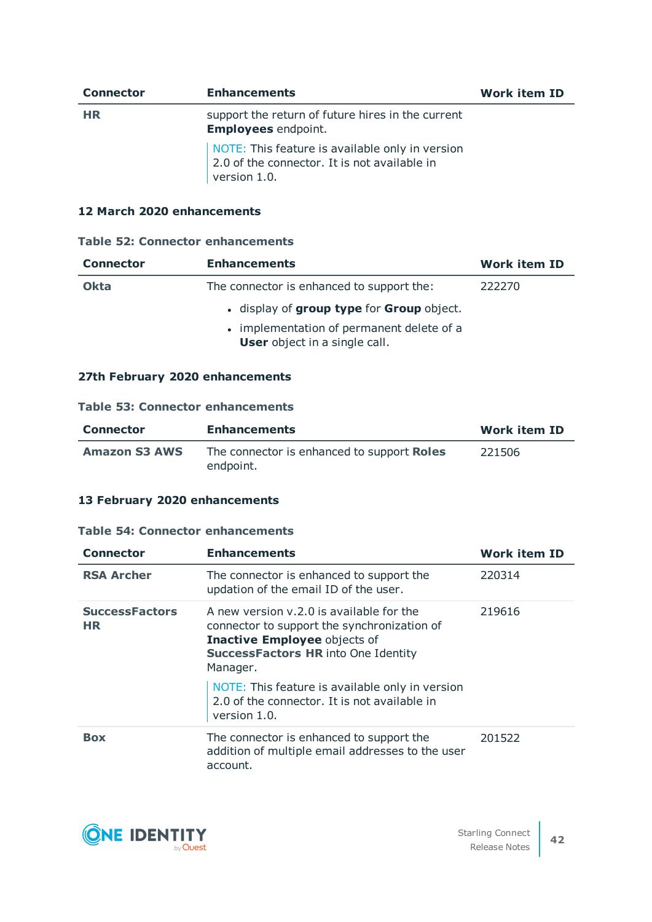| Connector | Enhancements | Work item ID |
|---|---|---|
| **HR** | support the return of future hires in the current **Employees** endpoint.<br><br>NOTE: This feature is available only in version 2.0 of the connector. It is not available in version 1.0. | |

### 12 March 2020 enhancements

**Table 52: Connector enhancements**

| Connector | Enhancements | Work item ID |
|---|---|---|
| **Okta** | The connector is enhanced to support the:<br>• display of **group type** for **Group** object.<br>• implementation of permanent delete of a **User** object in a single call. | 222270 |

### 27th February 2020 enhancements

**Table 53: Connector enhancements**

| Connector | Enhancements | Work item ID |
|---|---|---|
| **Amazon S3 AWS** | The connector is enhanced to support **Roles** endpoint. | 221506 |

### 13 February 2020 enhancements

**Table 54: Connector enhancements**

| Connector | Enhancements | Work item ID |
|---|---|---|
| **RSA Archer** | The connector is enhanced to support the updation of the email ID of the user. | 220314 |
| **SuccessFactors HR** | A new version v.2.0 is available for the connector to support the synchronization of **Inactive Employee** objects of **SuccessFactors HR** into One Identity Manager.<br><br>NOTE: This feature is available only in version 2.0 of the connector. It is not available in version 1.0. | 219616 |
| **Box** | The connector is enhanced to support the addition of multiple email addresses to the user account. | 201522 |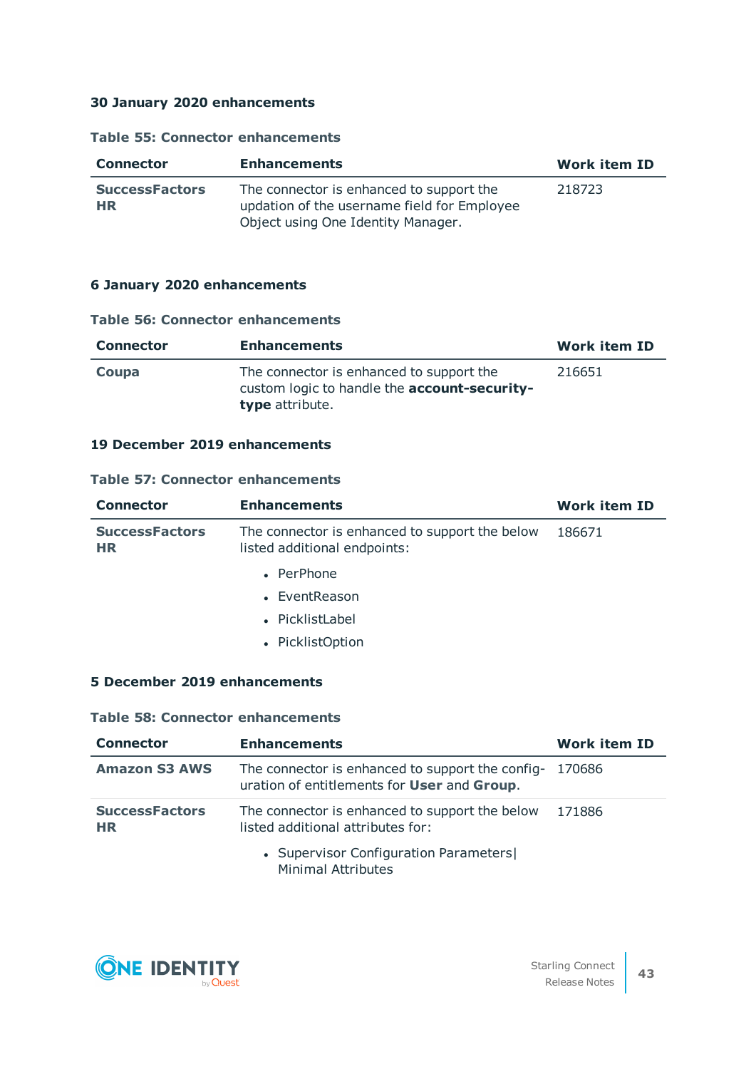### 30 January 2020 enhancements

**Table 55: Connector enhancements**

| Connector | Enhancements | Work item ID |
|---|---|---|
| **SuccessFactors HR** | The connector is enhanced to support the updation of the username field for Employee Object using One Identity Manager. | 218723 |

### 6 January 2020 enhancements

**Table 56: Connector enhancements**

| Connector | Enhancements | Work item ID |
|---|---|---|
| **Coupa** | The connector is enhanced to support the custom logic to handle the **account-security-type** attribute. | 216651 |

### 19 December 2019 enhancements

**Table 57: Connector enhancements**

| Connector | Enhancements | Work item ID |
|---|---|---|
| **SuccessFactors HR** | The connector is enhanced to support the below listed additional endpoints:<br>• PerPhone<br>• EventReason<br>• PicklistLabel<br>• PicklistOption | 186671 |

### 5 December 2019 enhancements

**Table 58: Connector enhancements**

| Connector | Enhancements | Work item ID |
|---|---|---|
| **Amazon S3 AWS** | The connector is enhanced to support the configuration of entitlements for **User** and **Group**. | 170686 |
| **SuccessFactors HR** | The connector is enhanced to support the below listed additional attributes for:<br>• Supervisor Configuration Parameters\| Minimal Attributes | 171886 |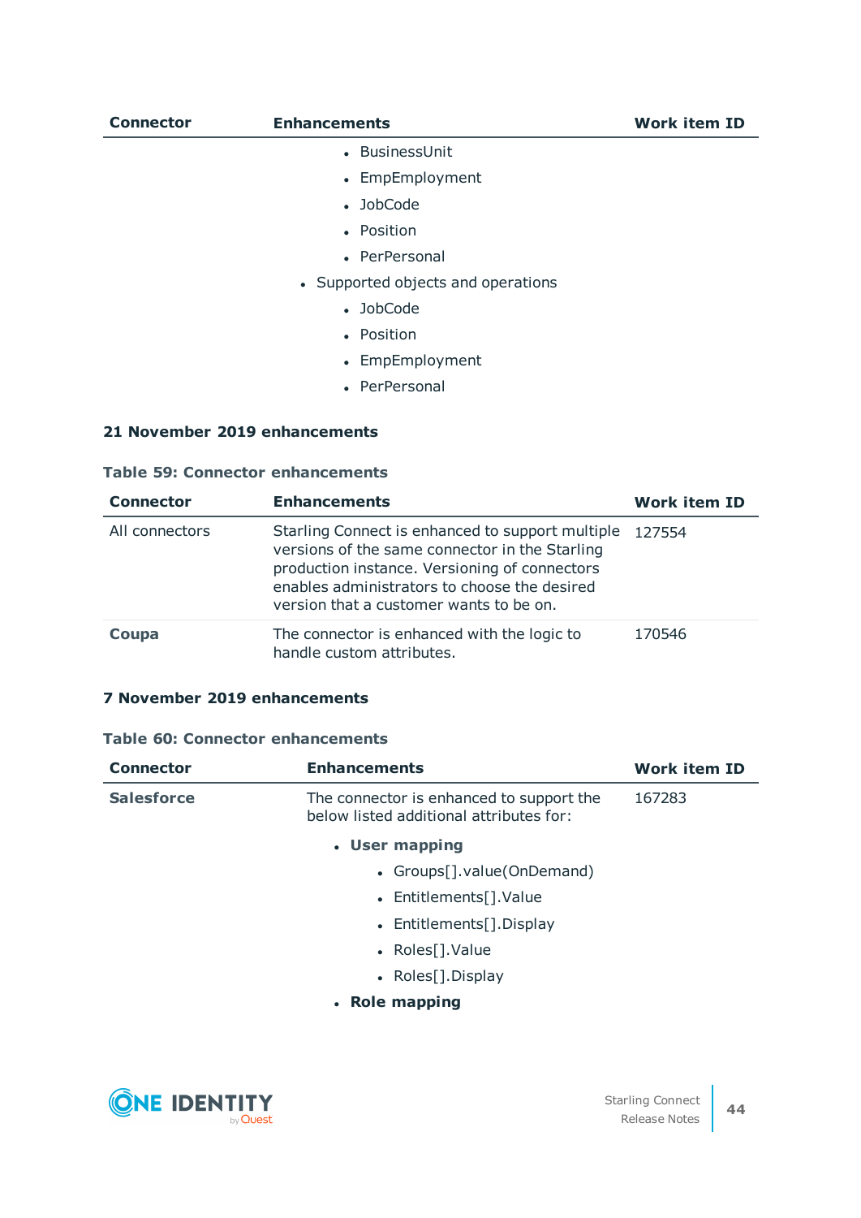| Connector | Enhancements | Work item ID |
| --- | --- | --- |
| | • BusinessUnit<br>• EmpEmployment<br>• JobCode<br>• Position<br>• PerPersonal<br>• Supported objects and operations<br>  • JobCode<br>  • Position<br>  • EmpEmployment<br>  • PerPersonal | |

### 21 November 2019 enhancements

**Table 59: Connector enhancements**

| Connector | Enhancements | Work item ID |
| --- | --- | --- |
| All connectors | Starling Connect is enhanced to support multiple versions of the same connector in the Starling production instance. Versioning of connectors enables administrators to choose the desired version that a customer wants to be on. | 127554 |
| **Coupa** | The connector is enhanced with the logic to handle custom attributes. | 170546 |

### 7 November 2019 enhancements

**Table 60: Connector enhancements**

| Connector | Enhancements | Work item ID |
| --- | --- | --- |
| **Salesforce** | The connector is enhanced to support the below listed additional attributes for:<br>• **User mapping**<br>  • Groups[].value(OnDemand)<br>  • Entitlements[].Value<br>  • Entitlements[].Display<br>  • Roles[].Value<br>  • Roles[].Display<br>• **Role mapping** | 167283 |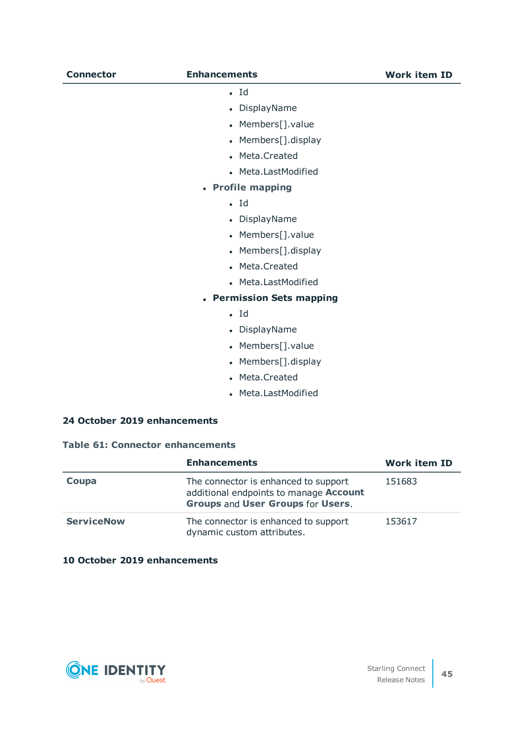| Connector | Enhancements | Work item ID |
|---|---|---|
| | <ul><li>Id</li><li>DisplayName</li><li>Members[].value</li><li>Members[].display</li><li>Meta.Created</li><li>Meta.LastModified</li></ul> **Profile mapping** <ul><li>Id</li><li>DisplayName</li><li>Members[].value</li><li>Members[].display</li><li>Meta.Created</li><li>Meta.LastModified</li></ul> **Permission Sets mapping** <ul><li>Id</li><li>DisplayName</li><li>Members[].value</li><li>Members[].display</li><li>Meta.Created</li><li>Meta.LastModified</li></ul> | |

### 24 October 2019 enhancements

**Table 61: Connector enhancements**

| | Enhancements | Work item ID |
|---|---|---|
| **Coupa** | The connector is enhanced to support additional endpoints to manage **Account Groups** and **User Groups** for **Users**. | 151683 |
| **ServiceNow** | The connector is enhanced to support dynamic custom attributes. | 153617 |

### 10 October 2019 enhancements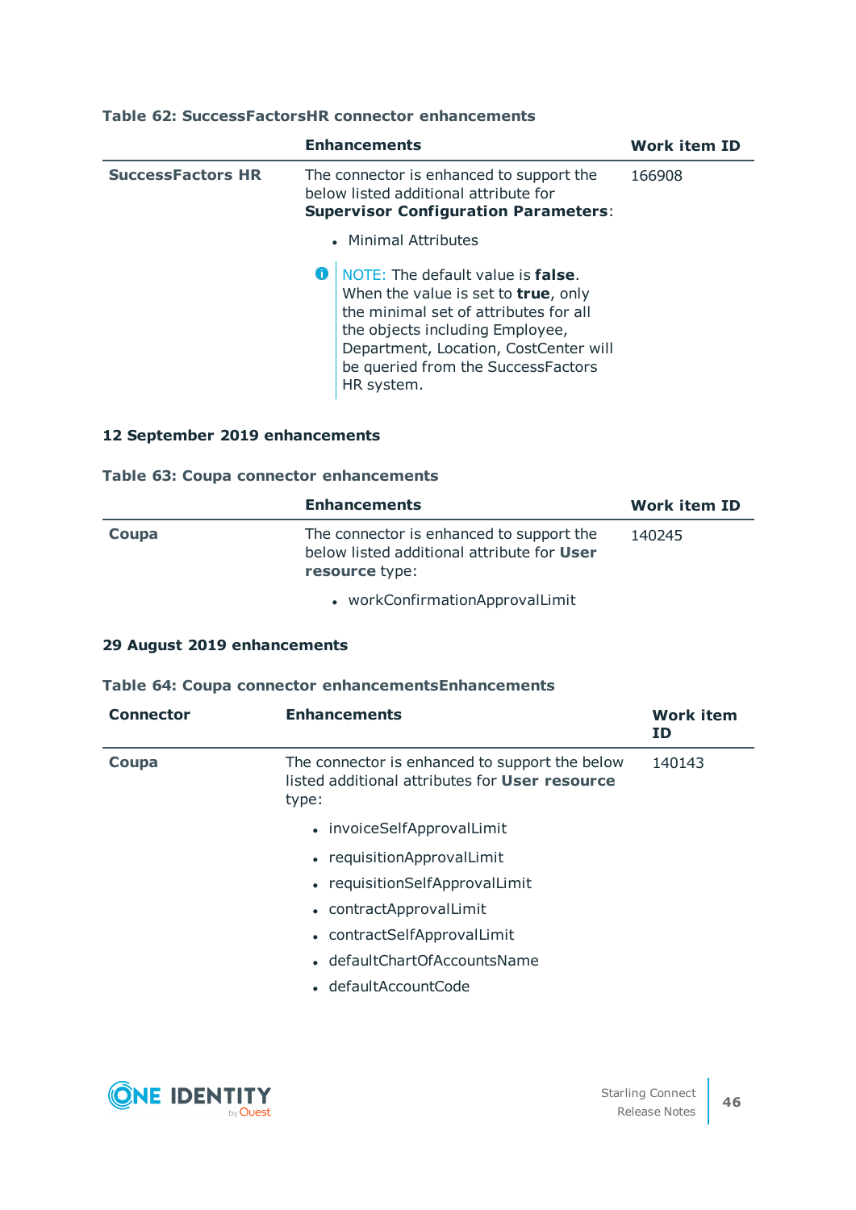Table 62: SuccessFactorsHR connector enhancements

| | Enhancements | Work item ID |
|---|---|---|
| **SuccessFactors HR** | The connector is enhanced to support the below listed additional attribute for **Supervisor Configuration Parameters**:<br>• Minimal Attributes<br>NOTE: The default value is **false**. When the value is set to **true**, only the minimal set of attributes for all the objects including Employee, Department, Location, CostCenter will be queried from the SuccessFactors HR system. | 166908 |

### 12 September 2019 enhancements

Table 63: Coupa connector enhancements

| | Enhancements | Work item ID |
|---|---|---|
| **Coupa** | The connector is enhanced to support the below listed additional attribute for **User resource** type:<br>• workConfirmationApprovalLimit | 140245 |

### 29 August 2019 enhancements

Table 64: Coupa connector enhancementsEnhancements

| Connector | Enhancements | Work item ID |
|---|---|---|
| **Coupa** | The connector is enhanced to support the below listed additional attributes for **User resource** type:<br>• invoiceSelfApprovalLimit<br>• requisitionApprovalLimit<br>• requisitionSelfApprovalLimit<br>• contractApprovalLimit<br>• contractSelfApprovalLimit<br>• defaultChartOfAccountsName<br>• defaultAccountCode | 140143 |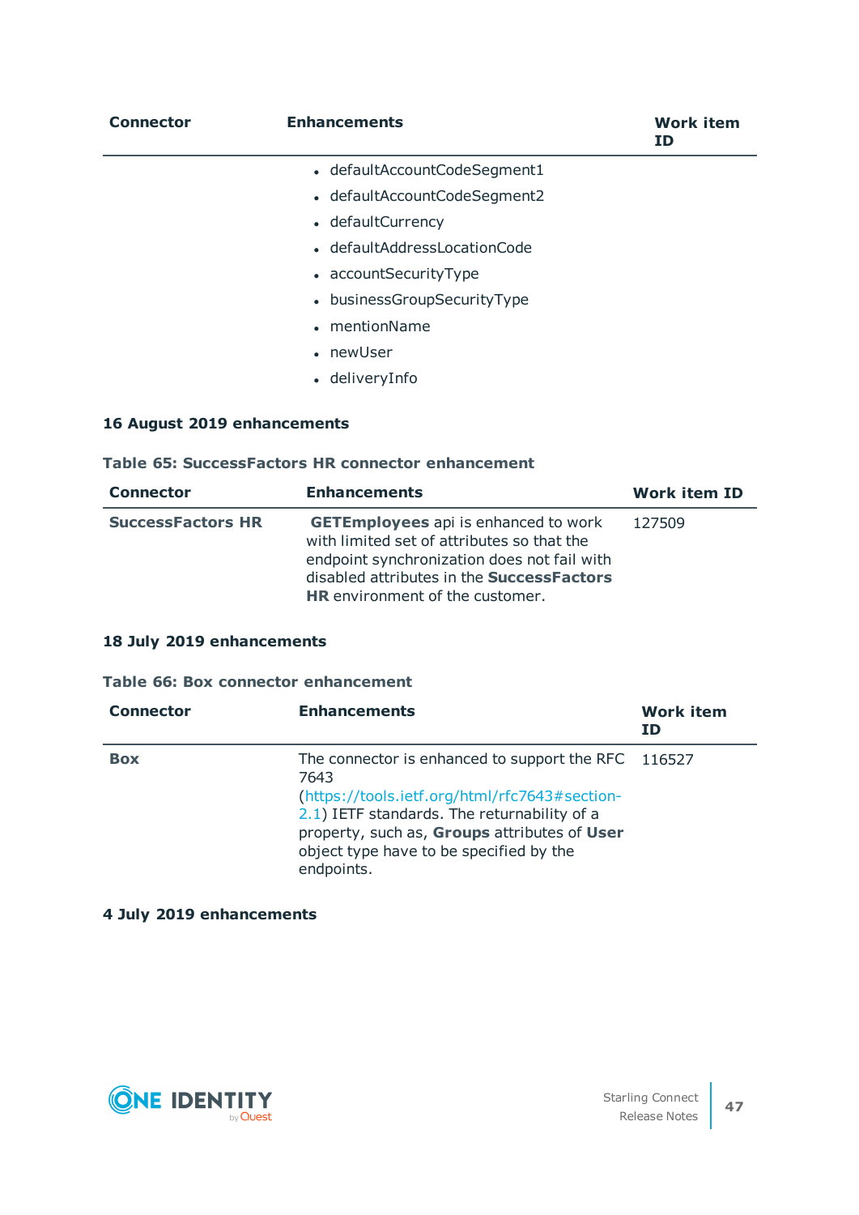| Connector | Enhancements | Work item ID |
|---|---|---|
| | • defaultAccountCodeSegment1<br>• defaultAccountCodeSegment2<br>• defaultCurrency<br>• defaultAddressLocationCode<br>• accountSecurityType<br>• businessGroupSecurityType<br>• mentionName<br>• newUser<br>• deliveryInfo | |

**16 August 2019 enhancements**

**Table 65: SuccessFactors HR connector enhancement**

| Connector | Enhancements | Work item ID |
|---|---|---|
| **SuccessFactors HR** | **GETEmployees** api is enhanced to work with limited set of attributes so that the endpoint synchronization does not fail with disabled attributes in the **SuccessFactors HR** environment of the customer. | 127509 |

**18 July 2019 enhancements**

**Table 66: Box connector enhancement**

| Connector | Enhancements | Work item ID |
|---|---|---|
| **Box** | The connector is enhanced to support the RFC 7643 (https://tools.ietf.org/html/rfc7643#section-2.1) IETF standards. The returnability of a property, such as, **Groups** attributes of **User** object type have to be specified by the endpoints. | 116527 |

**4 July 2019 enhancements**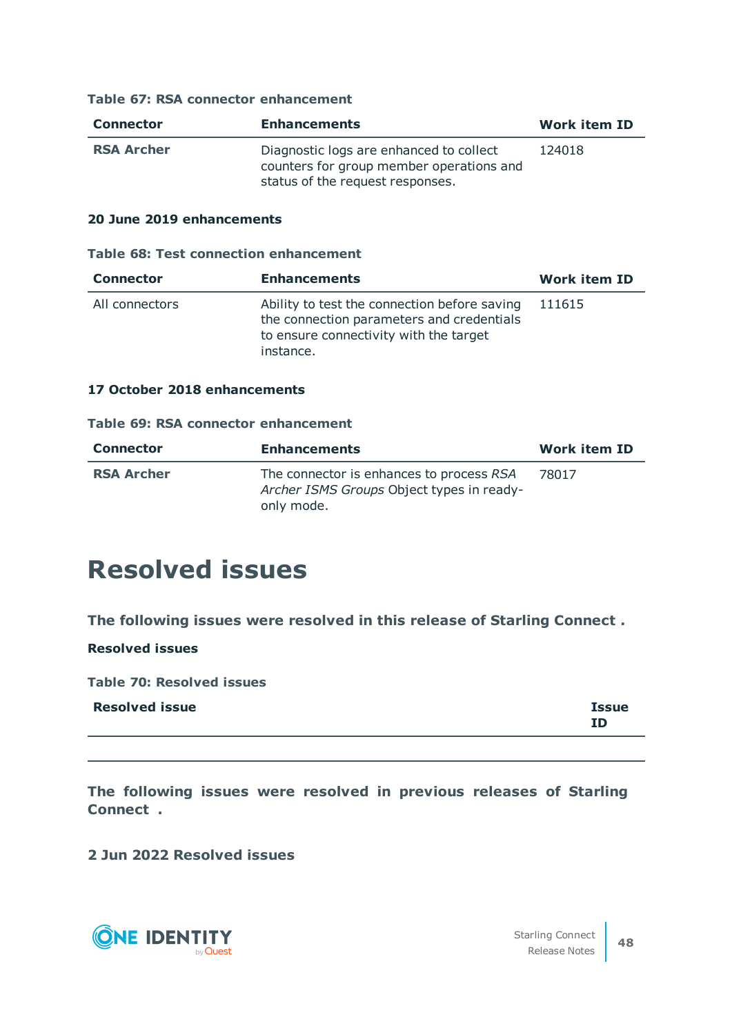**Table 67: RSA connector enhancement**

| Connector | Enhancements | Work item ID |
|---|---|---|
| **RSA Archer** | Diagnostic logs are enhanced to collect counters for group member operations and status of the request responses. | 124018 |

**20 June 2019 enhancements**

**Table 68: Test connection enhancement**

| Connector | Enhancements | Work item ID |
|---|---|---|
| All connectors | Ability to test the connection before saving the connection parameters and credentials to ensure connectivity with the target instance. | 111615 |

**17 October 2018 enhancements**

**Table 69: RSA connector enhancement**

| Connector | Enhancements | Work item ID |
|---|---|---|
| **RSA Archer** | The connector is enhances to process *RSA Archer ISMS Groups* Object types in ready-only mode. | 78017 |

# Resolved issues

**The following issues were resolved in this release of Starling Connect .**

**Resolved issues**

**Table 70: Resolved issues**

| Resolved issue | Issue ID |
|---|---|
| | |

**The following issues were resolved in previous releases of Starling Connect .**

**2 Jun 2022 Resolved issues**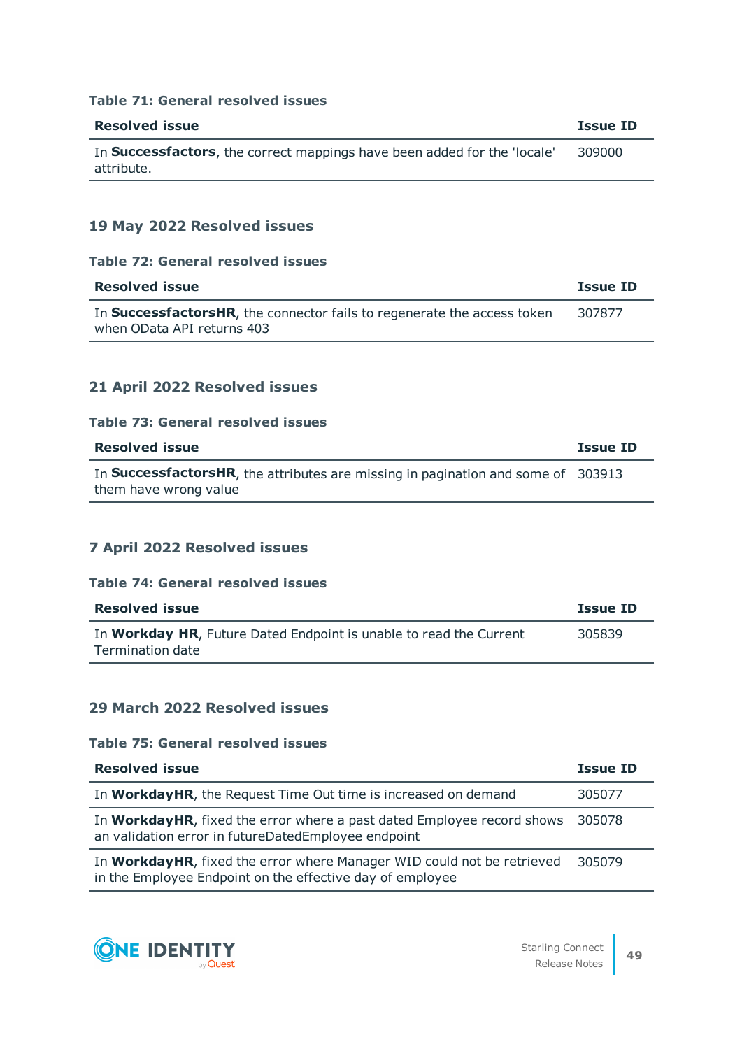**Table 71: General resolved issues**

| Resolved issue | Issue ID |
|---|---|
| In **Successfactors**, the correct mappings have been added for the 'locale' attribute. | 309000 |

### 19 May 2022 Resolved issues

**Table 72: General resolved issues**

| Resolved issue | Issue ID |
|---|---|
| In **SuccessfactorsHR**, the connector fails to regenerate the access token when OData API returns 403 | 307877 |

### 21 April 2022 Resolved issues

**Table 73: General resolved issues**

| Resolved issue | Issue ID |
|---|---|
| In **SuccessfactorsHR**, the attributes are missing in pagination and some of them have wrong value | 303913 |

### 7 April 2022 Resolved issues

**Table 74: General resolved issues**

| Resolved issue | Issue ID |
|---|---|
| In **Workday HR**, Future Dated Endpoint is unable to read the Current Termination date | 305839 |

### 29 March 2022 Resolved issues

**Table 75: General resolved issues**

| Resolved issue | Issue ID |
|---|---|
| In **WorkdayHR**, the Request Time Out time is increased on demand | 305077 |
| In **WorkdayHR**, fixed the error where a past dated Employee record shows an validation error in futureDatedEmployee endpoint | 305078 |
| In **WorkdayHR**, fixed the error where Manager WID could not be retrieved in the Employee Endpoint on the effective day of employee | 305079 |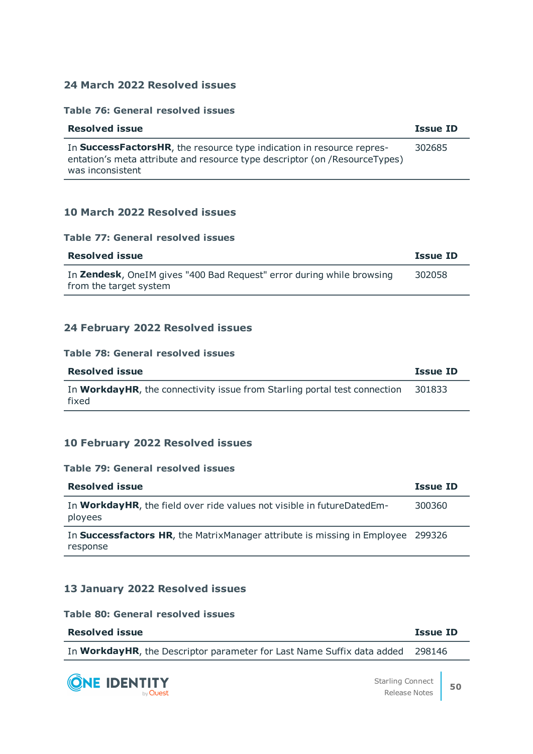### 24 March 2022 Resolved issues

**Table 76: General resolved issues**

| Resolved issue | Issue ID |
|---|---|
| In **SuccessFactorsHR**, the resource type indication in resource representation's meta attribute and resource type descriptor (on /ResourceTypes) was inconsistent | 302685 |

### 10 March 2022 Resolved issues

**Table 77: General resolved issues**

| Resolved issue | Issue ID |
|---|---|
| In **Zendesk**, OneIM gives "400 Bad Request" error during while browsing from the target system | 302058 |

### 24 February 2022 Resolved issues

**Table 78: General resolved issues**

| Resolved issue | Issue ID |
|---|---|
| In **WorkdayHR**, the connectivity issue from Starling portal test connection fixed | 301833 |

### 10 February 2022 Resolved issues

**Table 79: General resolved issues**

| Resolved issue | Issue ID |
|---|---|
| In **WorkdayHR**, the field over ride values not visible in futureDatedEmployees | 300360 |
| In **Successfactors HR**, the MatrixManager attribute is missing in Employee response | 299326 |

### 13 January 2022 Resolved issues

**Table 80: General resolved issues**

| Resolved issue | Issue ID |
|---|---|
| In **WorkdayHR**, the Descriptor parameter for Last Name Suffix data added | 298146 |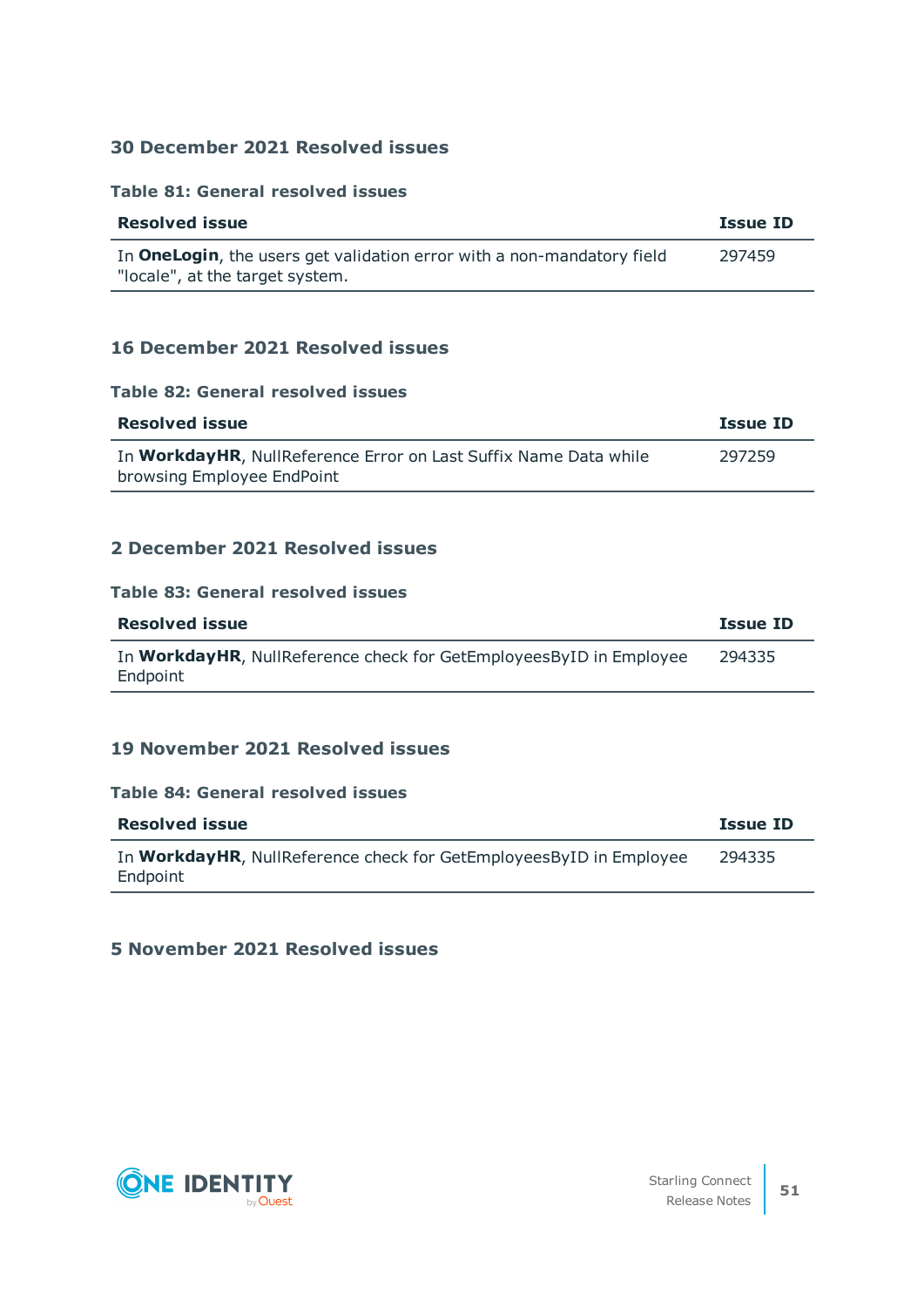## 30 December 2021 Resolved issues

**Table 81: General resolved issues**

| Resolved issue | Issue ID |
| --- | --- |
| In **OneLogin**, the users get validation error with a non-mandatory field "locale", at the target system. | 297459 |

## 16 December 2021 Resolved issues

**Table 82: General resolved issues**

| Resolved issue | Issue ID |
| --- | --- |
| In **WorkdayHR**, NullReference Error on Last Suffix Name Data while browsing Employee EndPoint | 297259 |

## 2 December 2021 Resolved issues

**Table 83: General resolved issues**

| Resolved issue | Issue ID |
| --- | --- |
| In **WorkdayHR**, NullReference check for GetEmployeesByID in Employee Endpoint | 294335 |

## 19 November 2021 Resolved issues

**Table 84: General resolved issues**

| Resolved issue | Issue ID |
| --- | --- |
| In **WorkdayHR**, NullReference check for GetEmployeesByID in Employee Endpoint | 294335 |

## 5 November 2021 Resolved issues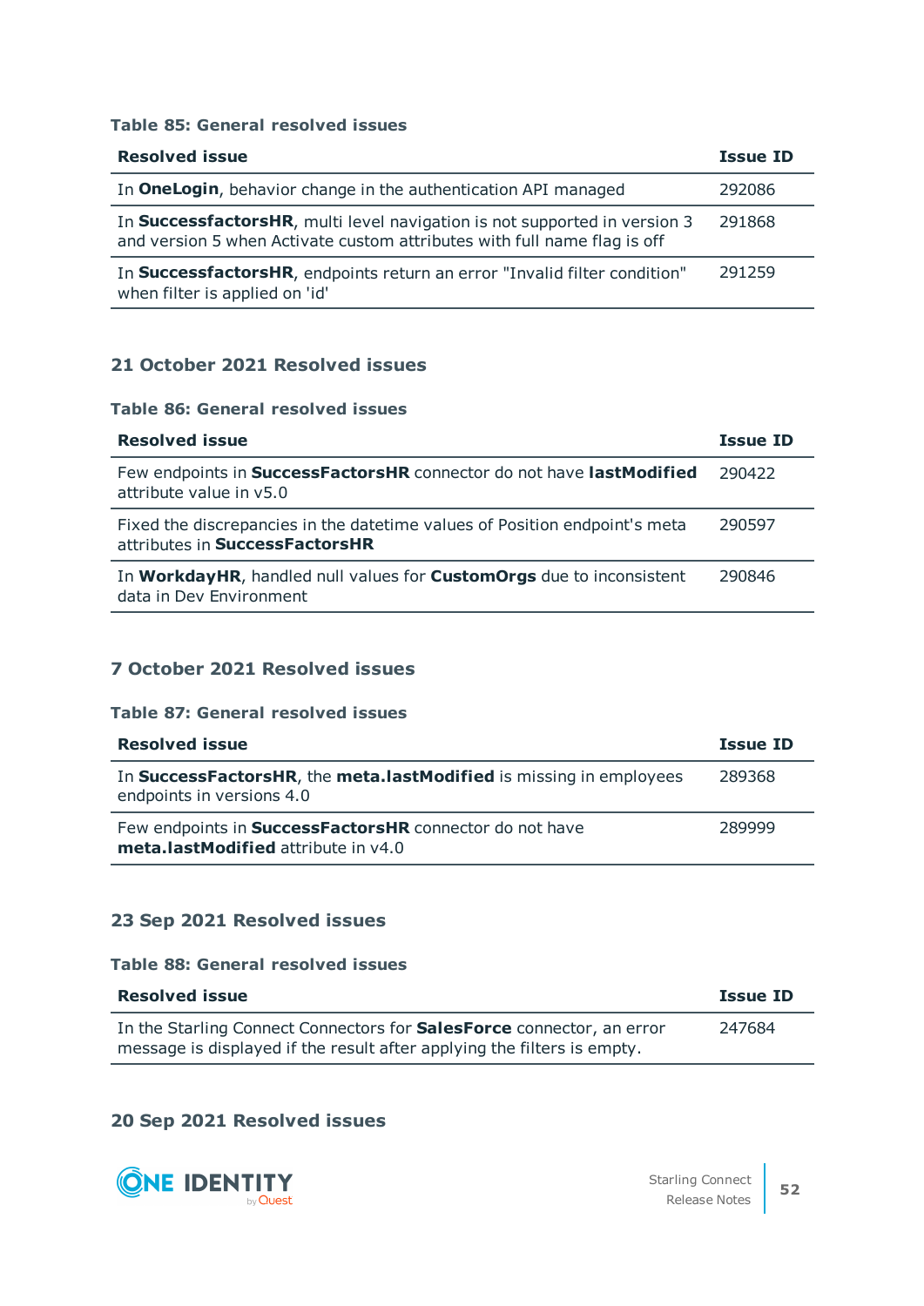**Table 85: General resolved issues**

| Resolved issue | Issue ID |
| --- | --- |
| In **OneLogin**, behavior change in the authentication API managed | 292086 |
| In **SuccessfactorsHR**, multi level navigation is not supported in version 3 and version 5 when Activate custom attributes with full name flag is off | 291868 |
| In **SuccessfactorsHR**, endpoints return an error "Invalid filter condition" when filter is applied on 'id' | 291259 |

## 21 October 2021 Resolved issues

**Table 86: General resolved issues**

| Resolved issue | Issue ID |
| --- | --- |
| Few endpoints in **SuccessFactorsHR** connector do not have **lastModified** attribute value in v5.0 | 290422 |
| Fixed the discrepancies in the datetime values of Position endpoint's meta attributes in **SuccessFactorsHR** | 290597 |
| In **WorkdayHR**, handled null values for **CustomOrgs** due to inconsistent data in Dev Environment | 290846 |

## 7 October 2021 Resolved issues

**Table 87: General resolved issues**

| Resolved issue | Issue ID |
| --- | --- |
| In **SuccessFactorsHR**, the **meta.lastModified** is missing in employees endpoints in versions 4.0 | 289368 |
| Few endpoints in **SuccessFactorsHR** connector do not have **meta.lastModified** attribute in v4.0 | 289999 |

## 23 Sep 2021 Resolved issues

**Table 88: General resolved issues**

| Resolved issue | Issue ID |
| --- | --- |
| In the Starling Connect Connectors for **SalesForce** connector, an error message is displayed if the result after applying the filters is empty. | 247684 |

## 20 Sep 2021 Resolved issues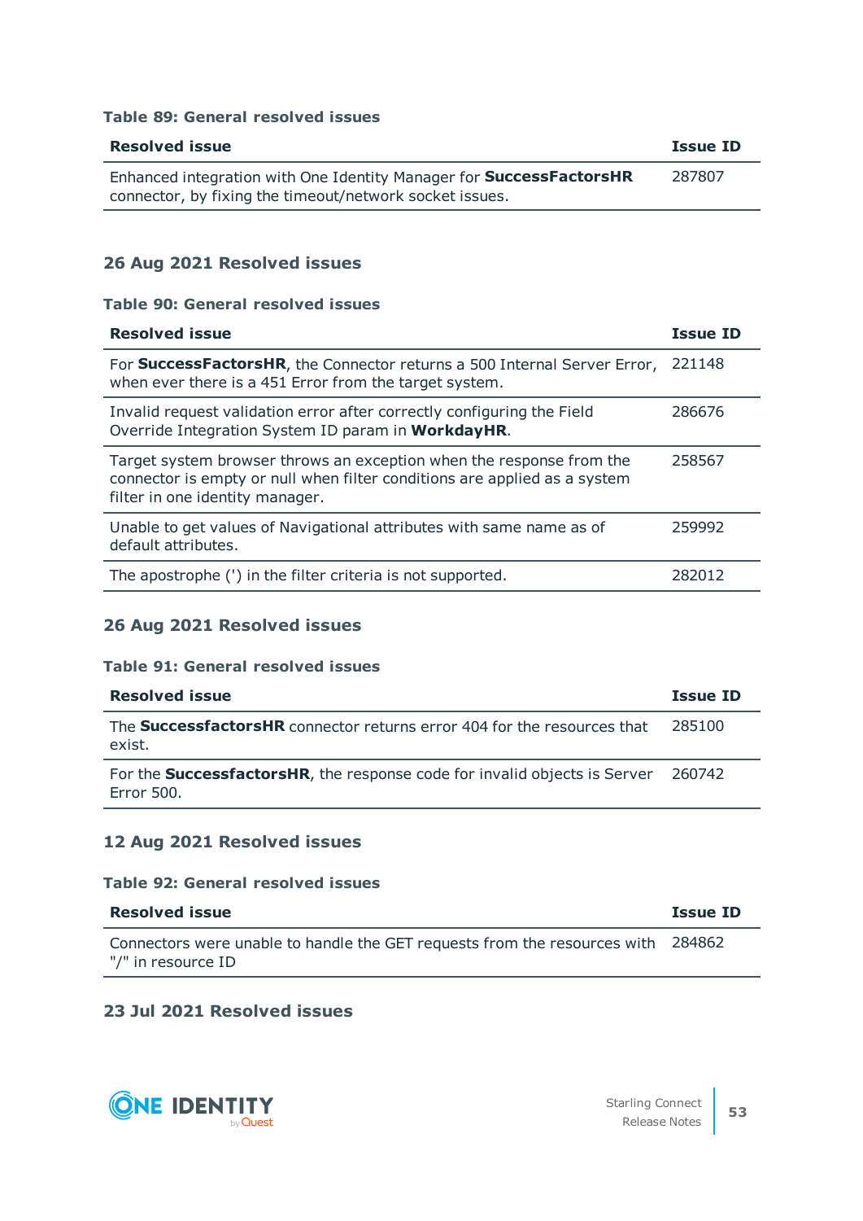**Table 89: General resolved issues**

| Resolved issue | Issue ID |
| --- | --- |
| Enhanced integration with One Identity Manager for **SuccessFactorsHR** connector, by fixing the timeout/network socket issues. | 287807 |

## 26 Aug 2021 Resolved issues

**Table 90: General resolved issues**

| Resolved issue | Issue ID |
| --- | --- |
| For **SuccessFactorsHR**, the Connector returns a 500 Internal Server Error, when ever there is a 451 Error from the target system. | 221148 |
| Invalid request validation error after correctly configuring the Field Override Integration System ID param in **WorkdayHR**. | 286676 |
| Target system browser throws an exception when the response from the connector is empty or null when filter conditions are applied as a system filter in one identity manager. | 258567 |
| Unable to get values of Navigational attributes with same name as of default attributes. | 259992 |
| The apostrophe (') in the filter criteria is not supported. | 282012 |

## 26 Aug 2021 Resolved issues

**Table 91: General resolved issues**

| Resolved issue | Issue ID |
| --- | --- |
| The **SuccessfactorsHR** connector returns error 404 for the resources that exist. | 285100 |
| For the **SuccessfactorsHR**, the response code for invalid objects is Server Error 500. | 260742 |

## 12 Aug 2021 Resolved issues

**Table 92: General resolved issues**

| Resolved issue | Issue ID |
| --- | --- |
| Connectors were unable to handle the GET requests from the resources with "/" in resource ID | 284862 |

## 23 Jul 2021 Resolved issues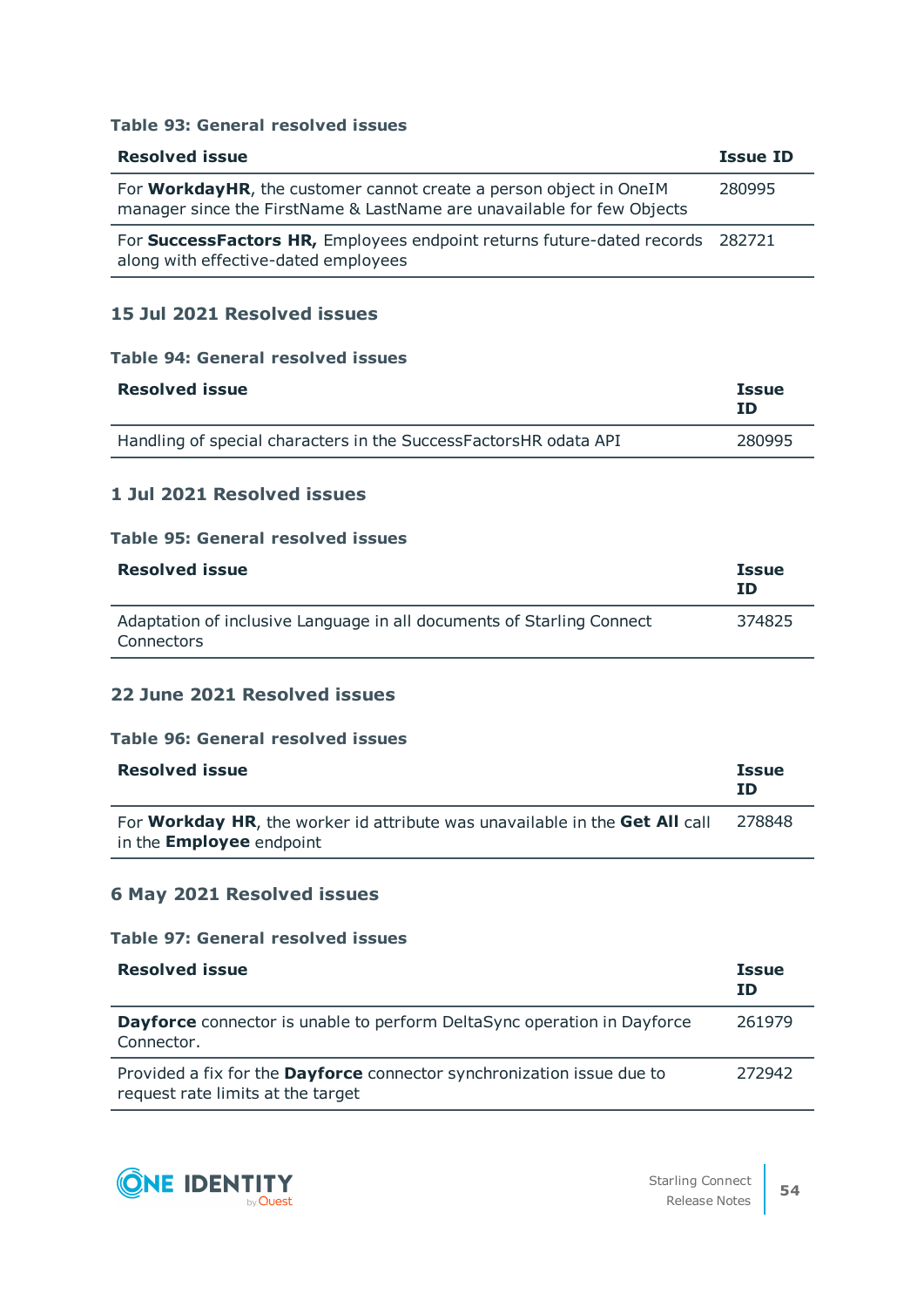Table 93: General resolved issues

| Resolved issue | Issue ID |
| --- | --- |
| For **WorkdayHR**, the customer cannot create a person object in OneIM manager since the FirstName & LastName are unavailable for few Objects | 280995 |
| For **SuccessFactors HR,** Employees endpoint returns future-dated records along with effective-dated employees | 282721 |

## 15 Jul 2021 Resolved issues

Table 94: General resolved issues

| Resolved issue | Issue ID |
| --- | --- |
| Handling of special characters in the SuccessFactorsHR odata API | 280995 |

## 1 Jul 2021 Resolved issues

Table 95: General resolved issues

| Resolved issue | Issue ID |
| --- | --- |
| Adaptation of inclusive Language in all documents of Starling Connect Connectors | 374825 |

## 22 June 2021 Resolved issues

Table 96: General resolved issues

| Resolved issue | Issue ID |
| --- | --- |
| For **Workday HR**, the worker id attribute was unavailable in the **Get All** call in the **Employee** endpoint | 278848 |

## 6 May 2021 Resolved issues

Table 97: General resolved issues

| Resolved issue | Issue ID |
| --- | --- |
| **Dayforce** connector is unable to perform DeltaSync operation in Dayforce Connector. | 261979 |
| Provided a fix for the **Dayforce** connector synchronization issue due to request rate limits at the target | 272942 |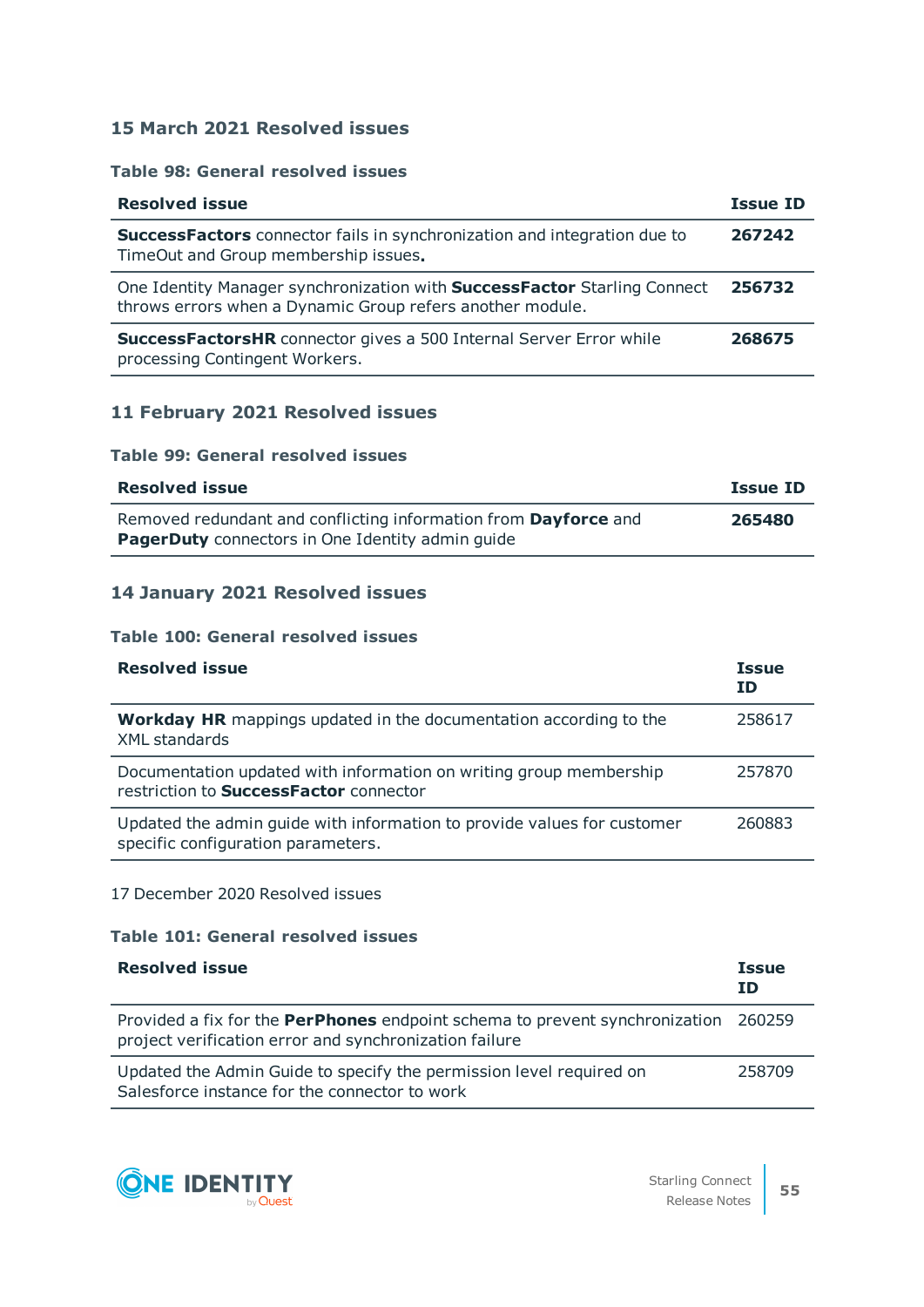### 15 March 2021 Resolved issues

**Table 98: General resolved issues**

| Resolved issue | Issue ID |
| --- | --- |
| **SuccessFactors** connector fails in synchronization and integration due to TimeOut and Group membership issues. | **267242** |
| One Identity Manager synchronization with **SuccessFactor** Starling Connect throws errors when a Dynamic Group refers another module. | **256732** |
| **SuccessFactorsHR** connector gives a 500 Internal Server Error while processing Contingent Workers. | **268675** |

### 11 February 2021 Resolved issues

**Table 99: General resolved issues**

| Resolved issue | Issue ID |
| --- | --- |
| Removed redundant and conflicting information from **Dayforce** and **PagerDuty** connectors in One Identity admin guide | **265480** |

### 14 January 2021 Resolved issues

**Table 100: General resolved issues**

| Resolved issue | Issue ID |
| --- | --- |
| **Workday HR** mappings updated in the documentation according to the XML standards | 258617 |
| Documentation updated with information on writing group membership restriction to **SuccessFactor** connector | 257870 |
| Updated the admin guide with information to provide values for customer specific configuration parameters. | 260883 |

17 December 2020 Resolved issues

**Table 101: General resolved issues**

| Resolved issue | Issue ID |
| --- | --- |
| Provided a fix for the **PerPhones** endpoint schema to prevent synchronization project verification error and synchronization failure | 260259 |
| Updated the Admin Guide to specify the permission level required on Salesforce instance for the connector to work | 258709 |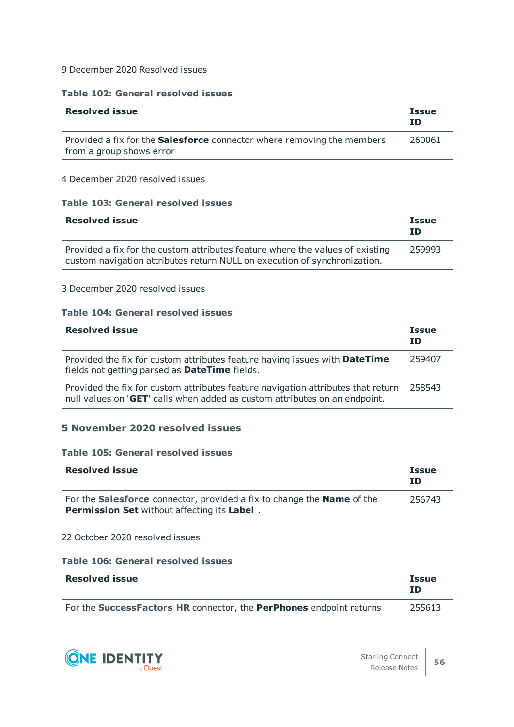9 December 2020 Resolved issues

**Table 102: General resolved issues**

| Resolved issue | Issue ID |
|---|---|
| Provided a fix for the **Salesforce** connector where removing the members from a group shows error | 260061 |

4 December 2020 resolved issues

**Table 103: General resolved issues**

| Resolved issue | Issue ID |
|---|---|
| Provided a fix for the custom attributes feature where the values of existing custom navigation attributes return NULL on execution of synchronization. | 259993 |

3 December 2020 resolved issues

**Table 104: General resolved issues**

| Resolved issue | Issue ID |
|---|---|
| Provided the fix for custom attributes feature having issues with **DateTime** fields not getting parsed as **DateTime** fields. | 259407 |
| Provided the fix for custom attributes feature navigation attributes that return null values on '**GET**' calls when added as custom attributes on an endpoint. | 258543 |

### 5 November 2020 resolved issues

**Table 105: General resolved issues**

| Resolved issue | Issue ID |
|---|---|
| For the **Salesforce** connector, provided a fix to change the **Name** of the **Permission Set** without affecting its **Label** . | 256743 |

22 October 2020 resolved issues

**Table 106: General resolved issues**

| Resolved issue | Issue ID |
|---|---|
| For the **SuccessFactors HR** connector, the **PerPhones** endpoint returns | 255613 |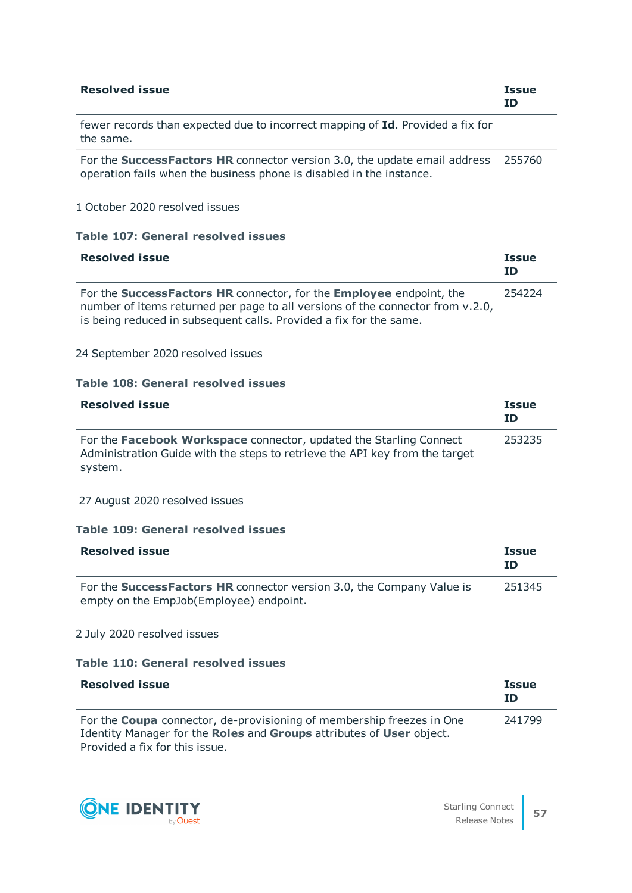| Resolved issue | Issue ID |
| --- | --- |
| fewer records than expected due to incorrect mapping of **Id**. Provided a fix for the same. | |
| For the **SuccessFactors HR** connector version 3.0, the update email address operation fails when the business phone is disabled in the instance. | 255760 |

1 October 2020 resolved issues

**Table 107: General resolved issues**

| Resolved issue | Issue ID |
| --- | --- |
| For the **SuccessFactors HR** connector, for the **Employee** endpoint, the number of items returned per page to all versions of the connector from v.2.0, is being reduced in subsequent calls. Provided a fix for the same. | 254224 |

24 September 2020 resolved issues

**Table 108: General resolved issues**

| Resolved issue | Issue ID |
| --- | --- |
| For the **Facebook Workspace** connector, updated the Starling Connect Administration Guide with the steps to retrieve the API key from the target system. | 253235 |

27 August 2020 resolved issues

**Table 109: General resolved issues**

| Resolved issue | Issue ID |
| --- | --- |
| For the **SuccessFactors HR** connector version 3.0, the Company Value is empty on the EmpJob(Employee) endpoint. | 251345 |

2 July 2020 resolved issues

**Table 110: General resolved issues**

| Resolved issue | Issue ID |
| --- | --- |
| For the **Coupa** connector, de-provisioning of membership freezes in One Identity Manager for the **Roles** and **Groups** attributes of **User** object. Provided a fix for this issue. | 241799 |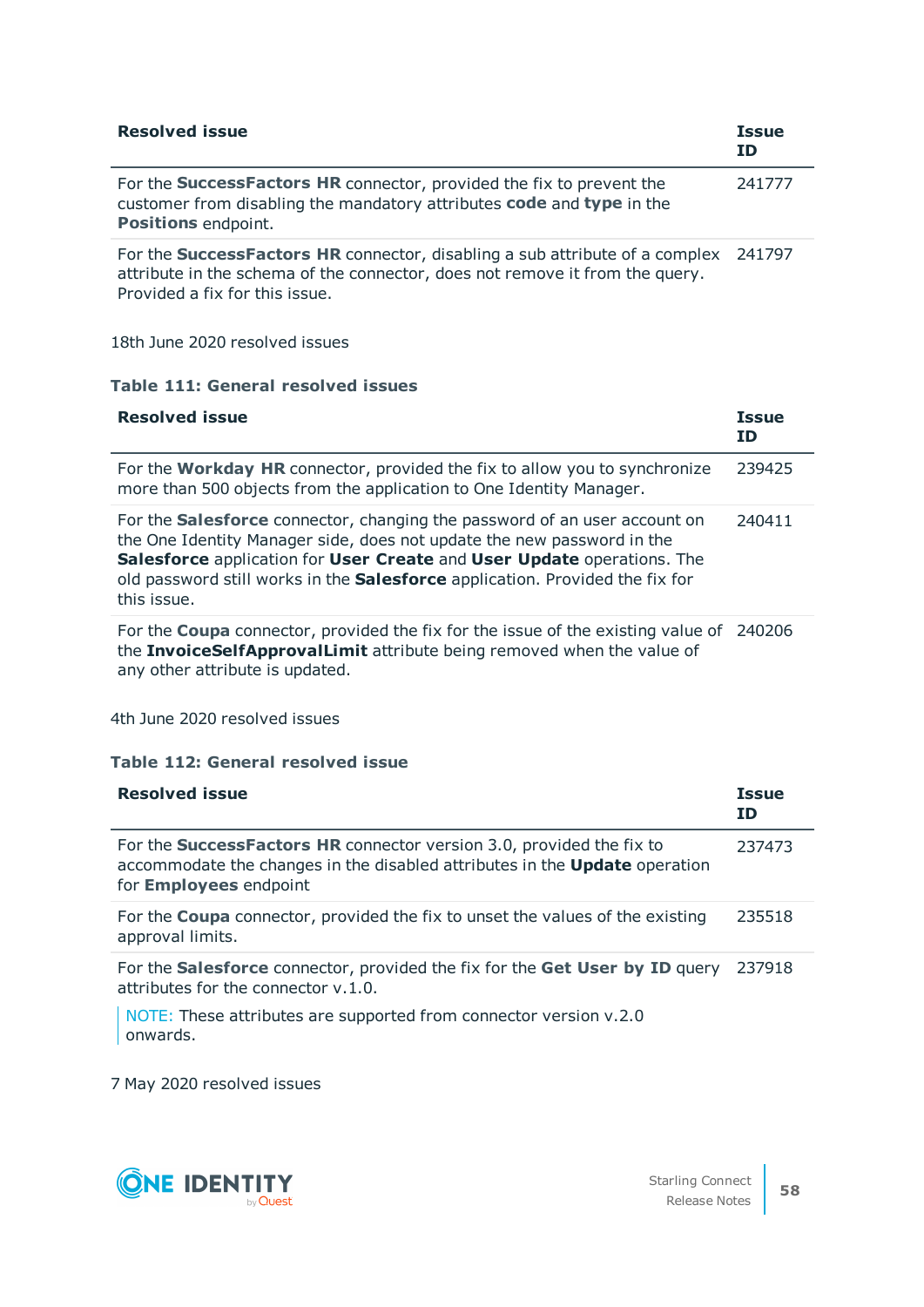| Resolved issue | Issue ID |
|---|---|
| For the **SuccessFactors HR** connector, provided the fix to prevent the customer from disabling the mandatory attributes **code** and **type** in the **Positions** endpoint. | 241777 |
| For the **SuccessFactors HR** connector, disabling a sub attribute of a complex attribute in the schema of the connector, does not remove it from the query. Provided a fix for this issue. | 241797 |

18th June 2020 resolved issues

**Table 111: General resolved issues**

| Resolved issue | Issue ID |
|---|---|
| For the **Workday HR** connector, provided the fix to allow you to synchronize more than 500 objects from the application to One Identity Manager. | 239425 |
| For the **Salesforce** connector, changing the password of an user account on the One Identity Manager side, does not update the new password in the **Salesforce** application for **User Create** and **User Update** operations. The old password still works in the **Salesforce** application. Provided the fix for this issue. | 240411 |
| For the **Coupa** connector, provided the fix for the issue of the existing value of the **InvoiceSelfApprovalLimit** attribute being removed when the value of any other attribute is updated. | 240206 |

4th June 2020 resolved issues

**Table 112: General resolved issue**

| Resolved issue | Issue ID |
|---|---|
| For the **SuccessFactors HR** connector version 3.0, provided the fix to accommodate the changes in the disabled attributes in the **Update** operation for **Employees** endpoint | 237473 |
| For the **Coupa** connector, provided the fix to unset the values of the existing approval limits. | 235518 |
| For the **Salesforce** connector, provided the fix for the **Get User by ID** query attributes for the connector v.1.0.<br><br>NOTE: These attributes are supported from connector version v.2.0 onwards. | 237918 |

7 May 2020 resolved issues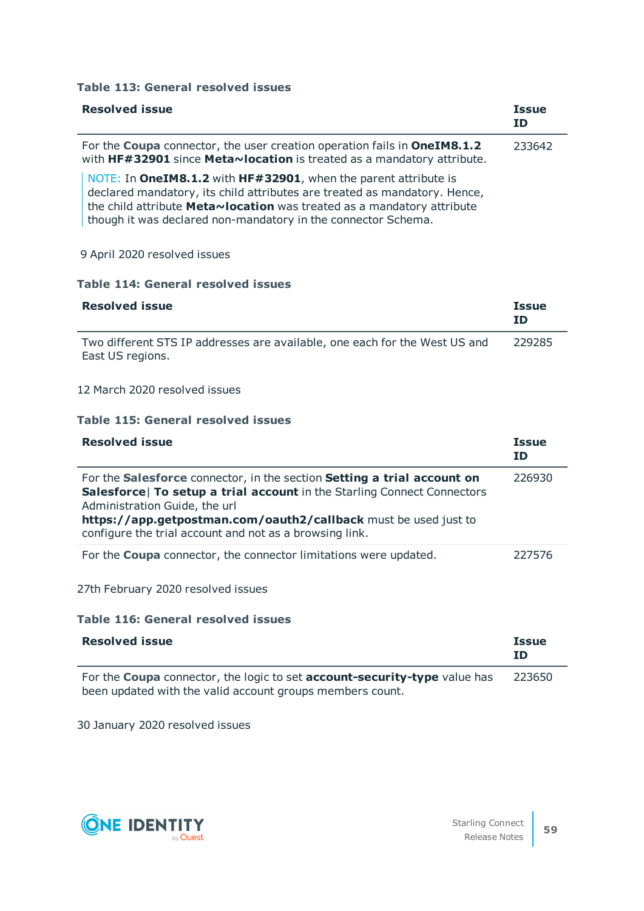**Table 113: General resolved issues**

| Resolved issue | Issue ID |
|---|---|
| For the **Coupa** connector, the user creation operation fails in **OneIM8.1.2** with **HF#32901** since **Meta~location** is treated as a mandatory attribute.<br><br>NOTE: In **OneIM8.1.2** with **HF#32901**, when the parent attribute is declared mandatory, its child attributes are treated as mandatory. Hence, the child attribute **Meta~location** was treated as a mandatory attribute though it was declared non-mandatory in the connector Schema. | 233642 |

9 April 2020 resolved issues

**Table 114: General resolved issues**

| Resolved issue | Issue ID |
|---|---|
| Two different STS IP addresses are available, one each for the West US and East US regions. | 229285 |

12 March 2020 resolved issues

**Table 115: General resolved issues**

| Resolved issue | Issue ID |
|---|---|
| For the **Salesforce** connector, in the section **Setting a trial account on Salesforce**\| **To setup a trial account** in the Starling Connect Connectors Administration Guide, the url **https://app.getpostman.com/oauth2/callback** must be used just to configure the trial account and not as a browsing link. | 226930 |
| For the **Coupa** connector, the connector limitations were updated. | 227576 |

27th February 2020 resolved issues

**Table 116: General resolved issues**

| Resolved issue | Issue ID |
|---|---|
| For the **Coupa** connector, the logic to set **account-security-type** value has been updated with the valid account groups members count. | 223650 |

30 January 2020 resolved issues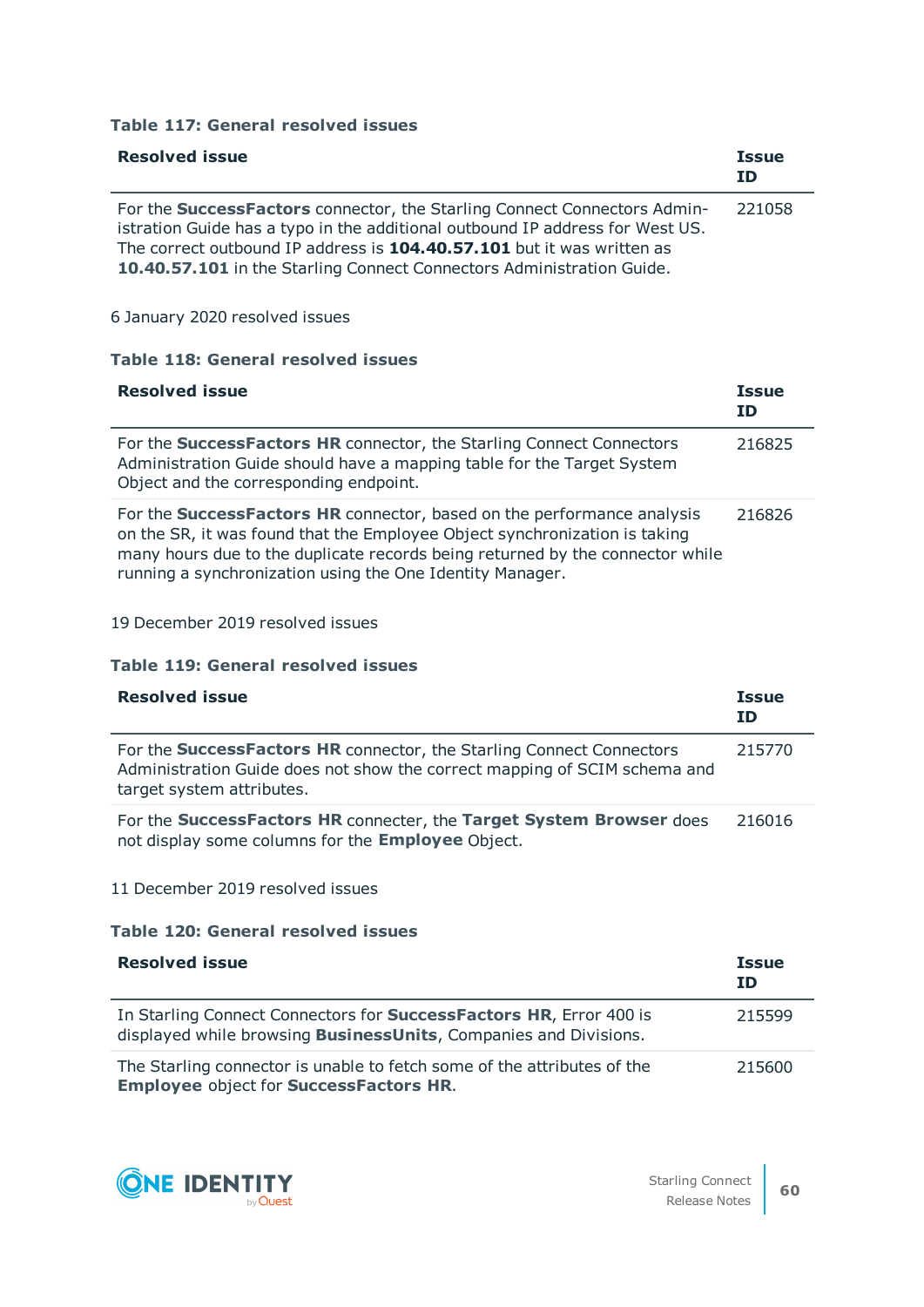**Table 117: General resolved issues**

| Resolved issue | Issue ID |
|---|---|
| For the **SuccessFactors** connector, the Starling Connect Connectors Administration Guide has a typo in the additional outbound IP address for West US. The correct outbound IP address is **104.40.57.101** but it was written as **10.40.57.101** in the Starling Connect Connectors Administration Guide. | 221058 |

6 January 2020 resolved issues

**Table 118: General resolved issues**

| Resolved issue | Issue ID |
|---|---|
| For the **SuccessFactors HR** connector, the Starling Connect Connectors Administration Guide should have a mapping table for the Target System Object and the corresponding endpoint. | 216825 |
| For the **SuccessFactors HR** connector, based on the performance analysis on the SR, it was found that the Employee Object synchronization is taking many hours due to the duplicate records being returned by the connector while running a synchronization using the One Identity Manager. | 216826 |

19 December 2019 resolved issues

**Table 119: General resolved issues**

| Resolved issue | Issue ID |
|---|---|
| For the **SuccessFactors HR** connector, the Starling Connect Connectors Administration Guide does not show the correct mapping of SCIM schema and target system attributes. | 215770 |
| For the **SuccessFactors HR** connecter, the **Target System Browser** does not display some columns for the **Employee** Object. | 216016 |

11 December 2019 resolved issues

**Table 120: General resolved issues**

| Resolved issue | Issue ID |
|---|---|
| In Starling Connect Connectors for **SuccessFactors HR**, Error 400 is displayed while browsing **BusinessUnits**, Companies and Divisions. | 215599 |
| The Starling connector is unable to fetch some of the attributes of the **Employee** object for **SuccessFactors HR**. | 215600 |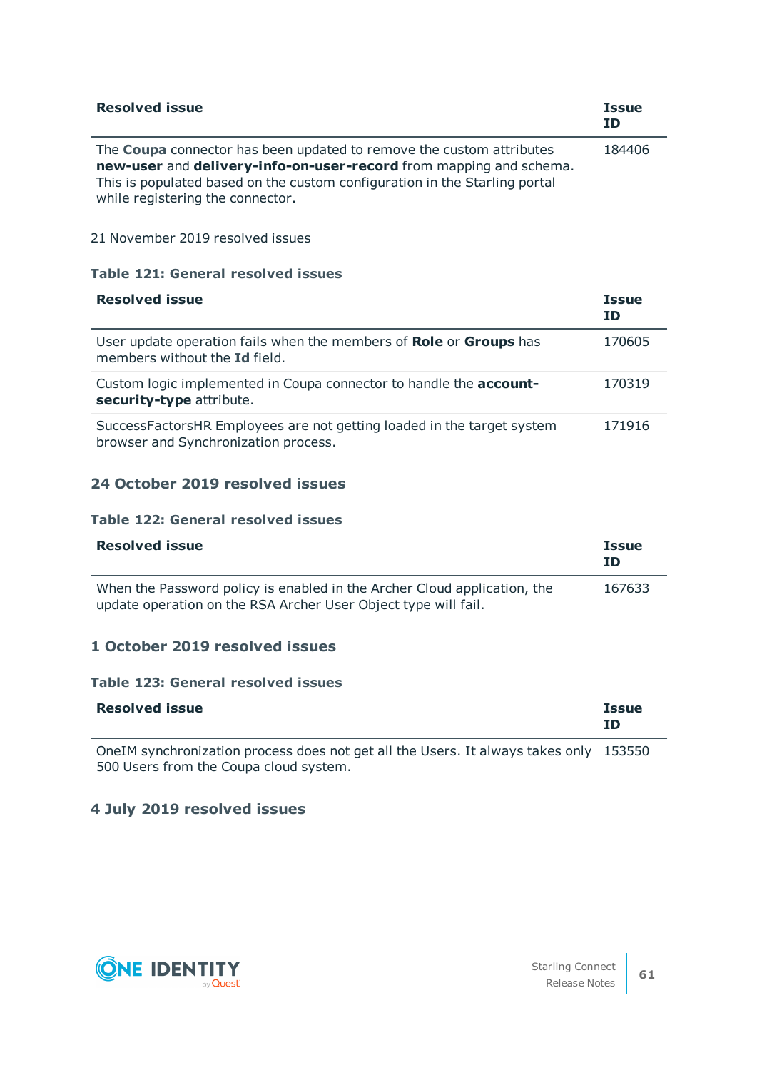| Resolved issue | Issue ID |
| --- | --- |
| The **Coupa** connector has been updated to remove the custom attributes **new-user** and **delivery-info-on-user-record** from mapping and schema. This is populated based on the custom configuration in the Starling portal while registering the connector. | 184406 |

21 November 2019 resolved issues

**Table 121: General resolved issues**

| Resolved issue | Issue ID |
| --- | --- |
| User update operation fails when the members of **Role** or **Groups** has members without the **Id** field. | 170605 |
| Custom logic implemented in Coupa connector to handle the **account-security-type** attribute. | 170319 |
| SuccessFactorsHR Employees are not getting loaded in the target system browser and Synchronization process. | 171916 |

### 24 October 2019 resolved issues

**Table 122: General resolved issues**

| Resolved issue | Issue ID |
| --- | --- |
| When the Password policy is enabled in the Archer Cloud application, the update operation on the RSA Archer User Object type will fail. | 167633 |

### 1 October 2019 resolved issues

**Table 123: General resolved issues**

| Resolved issue | Issue ID |
| --- | --- |
| OneIM synchronization process does not get all the Users. It always takes only 500 Users from the Coupa cloud system. | 153550 |

### 4 July 2019 resolved issues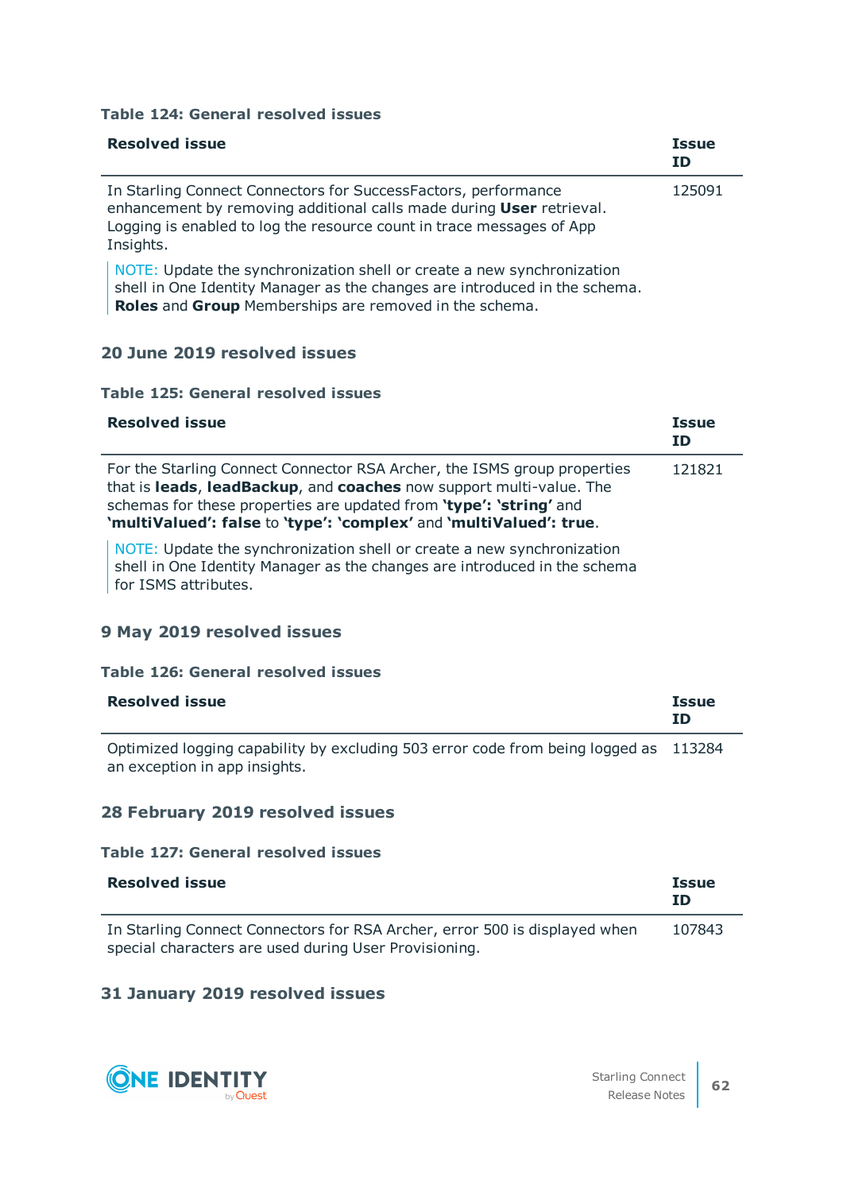**Table 124: General resolved issues**

| Resolved issue | Issue ID |
| --- | --- |
| In Starling Connect Connectors for SuccessFactors, performance enhancement by removing additional calls made during **User** retrieval. Logging is enabled to log the resource count in trace messages of App Insights.<br><br>NOTE: Update the synchronization shell or create a new synchronization shell in One Identity Manager as the changes are introduced in the schema. **Roles** and **Group** Memberships are removed in the schema. | 125091 |

## 20 June 2019 resolved issues

**Table 125: General resolved issues**

| Resolved issue | Issue ID |
| --- | --- |
| For the Starling Connect Connector RSA Archer, the ISMS group properties that is **leads**, **leadBackup**, and **coaches** now support multi-value. The schemas for these properties are updated from **'type': 'string'** and **'multiValued': false** to **'type': 'complex'** and **'multiValued': true**.<br><br>NOTE: Update the synchronization shell or create a new synchronization shell in One Identity Manager as the changes are introduced in the schema for ISMS attributes. | 121821 |

## 9 May 2019 resolved issues

**Table 126: General resolved issues**

| Resolved issue | Issue ID |
| --- | --- |
| Optimized logging capability by excluding 503 error code from being logged as an exception in app insights. | 113284 |

## 28 February 2019 resolved issues

**Table 127: General resolved issues**

| Resolved issue | Issue ID |
| --- | --- |
| In Starling Connect Connectors for RSA Archer, error 500 is displayed when special characters are used during User Provisioning. | 107843 |

## 31 January 2019 resolved issues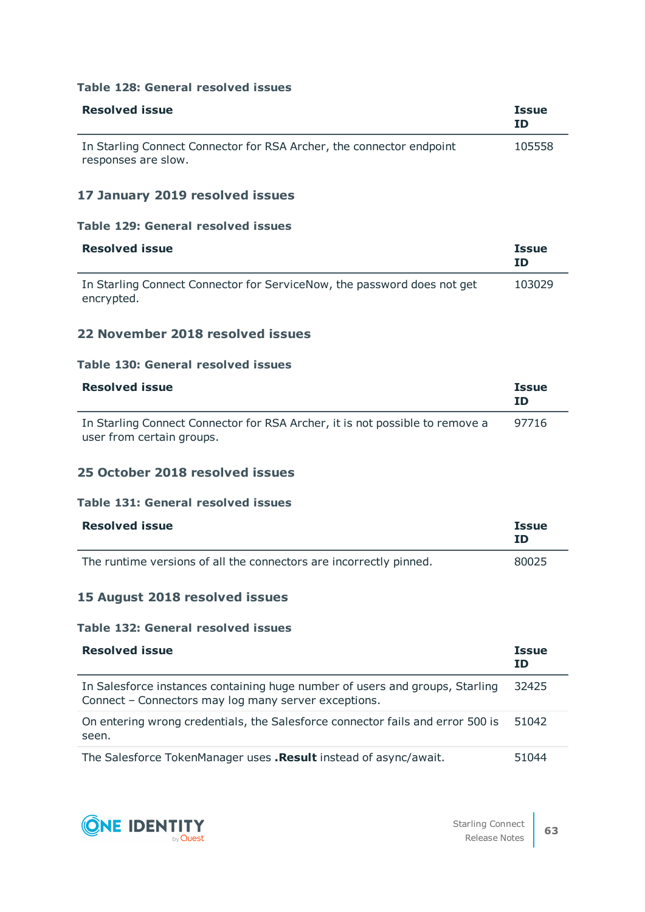**Table 128: General resolved issues**

| Resolved issue | Issue ID |
|---|---|
| In Starling Connect Connector for RSA Archer, the connector endpoint responses are slow. | 105558 |

## 17 January 2019 resolved issues

**Table 129: General resolved issues**

| Resolved issue | Issue ID |
|---|---|
| In Starling Connect Connector for ServiceNow, the password does not get encrypted. | 103029 |

## 22 November 2018 resolved issues

**Table 130: General resolved issues**

| Resolved issue | Issue ID |
|---|---|
| In Starling Connect Connector for RSA Archer, it is not possible to remove a user from certain groups. | 97716 |

## 25 October 2018 resolved issues

**Table 131: General resolved issues**

| Resolved issue | Issue ID |
|---|---|
| The runtime versions of all the connectors are incorrectly pinned. | 80025 |

## 15 August 2018 resolved issues

**Table 132: General resolved issues**

| Resolved issue | Issue ID |
|---|---|
| In Salesforce instances containing huge number of users and groups, Starling Connect – Connectors may log many server exceptions. | 32425 |
| On entering wrong credentials, the Salesforce connector fails and error 500 is seen. | 51042 |
| The Salesforce TokenManager uses **.Result** instead of async/await. | 51044 |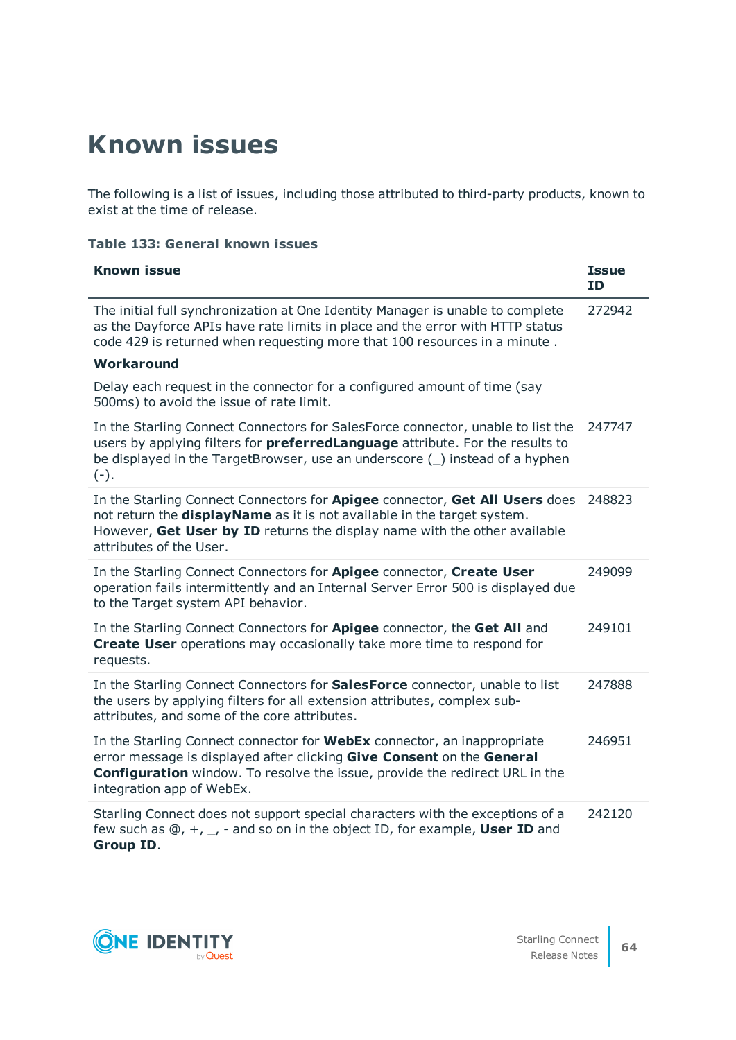# Known issues

The following is a list of issues, including those attributed to third-party products, known to exist at the time of release.

**Table 133: General known issues**

| Known issue | Issue ID |
| --- | --- |
| The initial full synchronization at One Identity Manager is unable to complete as the Dayforce APIs have rate limits in place and the error with HTTP status code 429 is returned when requesting more that 100 resources in a minute . <br><br> **Workaround** <br><br> Delay each request in the connector for a configured amount of time (say 500ms) to avoid the issue of rate limit. | 272942 |
| In the Starling Connect Connectors for SalesForce connector, unable to list the users by applying filters for **preferredLanguage** attribute. For the results to be displayed in the TargetBrowser, use an underscore (_) instead of a hyphen (-). | 247747 |
| In the Starling Connect Connectors for **Apigee** connector, **Get All Users** does not return the **displayName** as it is not available in the target system. However, **Get User by ID** returns the display name with the other available attributes of the User. | 248823 |
| In the Starling Connect Connectors for **Apigee** connector, **Create User** operation fails intermittently and an Internal Server Error 500 is displayed due to the Target system API behavior. | 249099 |
| In the Starling Connect Connectors for **Apigee** connector, the **Get All** and **Create User** operations may occasionally take more time to respond for requests. | 249101 |
| In the Starling Connect Connectors for **SalesForce** connector, unable to list the users by applying filters for all extension attributes, complex sub-attributes, and some of the core attributes. | 247888 |
| In the Starling Connect connector for **WebEx** connector, an inappropriate error message is displayed after clicking **Give Consent** on the **General Configuration** window. To resolve the issue, provide the redirect URL in the integration app of WebEx. | 246951 |
| Starling Connect does not support special characters with the exceptions of a few such as @, +, _, - and so on in the object ID, for example, **User ID** and **Group ID**. | 242120 |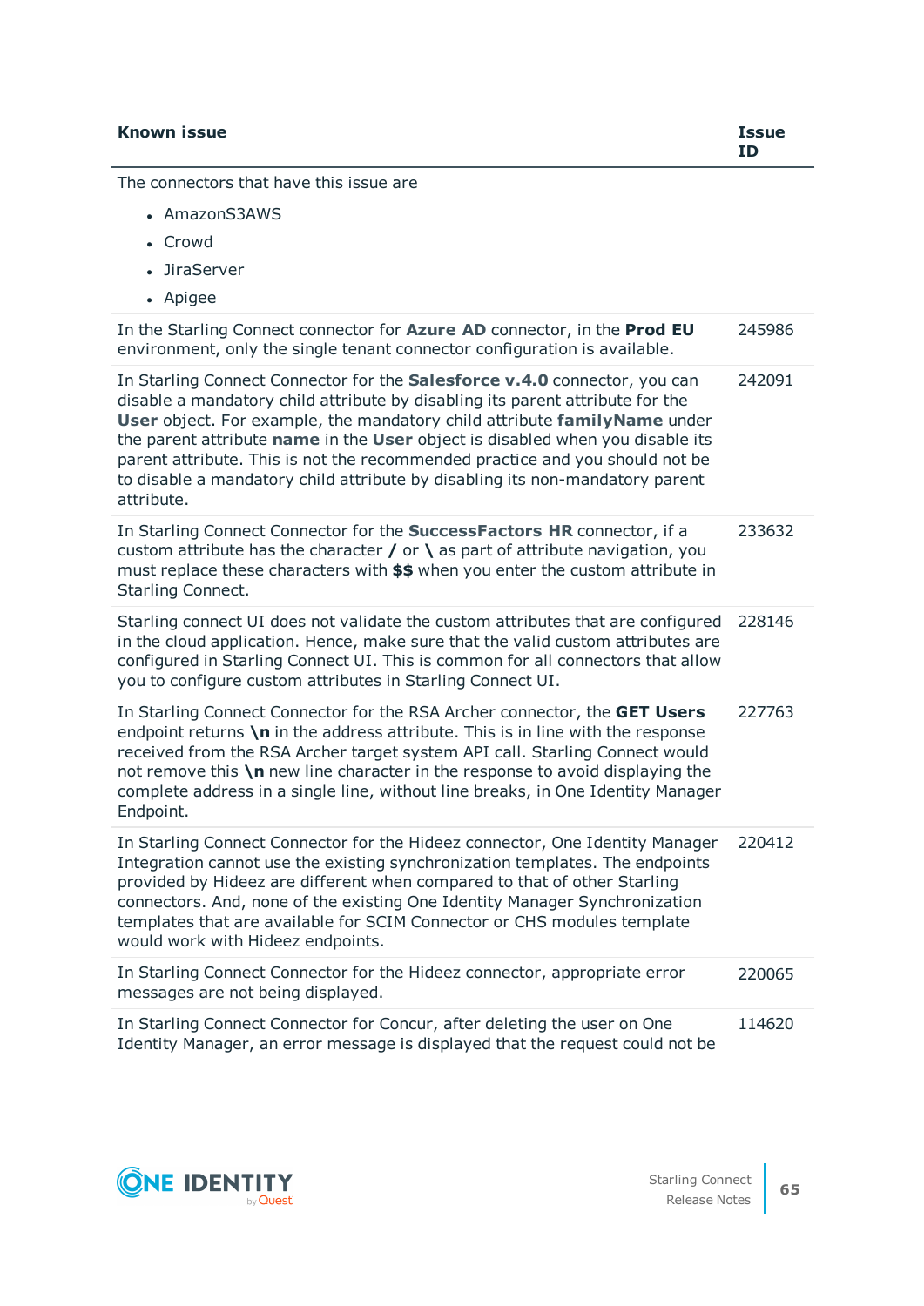| Known issue | Issue ID |
| --- | --- |
| The connectors that have this issue are<br>• AmazonS3AWS<br>• Crowd<br>• JiraServer<br>• Apigee | |
| In the Starling Connect connector for **Azure AD** connector, in the **Prod EU** environment, only the single tenant connector configuration is available. | 245986 |
| In Starling Connect Connector for the **Salesforce v.4.0** connector, you can disable a mandatory child attribute by disabling its parent attribute for the **User** object. For example, the mandatory child attribute **familyName** under the parent attribute **name** in the **User** object is disabled when you disable its parent attribute. This is not the recommended practice and you should not be to disable a mandatory child attribute by disabling its non-mandatory parent attribute. | 242091 |
| In Starling Connect Connector for the **SuccessFactors HR** connector, if a custom attribute has the character **/** or **\\** as part of attribute navigation, you must replace these characters with **$$** when you enter the custom attribute in Starling Connect. | 233632 |
| Starling connect UI does not validate the custom attributes that are configured in the cloud application. Hence, make sure that the valid custom attributes are configured in Starling Connect UI. This is common for all connectors that allow you to configure custom attributes in Starling Connect UI. | 228146 |
| In Starling Connect Connector for the RSA Archer connector, the **GET Users** endpoint returns **\n** in the address attribute. This is in line with the response received from the RSA Archer target system API call. Starling Connect would not remove this **\n** new line character in the response to avoid displaying the complete address in a single line, without line breaks, in One Identity Manager Endpoint. | 227763 |
| In Starling Connect Connector for the Hideez connector, One Identity Manager Integration cannot use the existing synchronization templates. The endpoints provided by Hideez are different when compared to that of other Starling connectors. And, none of the existing One Identity Manager Synchronization templates that are available for SCIM Connector or CHS modules template would work with Hideez endpoints. | 220412 |
| In Starling Connect Connector for the Hideez connector, appropriate error messages are not being displayed. | 220065 |
| In Starling Connect Connector for Concur, after deleting the user on One Identity Manager, an error message is displayed that the request could not be | 114620 |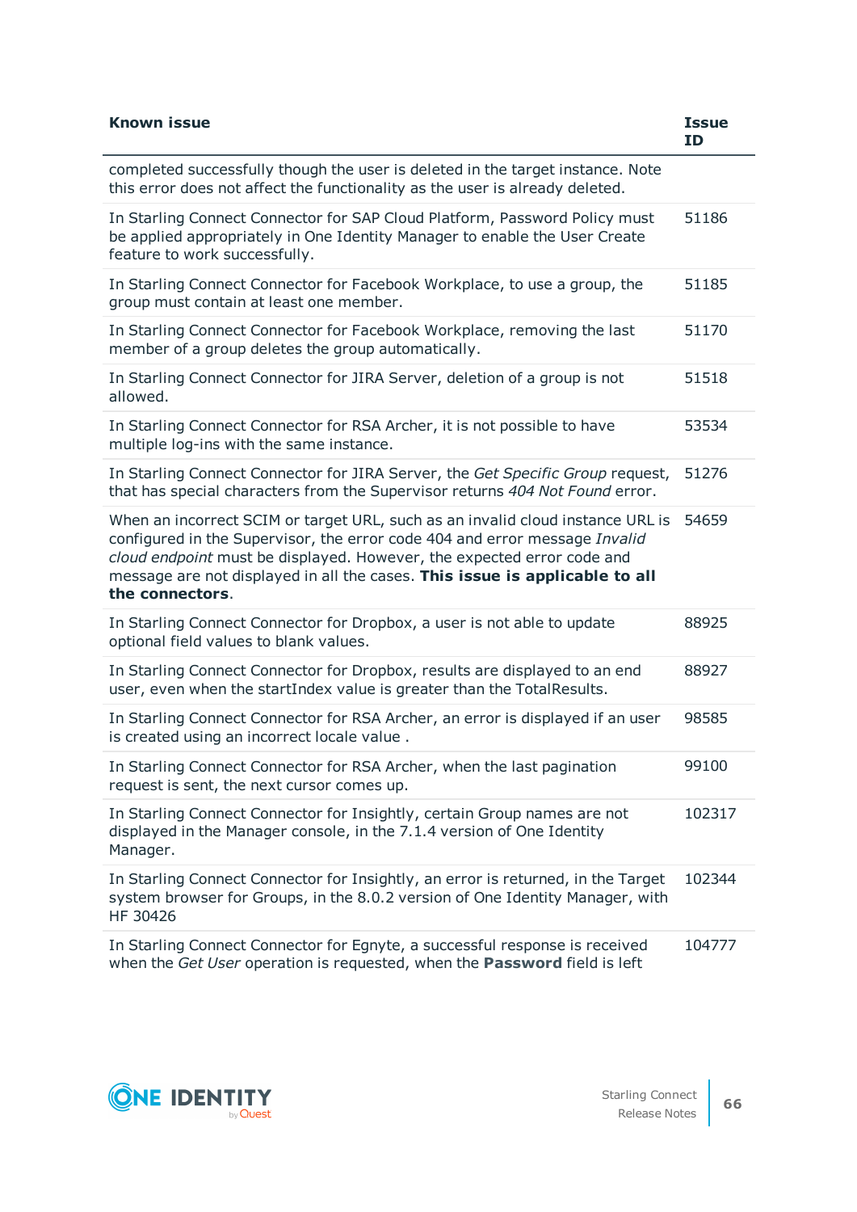| Known issue | Issue ID |
| --- | --- |
| completed successfully though the user is deleted in the target instance. Note this error does not affect the functionality as the user is already deleted. | |
| In Starling Connect Connector for SAP Cloud Platform, Password Policy must be applied appropriately in One Identity Manager to enable the User Create feature to work successfully. | 51186 |
| In Starling Connect Connector for Facebook Workplace, to use a group, the group must contain at least one member. | 51185 |
| In Starling Connect Connector for Facebook Workplace, removing the last member of a group deletes the group automatically. | 51170 |
| In Starling Connect Connector for JIRA Server, deletion of a group is not allowed. | 51518 |
| In Starling Connect Connector for RSA Archer, it is not possible to have multiple log-ins with the same instance. | 53534 |
| In Starling Connect Connector for JIRA Server, the *Get Specific Group* request, that has special characters from the Supervisor returns *404 Not Found* error. | 51276 |
| When an incorrect SCIM or target URL, such as an invalid cloud instance URL is configured in the Supervisor, the error code 404 and error message *Invalid cloud endpoint* must be displayed. However, the expected error code and message are not displayed in all the cases. **This issue is applicable to all the connectors**. | 54659 |
| In Starling Connect Connector for Dropbox, a user is not able to update optional field values to blank values. | 88925 |
| In Starling Connect Connector for Dropbox, results are displayed to an end user, even when the startIndex value is greater than the TotalResults. | 88927 |
| In Starling Connect Connector for RSA Archer, an error is displayed if an user is created using an incorrect locale value . | 98585 |
| In Starling Connect Connector for RSA Archer, when the last pagination request is sent, the next cursor comes up. | 99100 |
| In Starling Connect Connector for Insightly, certain Group names are not displayed in the Manager console, in the 7.1.4 version of One Identity Manager. | 102317 |
| In Starling Connect Connector for Insightly, an error is returned, in the Target system browser for Groups, in the 8.0.2 version of One Identity Manager, with HF 30426 | 102344 |
| In Starling Connect Connector for Egnyte, a successful response is received when the *Get User* operation is requested, when the **Password** field is left | 104777 |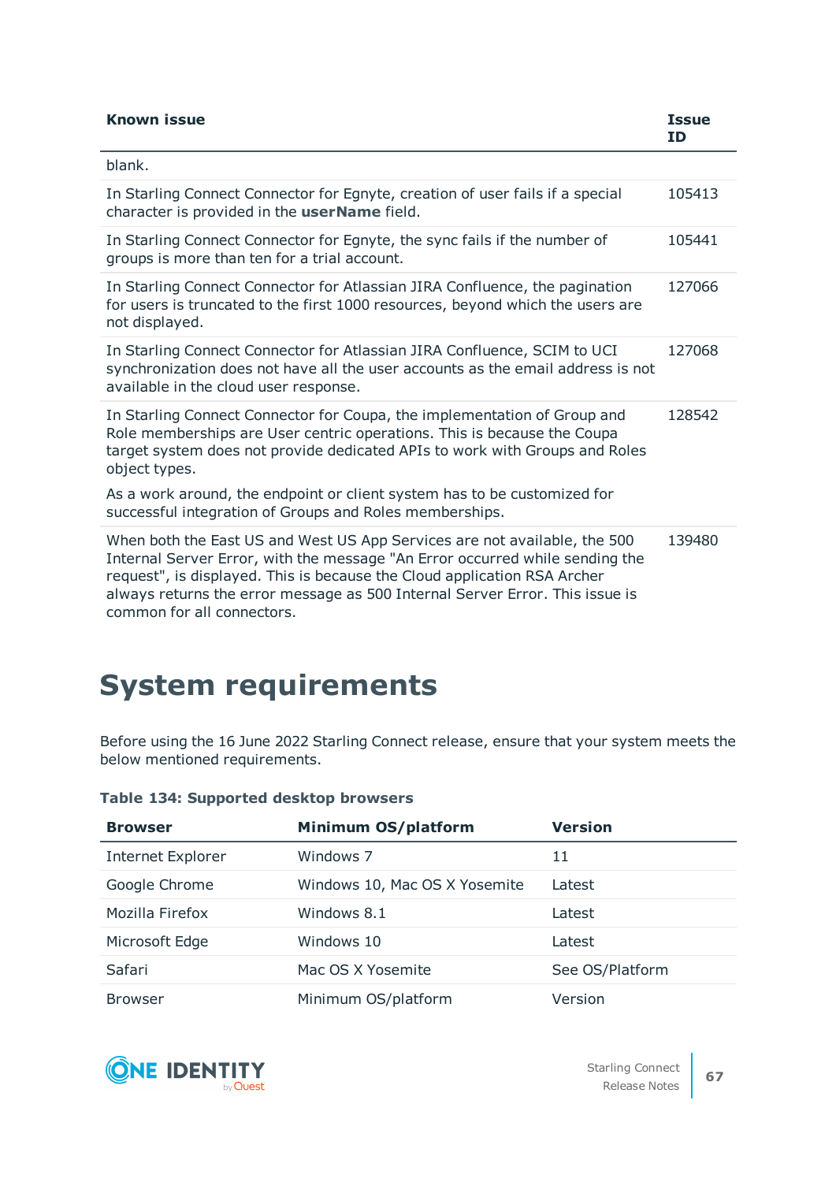| Known issue | Issue ID |
| --- | --- |
| blank. | |
| In Starling Connect Connector for Egnyte, creation of user fails if a special character is provided in the **userName** field. | 105413 |
| In Starling Connect Connector for Egnyte, the sync fails if the number of groups is more than ten for a trial account. | 105441 |
| In Starling Connect Connector for Atlassian JIRA Confluence, the pagination for users is truncated to the first 1000 resources, beyond which the users are not displayed. | 127066 |
| In Starling Connect Connector for Atlassian JIRA Confluence, SCIM to UCI synchronization does not have all the user accounts as the email address is not available in the cloud user response. | 127068 |
| In Starling Connect Connector for Coupa, the implementation of Group and Role memberships are User centric operations. This is because the Coupa target system does not provide dedicated APIs to work with Groups and Roles object types.<br><br>As a work around, the endpoint or client system has to be customized for successful integration of Groups and Roles memberships. | 128542 |
| When both the East US and West US App Services are not available, the 500 Internal Server Error, with the message "An Error occurred while sending the request", is displayed. This is because the Cloud application RSA Archer always returns the error message as 500 Internal Server Error. This issue is common for all connectors. | 139480 |

# System requirements

Before using the 16 June 2022 Starling Connect release, ensure that your system meets the below mentioned requirements.

**Table 134: Supported desktop browsers**

| Browser | Minimum OS/platform | Version |
| --- | --- | --- |
| Internet Explorer | Windows 7 | 11 |
| Google Chrome | Windows 10, Mac OS X Yosemite | Latest |
| Mozilla Firefox | Windows 8.1 | Latest |
| Microsoft Edge | Windows 10 | Latest |
| Safari | Mac OS X Yosemite | See OS/Platform |
| Browser | Minimum OS/platform | Version |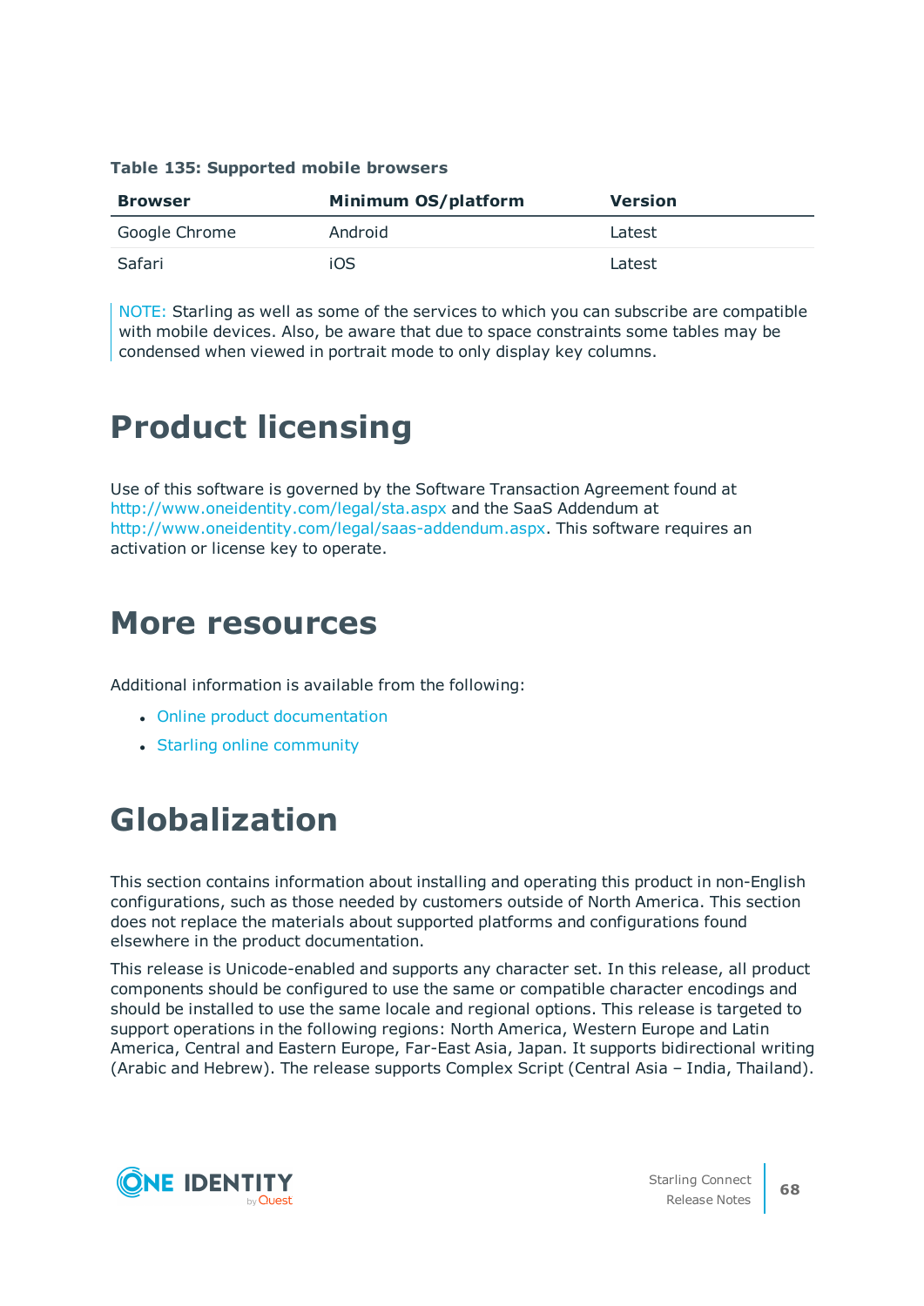**Table 135: Supported mobile browsers**

| Browser | Minimum OS/platform | Version |
| --- | --- | --- |
| Google Chrome | Android | Latest |
| Safari | iOS | Latest |

NOTE: Starling as well as some of the services to which you can subscribe are compatible with mobile devices. Also, be aware that due to space constraints some tables may be condensed when viewed in portrait mode to only display key columns.

# Product licensing

Use of this software is governed by the Software Transaction Agreement found at http://www.oneidentity.com/legal/sta.aspx and the SaaS Addendum at http://www.oneidentity.com/legal/saas-addendum.aspx. This software requires an activation or license key to operate.

# More resources

Additional information is available from the following:

- Online product documentation
- Starling online community

# Globalization

This section contains information about installing and operating this product in non-English configurations, such as those needed by customers outside of North America. This section does not replace the materials about supported platforms and configurations found elsewhere in the product documentation.

This release is Unicode-enabled and supports any character set. In this release, all product components should be configured to use the same or compatible character encodings and should be installed to use the same locale and regional options. This release is targeted to support operations in the following regions: North America, Western Europe and Latin America, Central and Eastern Europe, Far-East Asia, Japan. It supports bidirectional writing (Arabic and Hebrew). The release supports Complex Script (Central Asia – India, Thailand).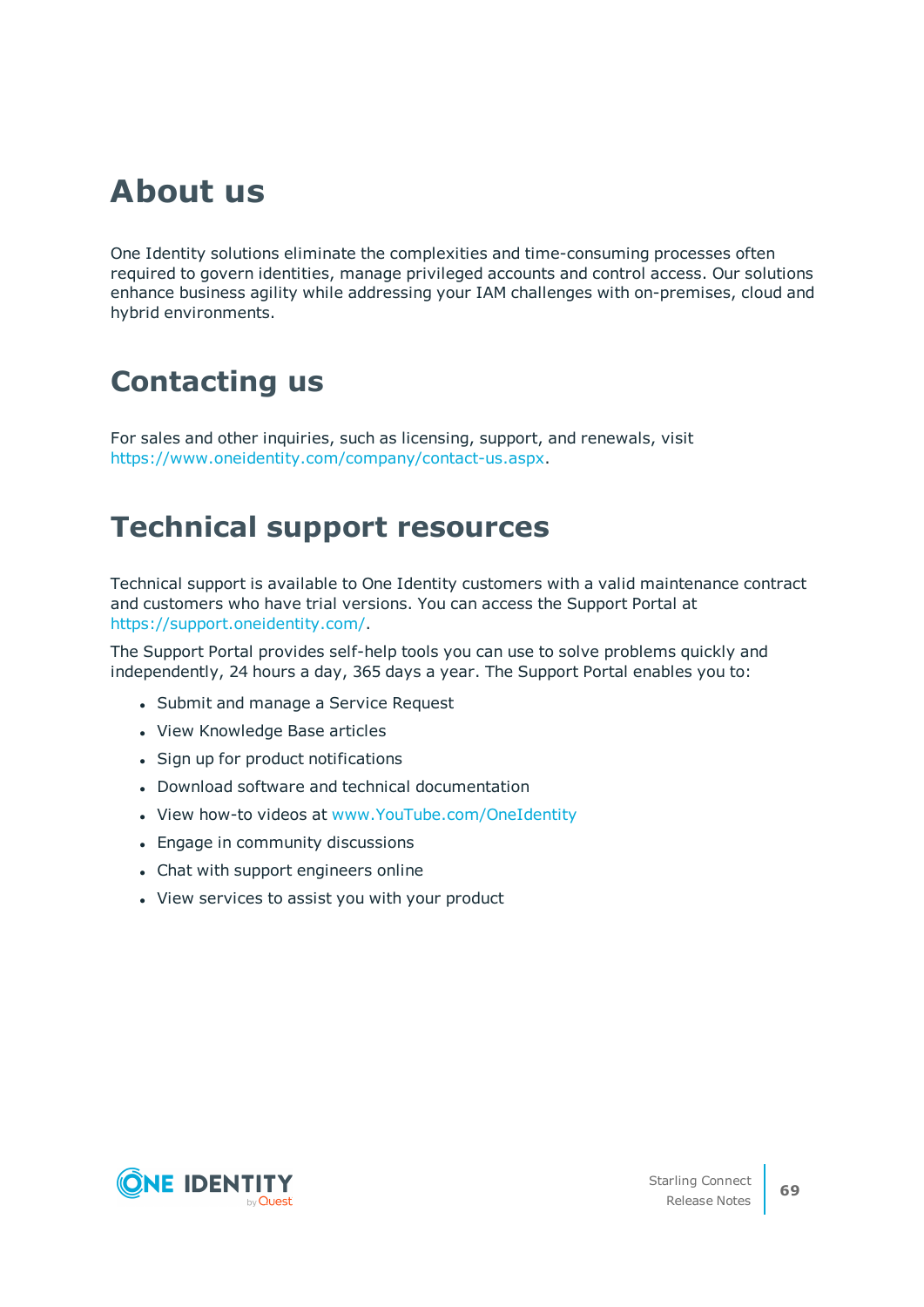# About us

One Identity solutions eliminate the complexities and time-consuming processes often required to govern identities, manage privileged accounts and control access. Our solutions enhance business agility while addressing your IAM challenges with on-premises, cloud and hybrid environments.

# Contacting us

For sales and other inquiries, such as licensing, support, and renewals, visit https://www.oneidentity.com/company/contact-us.aspx.

# Technical support resources

Technical support is available to One Identity customers with a valid maintenance contract and customers who have trial versions. You can access the Support Portal at https://support.oneidentity.com/.

The Support Portal provides self-help tools you can use to solve problems quickly and independently, 24 hours a day, 365 days a year. The Support Portal enables you to:

- Submit and manage a Service Request
- View Knowledge Base articles
- Sign up for product notifications
- Download software and technical documentation
- View how-to videos at www.YouTube.com/OneIdentity
- Engage in community discussions
- Chat with support engineers online
- View services to assist you with your product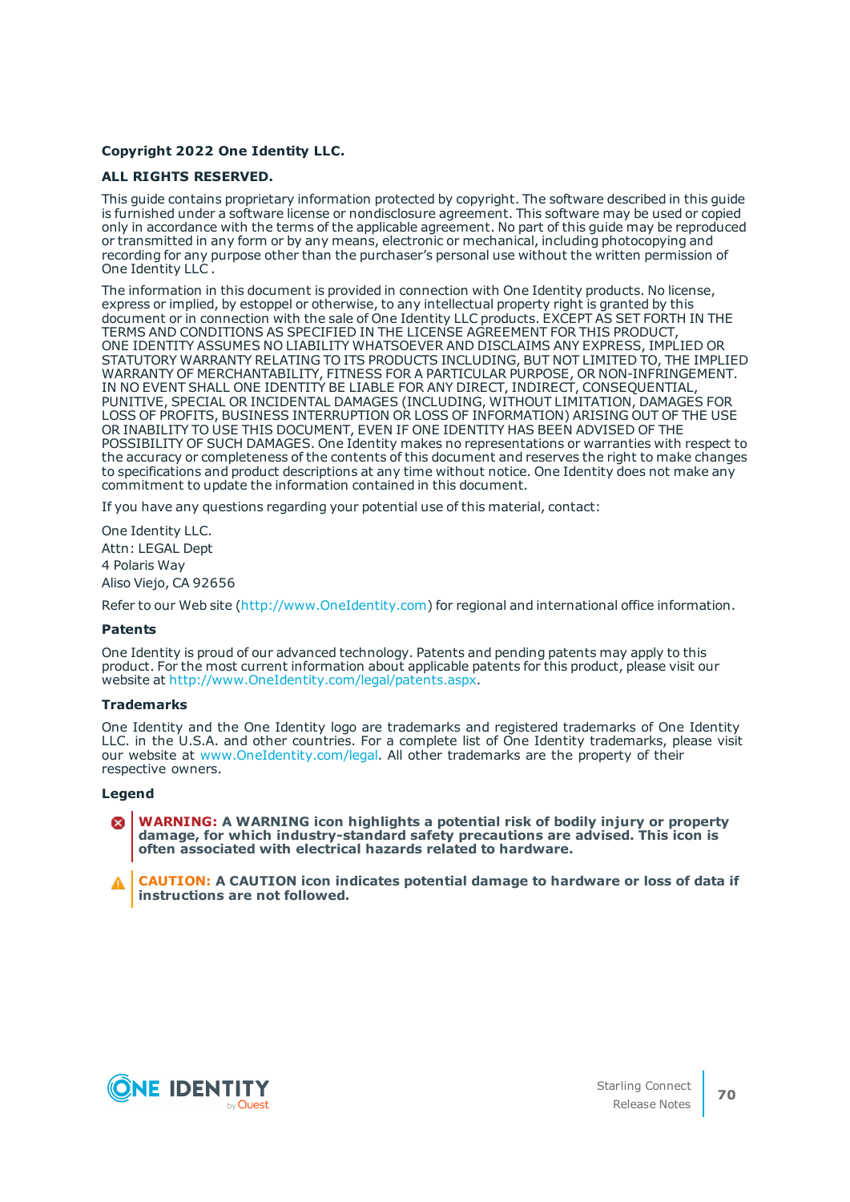**Copyright 2022 One Identity LLC.**

**ALL RIGHTS RESERVED.**

This guide contains proprietary information protected by copyright. The software described in this guide is furnished under a software license or nondisclosure agreement. This software may be used or copied only in accordance with the terms of the applicable agreement. No part of this guide may be reproduced or transmitted in any form or by any means, electronic or mechanical, including photocopying and recording for any purpose other than the purchaser's personal use without the written permission of One Identity LLC .

The information in this document is provided in connection with One Identity products. No license, express or implied, by estoppel or otherwise, to any intellectual property right is granted by this document or in connection with the sale of One Identity LLC products. EXCEPT AS SET FORTH IN THE TERMS AND CONDITIONS AS SPECIFIED IN THE LICENSE AGREEMENT FOR THIS PRODUCT, ONE IDENTITY ASSUMES NO LIABILITY WHATSOEVER AND DISCLAIMS ANY EXPRESS, IMPLIED OR STATUTORY WARRANTY RELATING TO ITS PRODUCTS INCLUDING, BUT NOT LIMITED TO, THE IMPLIED WARRANTY OF MERCHANTABILITY, FITNESS FOR A PARTICULAR PURPOSE, OR NON-INFRINGEMENT. IN NO EVENT SHALL ONE IDENTITY BE LIABLE FOR ANY DIRECT, INDIRECT, CONSEQUENTIAL, PUNITIVE, SPECIAL OR INCIDENTAL DAMAGES (INCLUDING, WITHOUT LIMITATION, DAMAGES FOR LOSS OF PROFITS, BUSINESS INTERRUPTION OR LOSS OF INFORMATION) ARISING OUT OF THE USE OR INABILITY TO USE THIS DOCUMENT, EVEN IF ONE IDENTITY HAS BEEN ADVISED OF THE POSSIBILITY OF SUCH DAMAGES. One Identity makes no representations or warranties with respect to the accuracy or completeness of the contents of this document and reserves the right to make changes to specifications and product descriptions at any time without notice. One Identity does not make any commitment to update the information contained in this document.

If you have any questions regarding your potential use of this material, contact:

One Identity LLC.
Attn: LEGAL Dept
4 Polaris Way
Aliso Viejo, CA 92656

Refer to our Web site (http://www.OneIdentity.com) for regional and international office information.

### Patents

One Identity is proud of our advanced technology. Patents and pending patents may apply to this product. For the most current information about applicable patents for this product, please visit our website at http://www.OneIdentity.com/legal/patents.aspx.

### Trademarks

One Identity and the One Identity logo are trademarks and registered trademarks of One Identity LLC. in the U.S.A. and other countries. For a complete list of One Identity trademarks, please visit our website at www.OneIdentity.com/legal. All other trademarks are the property of their respective owners.

### Legend

**WARNING: A WARNING icon highlights a potential risk of bodily injury or property damage, for which industry-standard safety precautions are advised. This icon is often associated with electrical hazards related to hardware.**

**CAUTION: A CAUTION icon indicates potential damage to hardware or loss of data if instructions are not followed.**